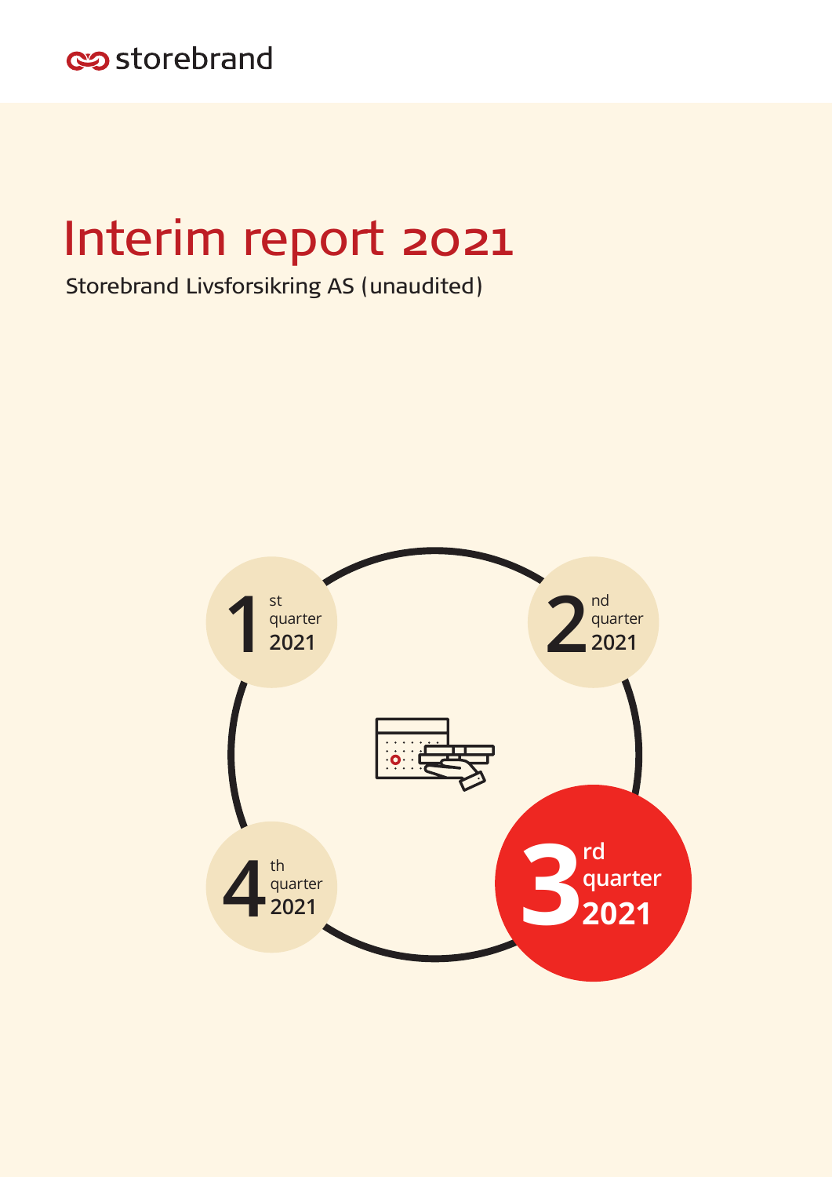storebrand

# Interim report 2021

Storebrand Livsforsikring AS (unaudited)

1st quarter 2021

2nd quarter 2021

3rd quarter 2021

4th quarter 2021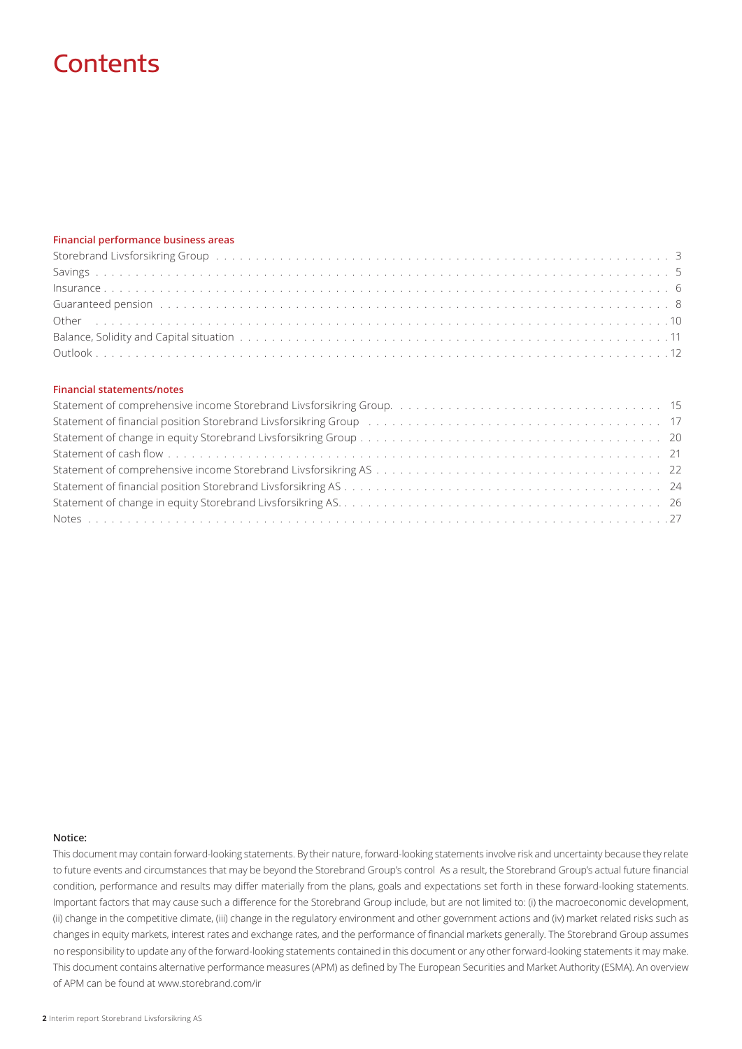# Contents

**Financial performance business areas**

| | |
|---|---|
| Storebrand Livsforsikring Group | 3 |
| Savings | 5 |
| Insurance | 6 |
| Guaranteed pension | 8 |
| Other | 10 |
| Balance, Solidity and Capital situation | 11 |
| Outlook | 12 |

**Financial statements/notes**

| | |
|---|---|
| Statement of comprehensive income Storebrand Livsforsikring Group. | 15 |
| Statement of financial position Storebrand Livsforsikring Group | 17 |
| Statement of change in equity Storebrand Livsforsikring Group | 20 |
| Statement of cash flow | 21 |
| Statement of comprehensive income Storebrand Livsforsikring AS | 22 |
| Statement of financial position Storebrand Livsforsikring AS | 24 |
| Statement of change in equity Storebrand Livsforsikring AS. | 26 |
| Notes | 27 |

**Notice:**

This document may contain forward-looking statements. By their nature, forward-looking statements involve risk and uncertainty because they relate to future events and circumstances that may be beyond the Storebrand Group's control As a result, the Storebrand Group's actual future financial condition, performance and results may differ materially from the plans, goals and expectations set forth in these forward-looking statements. Important factors that may cause such a difference for the Storebrand Group include, but are not limited to: (i) the macroeconomic development, (ii) change in the competitive climate, (iii) change in the regulatory environment and other government actions and (iv) market related risks such as changes in equity markets, interest rates and exchange rates, and the performance of financial markets generally. The Storebrand Group assumes no responsibility to update any of the forward-looking statements contained in this document or any other forward-looking statements it may make. This document contains alternative performance measures (APM) as defined by The European Securities and Market Authority (ESMA). An overview of APM can be found at www.storebrand.com/ir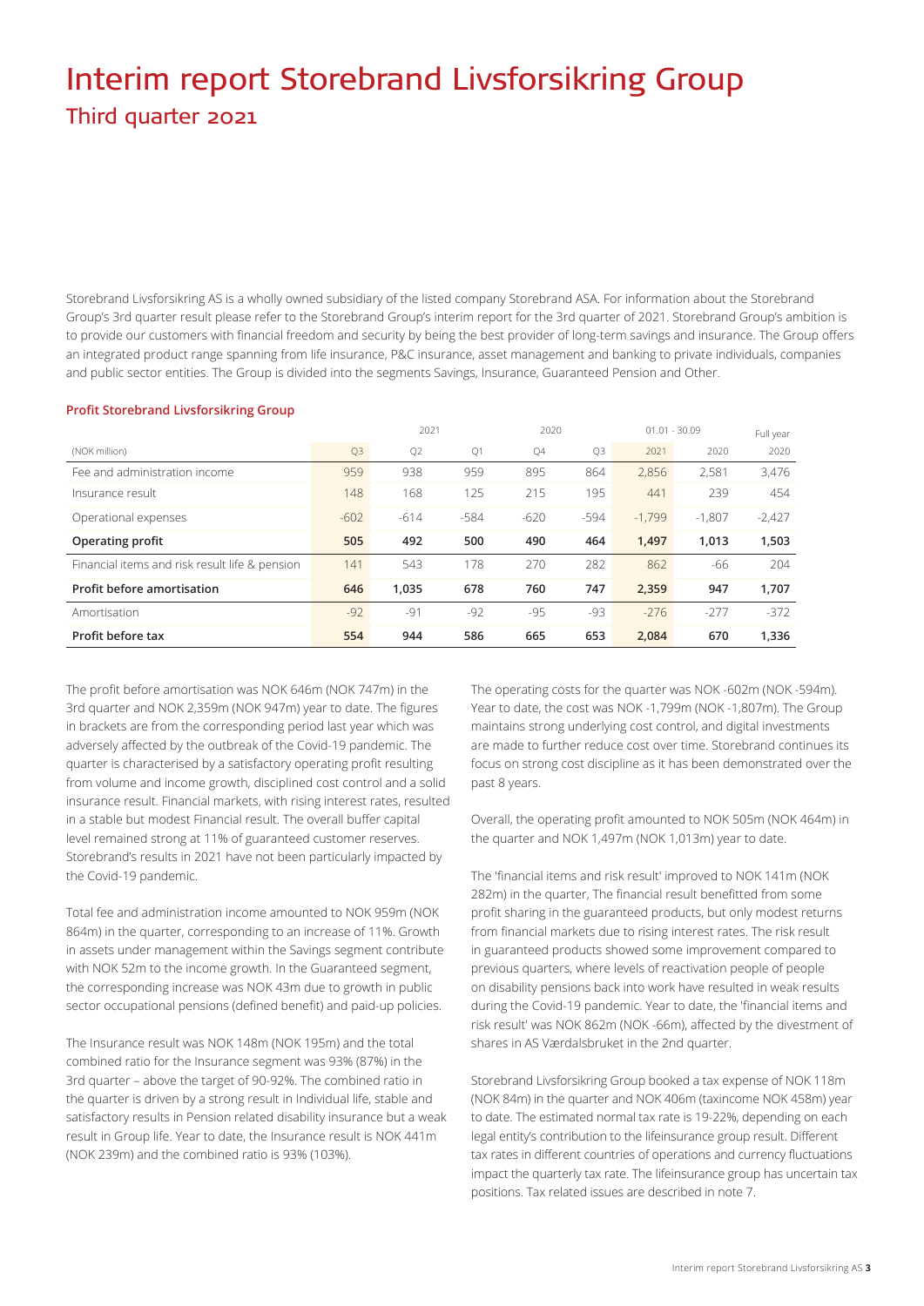# Interim report Storebrand Livsforsikring Group

## Third quarter 2021

Storebrand Livsforsikring AS is a wholly owned subsidiary of the listed company Storebrand ASA. For information about the Storebrand Group's 3rd quarter result please refer to the Storebrand Group's interim report for the 3rd quarter of 2021. Storebrand Group's ambition is to provide our customers with financial freedom and security by being the best provider of long-term savings and insurance. The Group offers an integrated product range spanning from life insurance, P&C insurance, asset management and banking to private individuals, companies and public sector entities. The Group is divided into the segments Savings, Insurance, Guaranteed Pension and Other.

### Profit Storebrand Livsforsikring Group

| | 2021 | | | 2020 | | 01.01 - 30.09 | | Full year |
|---|---|---|---|---|---|---|---|---|
| (NOK million) | Q3 | Q2 | Q1 | Q4 | Q3 | 2021 | 2020 | 2020 |
| Fee and administration income | 959 | 938 | 959 | 895 | 864 | 2,856 | 2,581 | 3,476 |
| Insurance result | 148 | 168 | 125 | 215 | 195 | 441 | 239 | 454 |
| Operational expenses | -602 | -614 | -584 | -620 | -594 | -1,799 | -1,807 | -2,427 |
| **Operating profit** | **505** | **492** | **500** | **490** | **464** | **1,497** | **1,013** | **1,503** |
| Financial items and risk result life & pension | 141 | 543 | 178 | 270 | 282 | 862 | -66 | 204 |
| **Profit before amortisation** | **646** | **1,035** | **678** | **760** | **747** | **2,359** | **947** | **1,707** |
| Amortisation | -92 | -91 | -92 | -95 | -93 | -276 | -277 | -372 |
| **Profit before tax** | **554** | **944** | **586** | **665** | **653** | **2,084** | **670** | **1,336** |

The profit before amortisation was NOK 646m (NOK 747m) in the 3rd quarter and NOK 2,359m (NOK 947m) year to date. The figures in brackets are from the corresponding period last year which was adversely affected by the outbreak of the Covid-19 pandemic. The quarter is characterised by a satisfactory operating profit resulting from volume and income growth, disciplined cost control and a solid insurance result. Financial markets, with rising interest rates, resulted in a stable but modest Financial result. The overall buffer capital level remained strong at 11% of guaranteed customer reserves. Storebrand's results in 2021 have not been particularly impacted by the Covid-19 pandemic.

Total fee and administration income amounted to NOK 959m (NOK 864m) in the quarter, corresponding to an increase of 11%. Growth in assets under management within the Savings segment contribute with NOK 52m to the income growth. In the Guaranteed segment, the corresponding increase was NOK 43m due to growth in public sector occupational pensions (defined benefit) and paid-up policies.

The Insurance result was NOK 148m (NOK 195m) and the total combined ratio for the Insurance segment was 93% (87%) in the 3rd quarter – above the target of 90-92%. The combined ratio in the quarter is driven by a strong result in Individual life, stable and satisfactory results in Pension related disability insurance but a weak result in Group life. Year to date, the Insurance result is NOK 441m (NOK 239m) and the combined ratio is 93% (103%).

The operating costs for the quarter was NOK -602m (NOK -594m). Year to date, the cost was NOK -1,799m (NOK -1,807m). The Group maintains strong underlying cost control, and digital investments are made to further reduce cost over time. Storebrand continues its focus on strong cost discipline as it has been demonstrated over the past 8 years.

Overall, the operating profit amounted to NOK 505m (NOK 464m) in the quarter and NOK 1,497m (NOK 1,013m) year to date.

The 'financial items and risk result' improved to NOK 141m (NOK 282m) in the quarter, The financial result benefitted from some profit sharing in the guaranteed products, but only modest returns from financial markets due to rising interest rates. The risk result in guaranteed products showed some improvement compared to previous quarters, where levels of reactivation people of people on disability pensions back into work have resulted in weak results during the Covid-19 pandemic. Year to date, the 'financial items and risk result' was NOK 862m (NOK -66m), affected by the divestment of shares in AS Værdalsbruket in the 2nd quarter.

Storebrand Livsforsikring Group booked a tax expense of NOK 118m (NOK 84m) in the quarter and NOK 406m (taxincome NOK 458m) year to date. The estimated normal tax rate is 19-22%, depending on each legal entity's contribution to the lifeinsurance group result. Different tax rates in different countries of operations and currency fluctuations impact the quarterly tax rate. The lifeinsurance group has uncertain tax positions. Tax related issues are described in note 7.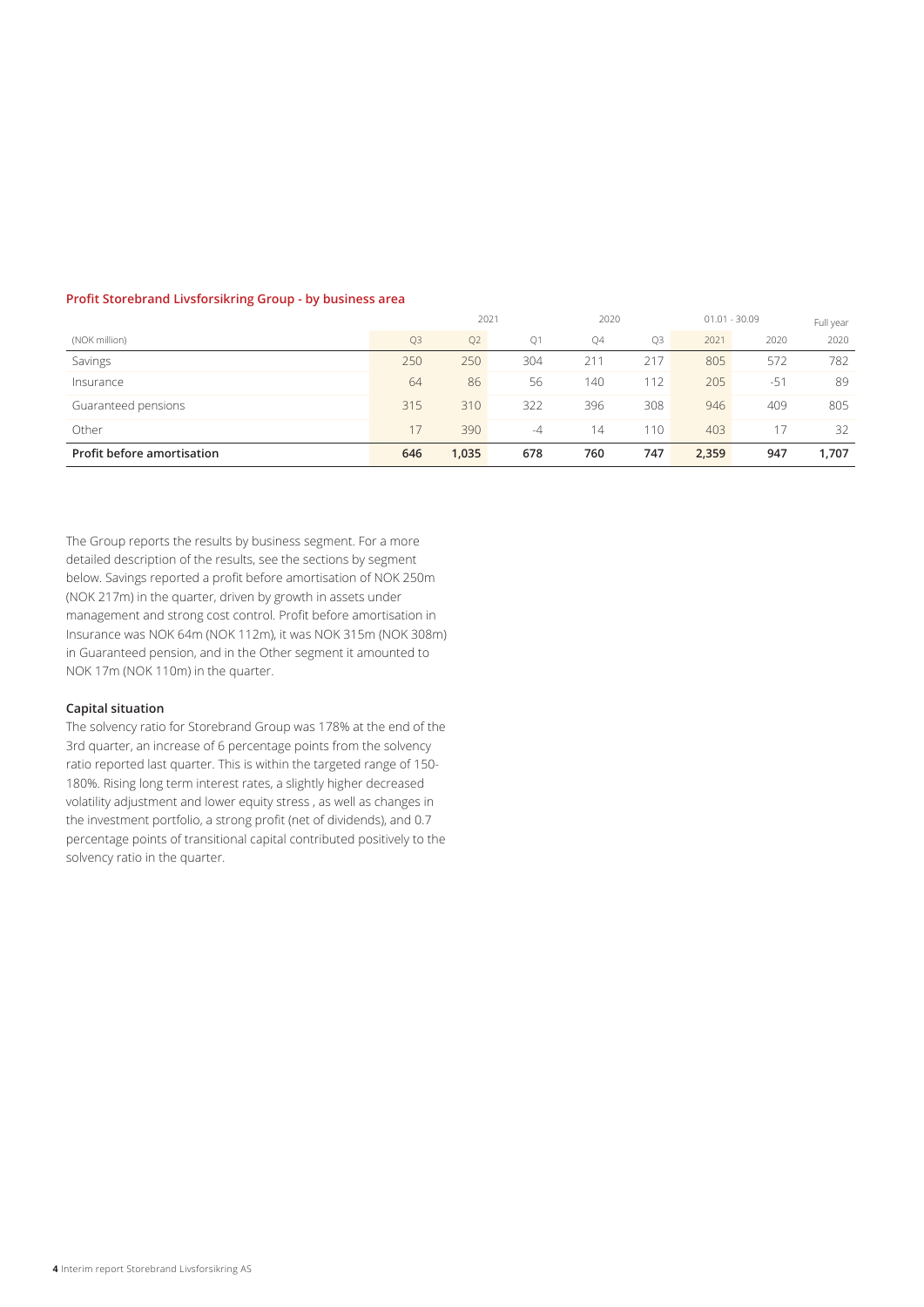**Profit Storebrand Livsforsikring Group - by business area**

| | 2021 | | | 2020 | | 01.01 - 30.09 | | Full year |
|---|---|---|---|---|---|---|---|---|
| (NOK million) | Q3 | Q2 | Q1 | Q4 | Q3 | 2021 | 2020 | 2020 |
| Savings | 250 | 250 | 304 | 211 | 217 | 805 | 572 | 782 |
| Insurance | 64 | 86 | 56 | 140 | 112 | 205 | -51 | 89 |
| Guaranteed pensions | 315 | 310 | 322 | 396 | 308 | 946 | 409 | 805 |
| Other | 17 | 390 | -4 | 14 | 110 | 403 | 17 | 32 |
| **Profit before amortisation** | **646** | **1,035** | **678** | **760** | **747** | **2,359** | **947** | **1,707** |

The Group reports the results by business segment. For a more detailed description of the results, see the sections by segment below. Savings reported a profit before amortisation of NOK 250m (NOK 217m) in the quarter, driven by growth in assets under management and strong cost control. Profit before amortisation in Insurance was NOK 64m (NOK 112m), it was NOK 315m (NOK 308m) in Guaranteed pension, and in the Other segment it amounted to NOK 17m (NOK 110m) in the quarter.

**Capital situation**

The solvency ratio for Storebrand Group was 178% at the end of the 3rd quarter, an increase of 6 percentage points from the solvency ratio reported last quarter. This is within the targeted range of 150-180%. Rising long term interest rates, a slightly higher decreased volatility adjustment and lower equity stress , as well as changes in the investment portfolio, a strong profit (net of dividends), and 0.7 percentage points of transitional capital contributed positively to the solvency ratio in the quarter.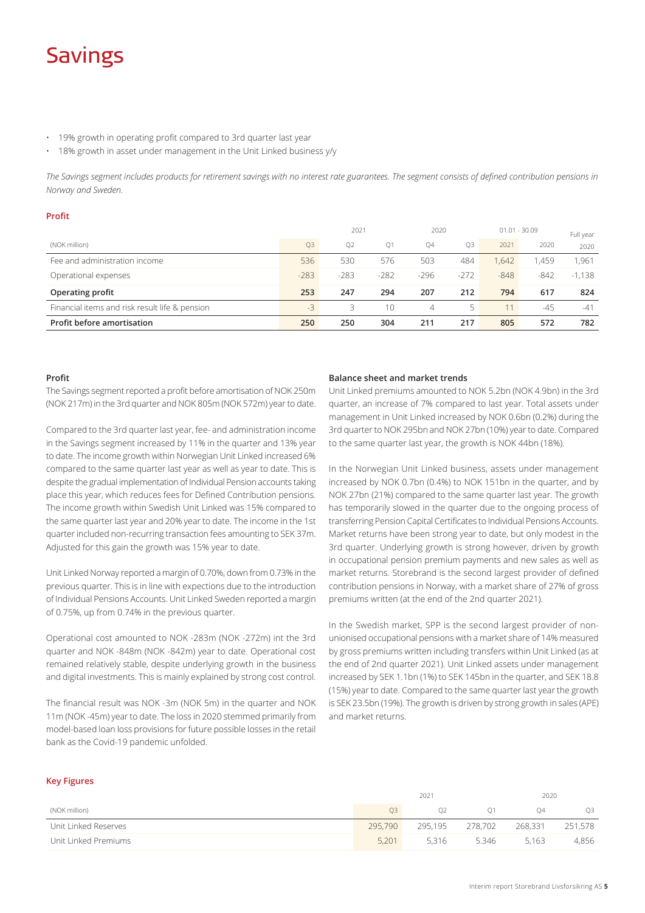# Savings

- 19% growth in operating profit compared to 3rd quarter last year
- 18% growth in asset under management in the Unit Linked business y/y

*The Savings segment includes products for retirement savings with no interest rate guarantees. The segment consists of defined contribution pensions in Norway and Sweden.*

### Profit

| | 2021 | | | 2020 | | 01.01 - 30.09 | | Full year |
|---|---|---|---|---|---|---|---|---|
| (NOK million) | Q3 | Q2 | Q1 | Q4 | Q3 | 2021 | 2020 | 2020 |
| Fee and administration income | 536 | 530 | 576 | 503 | 484 | 1,642 | 1,459 | 1,961 |
| Operational expenses | -283 | -283 | -282 | -296 | -272 | -848 | -842 | -1,138 |
| **Operating profit** | **253** | **247** | **294** | **207** | **212** | **794** | **617** | **824** |
| Financial items and risk result life & pension | -3 | 3 | 10 | 4 | 5 | 11 | -45 | -41 |
| **Profit before amortisation** | **250** | **250** | **304** | **211** | **217** | **805** | **572** | **782** |

#### Profit

The Savings segment reported a profit before amortisation of NOK 250m (NOK 217m) in the 3rd quarter and NOK 805m (NOK 572m) year to date.

Compared to the 3rd quarter last year, fee- and administration income in the Savings segment increased by 11% in the quarter and 13% year to date. The income growth within Norwegian Unit Linked increased 6% compared to the same quarter last year as well as year to date. This is despite the gradual implementation of Individual Pension accounts taking place this year, which reduces fees for Defined Contribution pensions. The income growth within Swedish Unit Linked was 15% compared to the same quarter last year and 20% year to date. The income in the 1st quarter included non-recurring transaction fees amounting to SEK 37m. Adjusted for this gain the growth was 15% year to date.

Unit Linked Norway reported a margin of 0.70%, down from 0.73% in the previous quarter. This is in line with expectations due to the introduction of Individual Pensions Accounts. Unit Linked Sweden reported a margin of 0.75%, up from 0.74% in the previous quarter.

Operational cost amounted to NOK -283m (NOK -272m) int the 3rd quarter and NOK -848m (NOK -842m) year to date. Operational cost remained relatively stable, despite underlying growth in the business and digital investments. This is mainly explained by strong cost control.

The financial result was NOK -3m (NOK 5m) in the quarter and NOK 11m (NOK -45m) year to date. The loss in 2020 stemmed primarily from model-based loan loss provisions for future possible losses in the retail bank as the Covid-19 pandemic unfolded.

#### Balance sheet and market trends

Unit Linked premiums amounted to NOK 5.2bn (NOK 4.9bn) in the 3rd quarter, an increase of 7% compared to last year. Total assets under management in Unit Linked increased by NOK 0.6bn (0.2%) during the 3rd quarter to NOK 295bn and NOK 27bn (10%) year to date. Compared to the same quarter last year, the growth is NOK 44bn (18%).

In the Norwegian Unit Linked business, assets under management increased by NOK 0.7bn (0.4%) to NOK 151bn in the quarter, and by NOK 27bn (21%) compared to the same quarter last year. The growth has temporarily slowed in the quarter due to the ongoing process of transferring Pension Capital Certificates to Individual Pensions Accounts. Market returns have been strong year to date, but only modest in the 3rd quarter. Underlying growth is strong however, driven by growth in occupational pension premium payments and new sales as well as market returns. Storebrand is the second largest provider of defined contribution pensions in Norway, with a market share of 27% of gross premiums written (at the end of the 2nd quarter 2021).

In the Swedish market, SPP is the second largest provider of non-unionised occupational pensions with a market share of 14% measured by gross premiums written including transfers within Unit Linked (as at the end of 2nd quarter 2021). Unit Linked assets under management increased by SEK 1.1bn (1%) to SEK 145bn in the quarter, and SEK 18.8 (15%) year to date. Compared to the same quarter last year the growth is SEK 23.5bn (19%). The growth is driven by strong growth in sales (APE) and market returns.

### Key Figures

| | 2021 | | | 2020 | |
|---|---|---|---|---|---|
| (NOK million) | Q3 | Q2 | Q1 | Q4 | Q3 |
| Unit Linked Reserves | 295,790 | 295,195 | 278,702 | 268,331 | 251,578 |
| Unit Linked Premiums | 5,201 | 5,316 | 5,346 | 5,163 | 4,856 |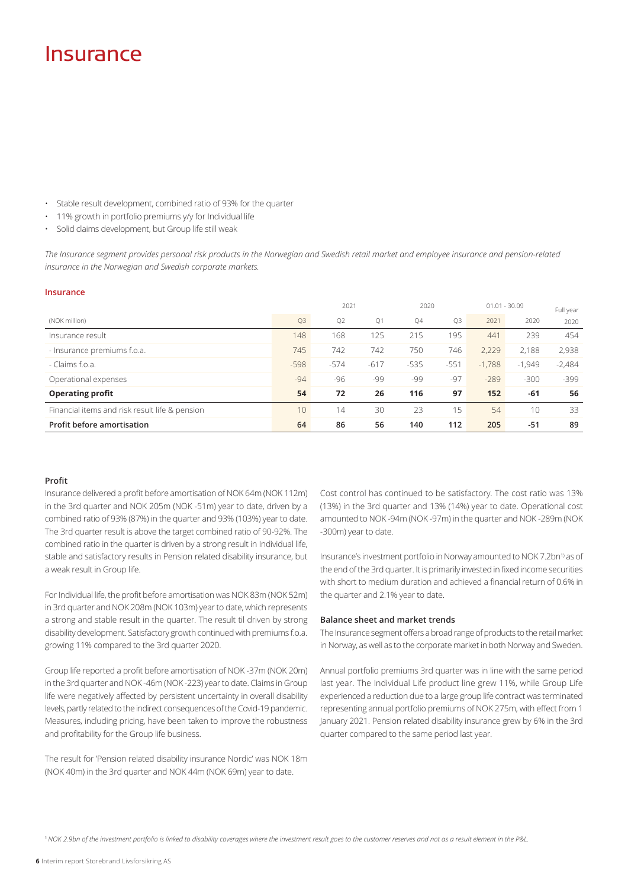# Insurance

- Stable result development, combined ratio of 93% for the quarter
- 11% growth in portfolio premiums y/y for Individual life
- Solid claims development, but Group life still weak

*The Insurance segment provides personal risk products in the Norwegian and Swedish retail market and employee insurance and pension-related insurance in the Norwegian and Swedish corporate markets.*

**Insurance**

| | 2021 | | | 2020 | | 01.01 - 30.09 | | Full year |
|---|---|---|---|---|---|---|---|---|
| (NOK million) | Q3 | Q2 | Q1 | Q4 | Q3 | 2021 | 2020 | 2020 |
| Insurance result | 148 | 168 | 125 | 215 | 195 | 441 | 239 | 454 |
| - Insurance premiums f.o.a. | 745 | 742 | 742 | 750 | 746 | 2,229 | 2,188 | 2,938 |
| - Claims f.o.a. | -598 | -574 | -617 | -535 | -551 | -1,788 | -1,949 | -2,484 |
| Operational expenses | -94 | -96 | -99 | -99 | -97 | -289 | -300 | -399 |
| **Operating profit** | **54** | **72** | **26** | **116** | **97** | **152** | **-61** | **56** |
| Financial items and risk result life & pension | 10 | 14 | 30 | 23 | 15 | 54 | 10 | 33 |
| **Profit before amortisation** | **64** | **86** | **56** | **140** | **112** | **205** | **-51** | **89** |

#### Profit

Insurance delivered a profit before amortisation of NOK 64m (NOK 112m) in the 3rd quarter and NOK 205m (NOK -51m) year to date, driven by a combined ratio of 93% (87%) in the quarter and 93% (103%) year to date. The 3rd quarter result is above the target combined ratio of 90-92%. The combined ratio in the quarter is driven by a strong result in Individual life, stable and satisfactory results in Pension related disability insurance, but a weak result in Group life.

For Individual life, the profit before amortisation was NOK 83m (NOK 52m) in 3rd quarter and NOK 208m (NOK 103m) year to date, which represents a strong and stable result in the quarter. The result til driven by strong disability development. Satisfactory growth continued with premiums f.o.a. growing 11% compared to the 3rd quarter 2020.

Group life reported a profit before amortisation of NOK -37m (NOK 20m) in the 3rd quarter and NOK -46m (NOK -223) year to date. Claims in Group life were negatively affected by persistent uncertainty in overall disability levels, partly related to the indirect consequences of the Covid-19 pandemic. Measures, including pricing, have been taken to improve the robustness and profitability for the Group life business.

The result for 'Pension related disability insurance Nordic' was NOK 18m (NOK 40m) in the 3rd quarter and NOK 44m (NOK 69m) year to date.

Cost control has continued to be satisfactory. The cost ratio was 13% (13%) in the 3rd quarter and 13% (14%) year to date. Operational cost amounted to NOK -94m (NOK -97m) in the quarter and NOK -289m (NOK -300m) year to date.

Insurance's investment portfolio in Norway amounted to NOK 7.2bn[1)] as of the end of the 3rd quarter. It is primarily invested in fixed income securities with short to medium duration and achieved a financial return of 0.6% in the quarter and 2.1% year to date.

#### Balance sheet and market trends

The Insurance segment offers a broad range of products to the retail market in Norway, as well as to the corporate market in both Norway and Sweden.

Annual portfolio premiums 3rd quarter was in line with the same period last year. The Individual Life product line grew 11%, while Group Life experienced a reduction due to a large group life contract was terminated representing annual portfolio premiums of NOK 275m, with effect from 1 January 2021. Pension related disability insurance grew by 6% in the 3rd quarter compared to the same period last year.

[1] *NOK 2.9bn of the investment portfolio is linked to disability coverages where the investment result goes to the customer reserves and not as a result element in the P&L.*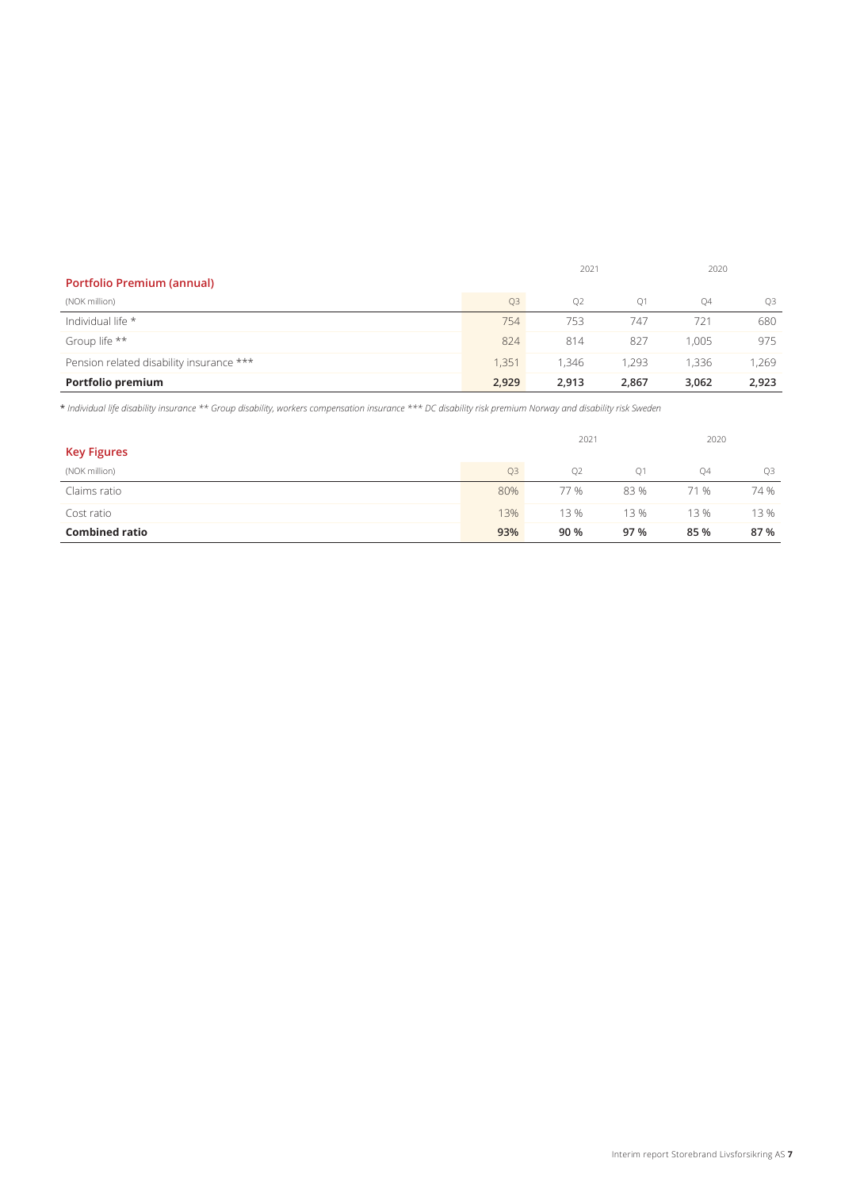## Portfolio Premium (annual)

| (NOK million) | 2021 Q3 | Q2 | Q1 | 2020 Q4 | Q3 |
|---|---|---|---|---|---|
| Individual life * | 754 | 753 | 747 | 721 | 680 |
| Group life ** | 824 | 814 | 827 | 1,005 | 975 |
| Pension related disability insurance *** | 1,351 | 1,346 | 1,293 | 1,336 | 1,269 |
| **Portfolio premium** | **2,929** | **2,913** | **2,867** | **3,062** | **2,923** |

*\* Individual life disability insurance \*\* Group disability, workers compensation insurance \*\*\* DC disability risk premium Norway and disability risk Sweden*

## Key Figures

| (NOK million) | 2021 Q3 | Q2 | Q1 | 2020 Q4 | Q3 |
|---|---|---|---|---|---|
| Claims ratio | 80% | 77 % | 83 % | 71 % | 74 % |
| Cost ratio | 13% | 13 % | 13 % | 13 % | 13 % |
| **Combined ratio** | **93%** | **90 %** | **97 %** | **85 %** | **87 %** |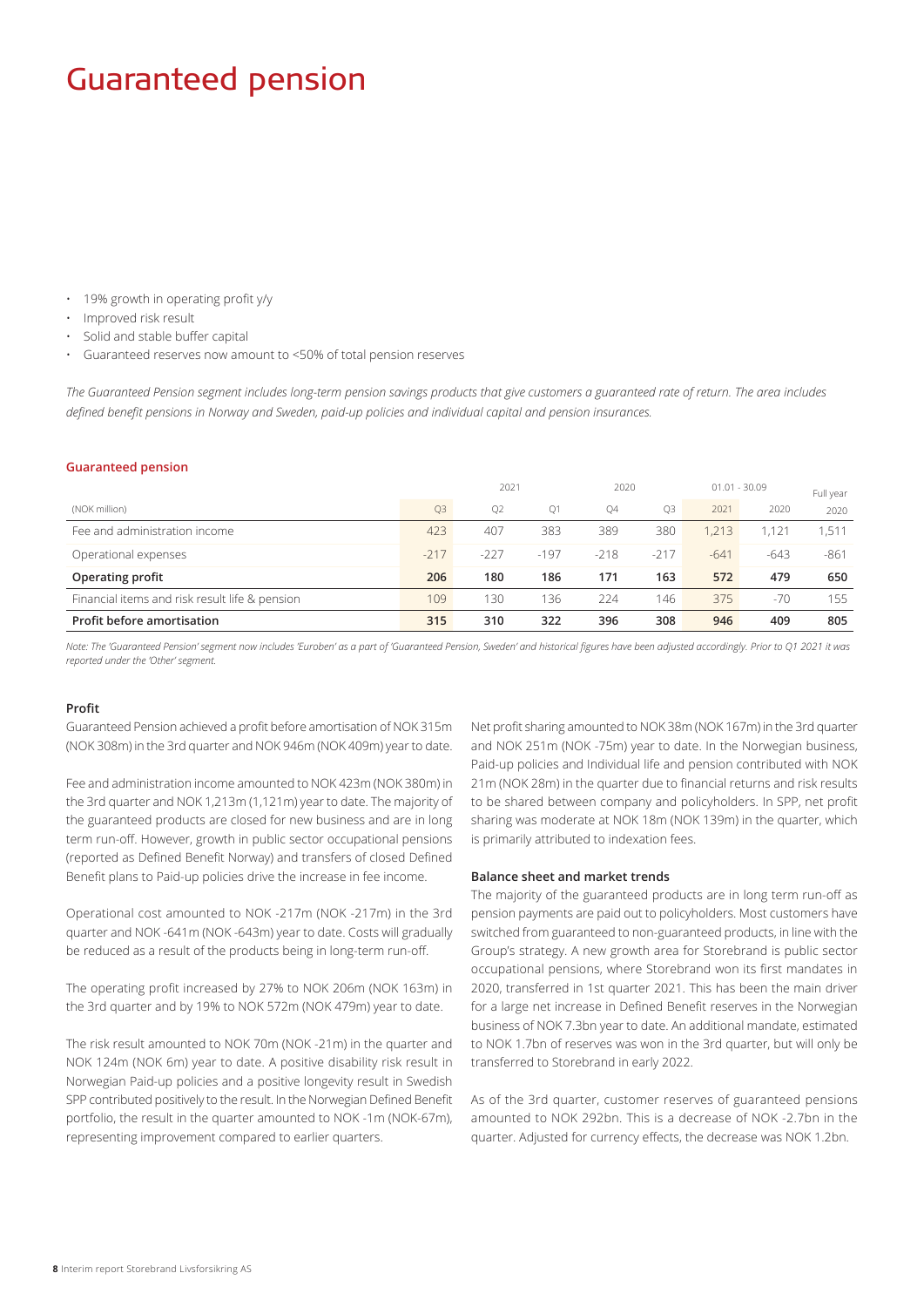# Guaranteed pension

- 19% growth in operating profit y/y
- Improved risk result
- Solid and stable buffer capital
- Guaranteed reserves now amount to <50% of total pension reserves

*The Guaranteed Pension segment includes long-term pension savings products that give customers a guaranteed rate of return. The area includes defined benefit pensions in Norway and Sweden, paid-up policies and individual capital and pension insurances.*

### Guaranteed pension

| | 2021 | | | 2020 | | 01.01 - 30.09 | | Full year |
|---|---|---|---|---|---|---|---|---|
| (NOK million) | Q3 | Q2 | Q1 | Q4 | Q3 | 2021 | 2020 | 2020 |
| Fee and administration income | 423 | 407 | 383 | 389 | 380 | 1,213 | 1,121 | 1,511 |
| Operational expenses | -217 | -227 | -197 | -218 | -217 | -641 | -643 | -861 |
| **Operating profit** | **206** | **180** | **186** | **171** | **163** | **572** | **479** | **650** |
| Financial items and risk result life & pension | 109 | 130 | 136 | 224 | 146 | 375 | -70 | 155 |
| **Profit before amortisation** | **315** | **310** | **322** | **396** | **308** | **946** | **409** | **805** |

*Note: The 'Guaranteed Pension' segment now includes 'Euroben' as a part of 'Guaranteed Pension, Sweden' and historical figures have been adjusted accordingly. Prior to Q1 2021 it was reported under the 'Other' segment.*

#### Profit

Guaranteed Pension achieved a profit before amortisation of NOK 315m (NOK 308m) in the 3rd quarter and NOK 946m (NOK 409m) year to date.

Fee and administration income amounted to NOK 423m (NOK 380m) in the 3rd quarter and NOK 1,213m (1,121m) year to date. The majority of the guaranteed products are closed for new business and are in long term run-off. However, growth in public sector occupational pensions (reported as Defined Benefit Norway) and transfers of closed Defined Benefit plans to Paid-up policies drive the increase in fee income.

Operational cost amounted to NOK -217m (NOK -217m) in the 3rd quarter and NOK -641m (NOK -643m) year to date. Costs will gradually be reduced as a result of the products being in long-term run-off.

The operating profit increased by 27% to NOK 206m (NOK 163m) in the 3rd quarter and by 19% to NOK 572m (NOK 479m) year to date.

The risk result amounted to NOK 70m (NOK -21m) in the quarter and NOK 124m (NOK 6m) year to date. A positive disability risk result in Norwegian Paid-up policies and a positive longevity result in Swedish SPP contributed positively to the result. In the Norwegian Defined Benefit portfolio, the result in the quarter amounted to NOK -1m (NOK-67m), representing improvement compared to earlier quarters.

Net profit sharing amounted to NOK 38m (NOK 167m) in the 3rd quarter and NOK 251m (NOK -75m) year to date. In the Norwegian business, Paid-up policies and Individual life and pension contributed with NOK 21m (NOK 28m) in the quarter due to financial returns and risk results to be shared between company and policyholders. In SPP, net profit sharing was moderate at NOK 18m (NOK 139m) in the quarter, which is primarily attributed to indexation fees.

#### Balance sheet and market trends

The majority of the guaranteed products are in long term run-off as pension payments are paid out to policyholders. Most customers have switched from guaranteed to non-guaranteed products, in line with the Group's strategy. A new growth area for Storebrand is public sector occupational pensions, where Storebrand won its first mandates in 2020, transferred in 1st quarter 2021. This has been the main driver for a large net increase in Defined Benefit reserves in the Norwegian business of NOK 7.3bn year to date. An additional mandate, estimated to NOK 1.7bn of reserves was won in the 3rd quarter, but will only be transferred to Storebrand in early 2022.

As of the 3rd quarter, customer reserves of guaranteed pensions amounted to NOK 292bn. This is a decrease of NOK -2.7bn in the quarter. Adjusted for currency effects, the decrease was NOK 1.2bn.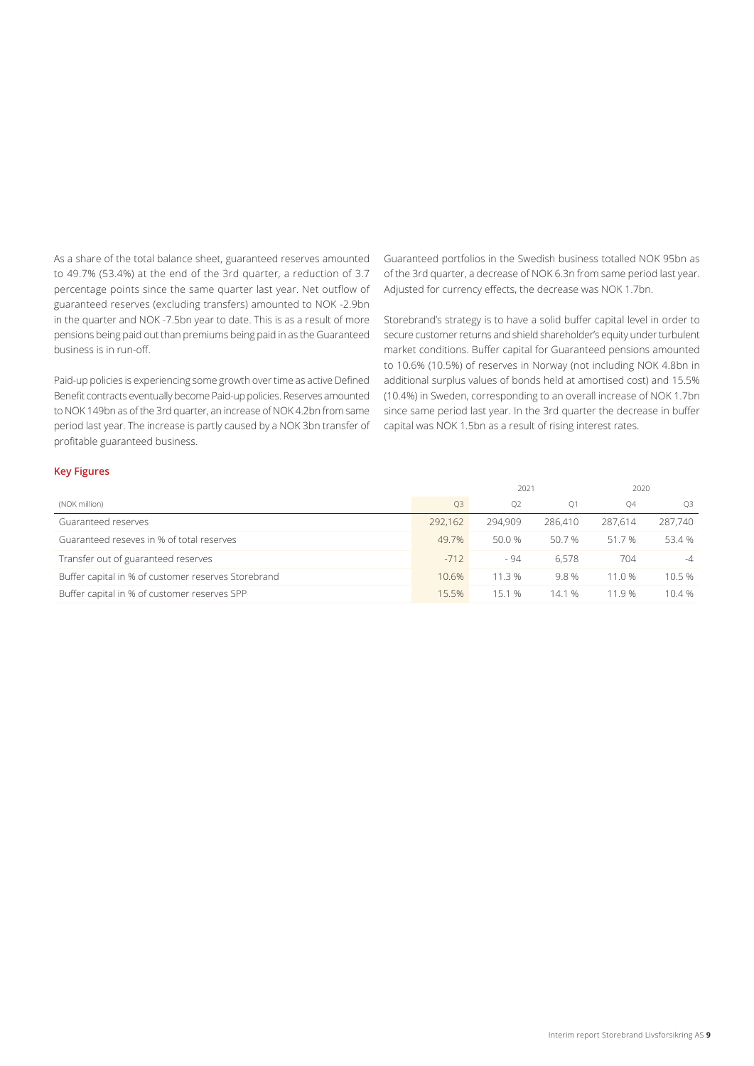As a share of the total balance sheet, guaranteed reserves amounted to 49.7% (53.4%) at the end of the 3rd quarter, a reduction of 3.7 percentage points since the same quarter last year. Net outflow of guaranteed reserves (excluding transfers) amounted to NOK -2.9bn in the quarter and NOK -7.5bn year to date. This is as a result of more pensions being paid out than premiums being paid in as the Guaranteed business is in run-off.

Paid-up policies is experiencing some growth over time as active Defined Benefit contracts eventually become Paid-up policies. Reserves amounted to NOK 149bn as of the 3rd quarter, an increase of NOK 4.2bn from same period last year. The increase is partly caused by a NOK 3bn transfer of profitable guaranteed business.

Guaranteed portfolios in the Swedish business totalled NOK 95bn as of the 3rd quarter, a decrease of NOK 6.3n from same period last year. Adjusted for currency effects, the decrease was NOK 1.7bn.

Storebrand's strategy is to have a solid buffer capital level in order to secure customer returns and shield shareholder's equity under turbulent market conditions. Buffer capital for Guaranteed pensions amounted to 10.6% (10.5%) of reserves in Norway (not including NOK 4.8bn in additional surplus values of bonds held at amortised cost) and 15.5% (10.4%) in Sweden, corresponding to an overall increase of NOK 1.7bn since same period last year. In the 3rd quarter the decrease in buffer capital was NOK 1.5bn as a result of rising interest rates.

### Key Figures

| | 2021 | | | 2020 | |
|---|---|---|---|---|---|
| (NOK million) | Q3 | Q2 | Q1 | Q4 | Q3 |
| Guaranteed reserves | 292,162 | 294,909 | 286,410 | 287,614 | 287,740 |
| Guaranteed reseves in % of total reserves | 49.7% | 50.0 % | 50.7 % | 51.7 % | 53.4 % |
| Transfer out of guaranteed reserves | -712 | - 94 | 6,578 | 704 | -4 |
| Buffer capital in % of customer reserves Storebrand | 10.6% | 11.3 % | 9.8 % | 11.0 % | 10.5 % |
| Buffer capital in % of customer reserves SPP | 15.5% | 15.1 % | 14.1 % | 11.9 % | 10.4 % |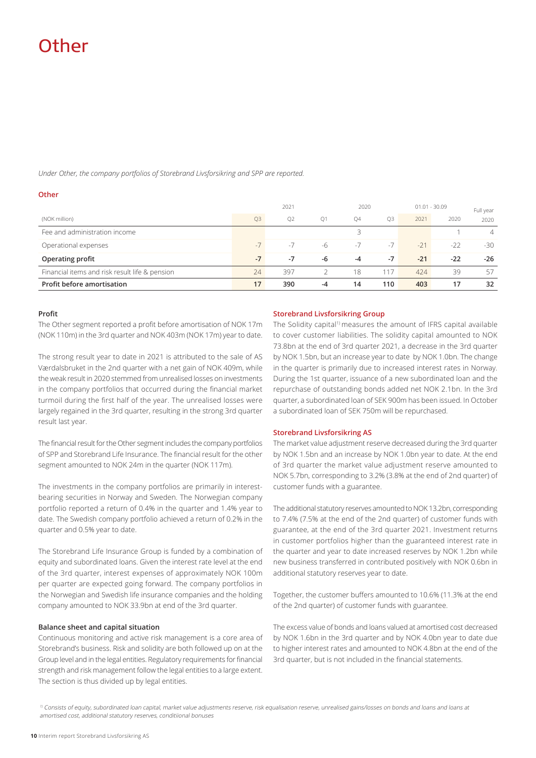# Other

*Under Other, the company portfolios of Storebrand Livsforsikring and SPP are reported.*

**Other**

| | 2021 | | | 2020 | | 01.01 - 30.09 | | Full year |
|---|---|---|---|---|---|---|---|---|
| (NOK million) | Q3 | Q2 | Q1 | Q4 | Q3 | 2021 | 2020 | 2020 |
| Fee and administration income | | | | 3 | | | 1 | 4 |
| Operational expenses | -7 | -7 | -6 | -7 | -7 | -21 | -22 | -30 |
| **Operating profit** | **-7** | **-7** | **-6** | **-4** | **-7** | **-21** | **-22** | **-26** |
| Financial items and risk result life & pension | 24 | 397 | 2 | 18 | 117 | 424 | 39 | 57 |
| **Profit before amortisation** | **17** | **390** | **-4** | **14** | **110** | **403** | **17** | **32** |

**Profit**

The Other segment reported a profit before amortisation of NOK 17m (NOK 110m) in the 3rd quarter and NOK 403m (NOK 17m) year to date.

The strong result year to date in 2021 is attributed to the sale of AS Værdalsbruket in the 2nd quarter with a net gain of NOK 409m, while the weak result in 2020 stemmed from unrealised losses on investments in the company portfolios that occurred during the financial market turmoil during the first half of the year. The unrealised losses were largely regained in the 3rd quarter, resulting in the strong 3rd quarter result last year.

The financial result for the Other segment includes the company portfolios of SPP and Storebrand Life Insurance. The financial result for the other segment amounted to NOK 24m in the quarter (NOK 117m).

The investments in the company portfolios are primarily in interest-bearing securities in Norway and Sweden. The Norwegian company portfolio reported a return of 0.4% in the quarter and 1.4% year to date. The Swedish company portfolio achieved a return of 0.2% in the quarter and 0.5% year to date.

The Storebrand Life Insurance Group is funded by a combination of equity and subordinated loans. Given the interest rate level at the end of the 3rd quarter, interest expenses of approximately NOK 100m per quarter are expected going forward. The company portfolios in the Norwegian and Swedish life insurance companies and the holding company amounted to NOK 33.9bn at end of the 3rd quarter.

**Balance sheet and capital situation**

Continuous monitoring and active risk management is a core area of Storebrand's business. Risk and solidity are both followed up on at the Group level and in the legal entities. Regulatory requirements for financial strength and risk management follow the legal entities to a large extent. The section is thus divided up by legal entities.

**Storebrand Livsforsikring Group**

The Solidity capital[1] measures the amount of IFRS capital available to cover customer liabilities. The solidity capital amounted to NOK 73.8bn at the end of 3rd quarter 2021, a decrease in the 3rd quarter by NOK 1.5bn, but an increase year to date by NOK 1.0bn. The change in the quarter is primarily due to increased interest rates in Norway. During the 1st quarter, issuance of a new subordinated loan and the repurchase of outstanding bonds added net NOK 2.1bn. In the 3rd quarter, a subordinated loan of SEK 900m has been issued. In October a subordinated loan of SEK 750m will be repurchased.

**Storebrand Livsforsikring AS**

The market value adjustment reserve decreased during the 3rd quarter by NOK 1.5bn and an increase by NOK 1.0bn year to date. At the end of 3rd quarter the market value adjustment reserve amounted to NOK 5.7bn, corresponding to 3.2% (3.8% at the end of 2nd quarter) of customer funds with a guarantee.

The additional statutory reserves amounted to NOK 13.2bn, corresponding to 7.4% (7.5% at the end of the 2nd quarter) of customer funds with guarantee, at the end of the 3rd quarter 2021. Investment returns in customer portfolios higher than the guaranteed interest rate in the quarter and year to date increased reserves by NOK 1.2bn while new business transferred in contributed positively with NOK 0.6bn in additional statutory reserves year to date.

Together, the customer buffers amounted to 10.6% (11.3% at the end of the 2nd quarter) of customer funds with guarantee.

The excess value of bonds and loans valued at amortised cost decreased by NOK 1.6bn in the 3rd quarter and by NOK 4.0bn year to date due to higher interest rates and amounted to NOK 4.8bn at the end of the 3rd quarter, but is not included in the financial statements.

*[1] Consists of equity, subordinated loan capital, market value adjustments reserve, risk equalisation reserve, unrealised gains/losses on bonds and loans and loans at amortised cost, additional statutory reserves, conditiional bonuses*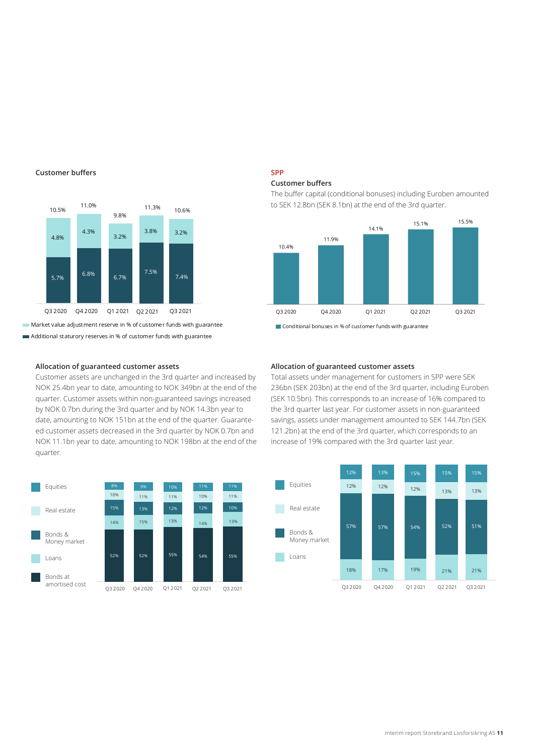## Customer buffers

| | Q3 2020 | Q4 2020 | Q1 2021 | Q2 2021 | Q3 2021 |
|---|---|---|---|---|---|
| Market value adjustment reserve in % of customer funds with guarantee | 4.8% | 4.3% | 3.2% | 3.8% | 3.2% |
| Additional staturory reserves in % of customer funds with guarantee | 5.7% | 6.8% | 6.7% | 7.5% | 7.4% |
| Total | 10.5% | 11.0% | 9.8% | 11.3% | 10.6% |

## Allocation of guaranteed customer assets

Customer assets are unchanged in the 3rd quarter and increased by NOK 25.4bn year to date, amounting to NOK 349bn at the end of the quarter. Customer assets within non-guaranteed savings increased by NOK 0.7bn during the 3rd quarter and by NOK 14.3bn year to date, amounting to NOK 151bn at the end of the quarter. Guaranteed customer assets decreased in the 3rd quarter by NOK 0.7bn and NOK 11.1bn year to date, amounting to NOK 198bn at the end of the quarter.

| | Q3 2020 | Q4 2020 | Q1 2021 | Q2 2021 | Q3 2021 |
|---|---|---|---|---|---|
| Equities | 8% | 9% | 10% | 11% | 11% |
| Real estate | 10% | 11% | 11% | 10% | 11% |
| Bonds & Money market | 15% | 13% | 12% | 12% | 10% |
| Loans | 14% | 15% | 13% | 14% | 13% |
| Bonds at amortised cost | 52% | 52% | 55% | 54% | 55% |

# SPP

## Customer buffers

The buffer capital (conditional bonuses) including Euroben amounted to SEK 12.8bn (SEK 8.1bn) at the end of the 3rd quarter.

| | Q3 2020 | Q4 2020 | Q1 2021 | Q2 2021 | Q3 2021 |
|---|---|---|---|---|---|
| Conditional bonuses in % of customer funds with guarantee | 10.4% | 11.9% | 14.1% | 15.1% | 15.5% |

## Allocation of guaranteed customer assets

Total assets under management for customers in SPP were SEK 236bn (SEK 203bn) at the end of the 3rd quarter, including Euroben (SEK 10.5bn). This corresponds to an increase of 16% compared to the 3rd quarter last year. For customer assets in non-guaranteed savings, assets under management amounted to SEK 144.7bn (SEK 121.2bn) at the end of the 3rd quarter, which corresponds to an increase of 19% compared with the 3rd quarter last year.

| | Q3 2020 | Q4 2020 | Q1 2021 | Q2 2021 | Q3 2021 |
|---|---|---|---|---|---|
| Equities | 12% | 13% | 15% | 15% | 15% |
| Real estate | 12% | 12% | 12% | 13% | 13% |
| Bonds & Money market | 57% | 57% | 54% | 52% | 51% |
| Loans | 18% | 17% | 19% | 21% | 21% |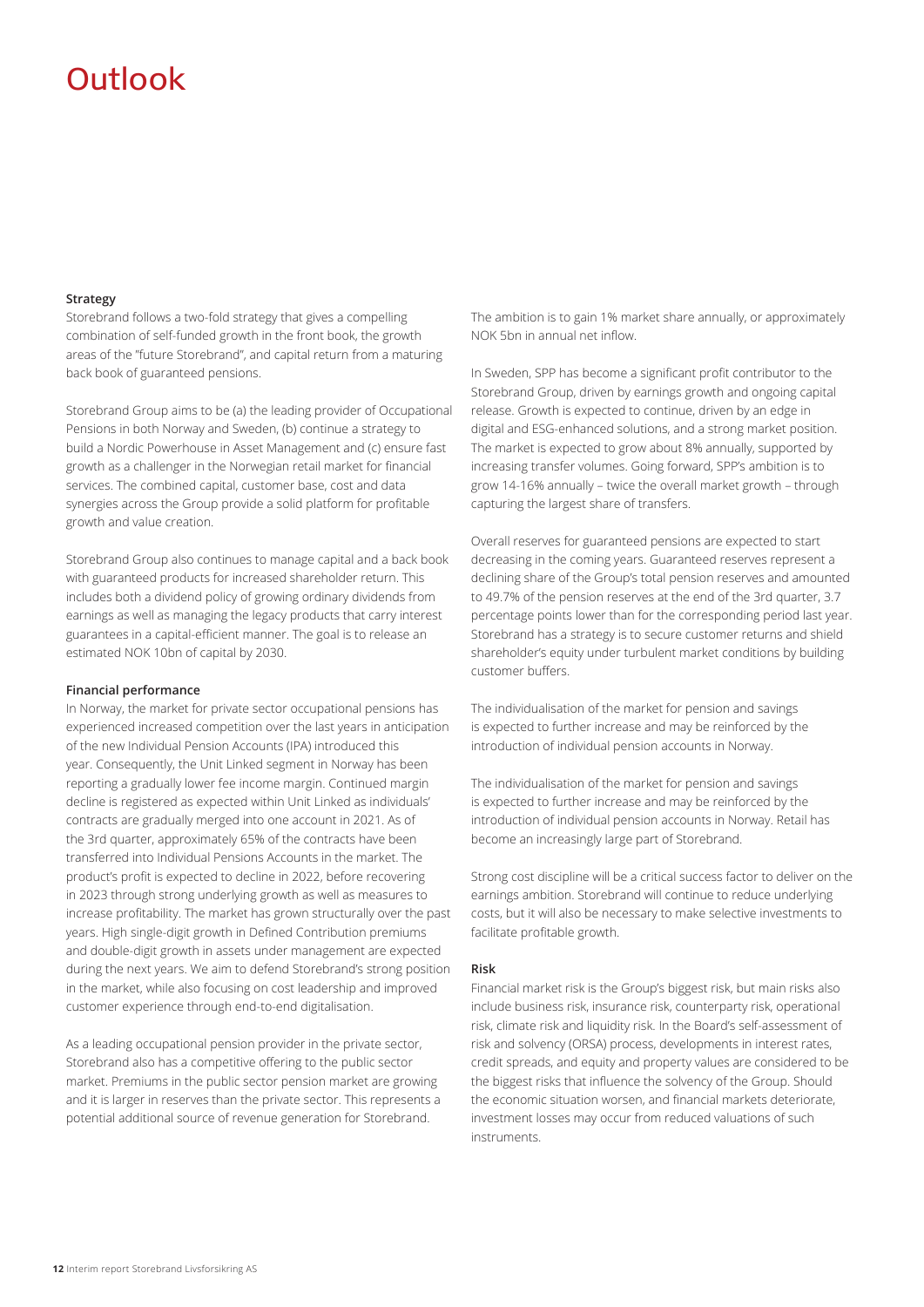# Outlook

**Strategy**

Storebrand follows a two-fold strategy that gives a compelling combination of self-funded growth in the front book, the growth areas of the "future Storebrand", and capital return from a maturing back book of guaranteed pensions.

Storebrand Group aims to be (a) the leading provider of Occupational Pensions in both Norway and Sweden, (b) continue a strategy to build a Nordic Powerhouse in Asset Management and (c) ensure fast growth as a challenger in the Norwegian retail market for financial services. The combined capital, customer base, cost and data synergies across the Group provide a solid platform for profitable growth and value creation.

Storebrand Group also continues to manage capital and a back book with guaranteed products for increased shareholder return. This includes both a dividend policy of growing ordinary dividends from earnings as well as managing the legacy products that carry interest guarantees in a capital-efficient manner. The goal is to release an estimated NOK 10bn of capital by 2030.

**Financial performance**

In Norway, the market for private sector occupational pensions has experienced increased competition over the last years in anticipation of the new Individual Pension Accounts (IPA) introduced this year. Consequently, the Unit Linked segment in Norway has been reporting a gradually lower fee income margin. Continued margin decline is registered as expected within Unit Linked as individuals' contracts are gradually merged into one account in 2021. As of the 3rd quarter, approximately 65% of the contracts have been transferred into Individual Pensions Accounts in the market. The product's profit is expected to decline in 2022, before recovering in 2023 through strong underlying growth as well as measures to increase profitability. The market has grown structurally over the past years. High single-digit growth in Defined Contribution premiums and double-digit growth in assets under management are expected during the next years. We aim to defend Storebrand's strong position in the market, while also focusing on cost leadership and improved customer experience through end-to-end digitalisation.

As a leading occupational pension provider in the private sector, Storebrand also has a competitive offering to the public sector market. Premiums in the public sector pension market are growing and it is larger in reserves than the private sector. This represents a potential additional source of revenue generation for Storebrand. The ambition is to gain 1% market share annually, or approximately NOK 5bn in annual net inflow.

In Sweden, SPP has become a significant profit contributor to the Storebrand Group, driven by earnings growth and ongoing capital release. Growth is expected to continue, driven by an edge in digital and ESG-enhanced solutions, and a strong market position. The market is expected to grow about 8% annually, supported by increasing transfer volumes. Going forward, SPP's ambition is to grow 14-16% annually – twice the overall market growth – through capturing the largest share of transfers.

Overall reserves for guaranteed pensions are expected to start decreasing in the coming years. Guaranteed reserves represent a declining share of the Group's total pension reserves and amounted to 49.7% of the pension reserves at the end of the 3rd quarter, 3.7 percentage points lower than for the corresponding period last year. Storebrand has a strategy is to secure customer returns and shield shareholder's equity under turbulent market conditions by building customer buffers.

The individualisation of the market for pension and savings is expected to further increase and may be reinforced by the introduction of individual pension accounts in Norway.

The individualisation of the market for pension and savings is expected to further increase and may be reinforced by the introduction of individual pension accounts in Norway. Retail has become an increasingly large part of Storebrand.

Strong cost discipline will be a critical success factor to deliver on the earnings ambition. Storebrand will continue to reduce underlying costs, but it will also be necessary to make selective investments to facilitate profitable growth.

**Risk**

Financial market risk is the Group's biggest risk, but main risks also include business risk, insurance risk, counterparty risk, operational risk, climate risk and liquidity risk. In the Board's self-assessment of risk and solvency (ORSA) process, developments in interest rates, credit spreads, and equity and property values are considered to be the biggest risks that influence the solvency of the Group. Should the economic situation worsen, and financial markets deteriorate, investment losses may occur from reduced valuations of such instruments.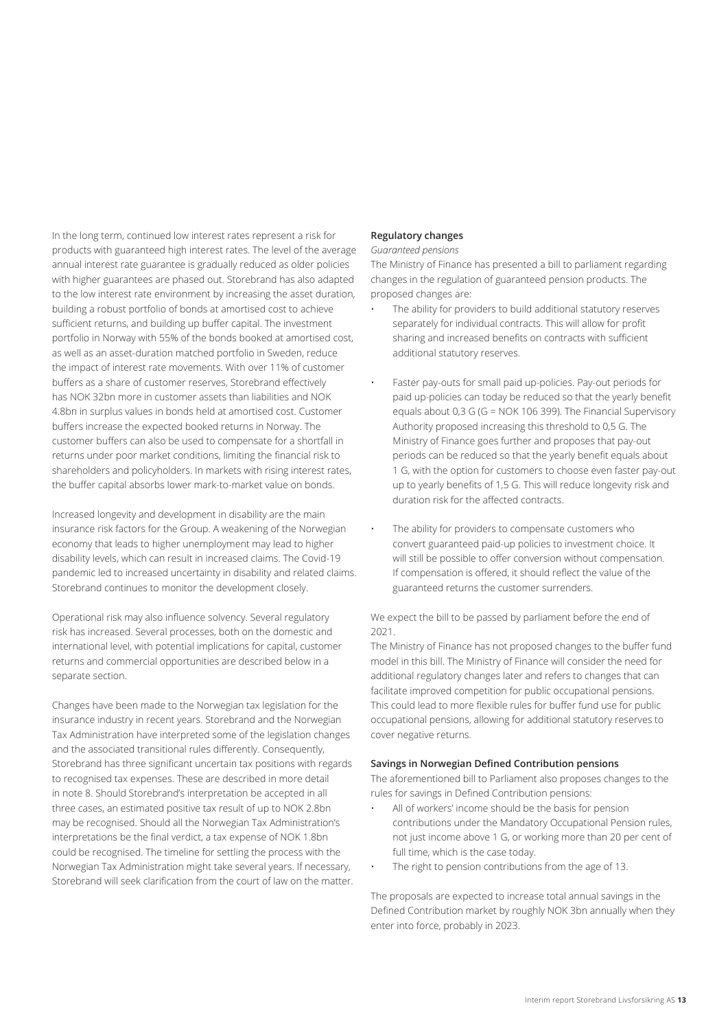In the long term, continued low interest rates represent a risk for products with guaranteed high interest rates. The level of the average annual interest rate guarantee is gradually reduced as older policies with higher guarantees are phased out. Storebrand has also adapted to the low interest rate environment by increasing the asset duration, building a robust portfolio of bonds at amortised cost to achieve sufficient returns, and building up buffer capital. The investment portfolio in Norway with 55% of the bonds booked at amortised cost, as well as an asset-duration matched portfolio in Sweden, reduce the impact of interest rate movements. With over 11% of customer buffers as a share of customer reserves, Storebrand effectively has NOK 32bn more in customer assets than liabilities and NOK 4.8bn in surplus values in bonds held at amortised cost. Customer buffers increase the expected booked returns in Norway. The customer buffers can also be used to compensate for a shortfall in returns under poor market conditions, limiting the financial risk to shareholders and policyholders. In markets with rising interest rates, the buffer capital absorbs lower mark-to-market value on bonds.

Increased longevity and development in disability are the main insurance risk factors for the Group. A weakening of the Norwegian economy that leads to higher unemployment may lead to higher disability levels, which can result in increased claims. The Covid-19 pandemic led to increased uncertainty in disability and related claims. Storebrand continues to monitor the development closely.

Operational risk may also influence solvency. Several regulatory risk has increased. Several processes, both on the domestic and international level, with potential implications for capital, customer returns and commercial opportunities are described below in a separate section.

Changes have been made to the Norwegian tax legislation for the insurance industry in recent years. Storebrand and the Norwegian Tax Administration have interpreted some of the legislation changes and the associated transitional rules differently. Consequently, Storebrand has three significant uncertain tax positions with regards to recognised tax expenses. These are described in more detail in note 8. Should Storebrand's interpretation be accepted in all three cases, an estimated positive tax result of up to NOK 2.8bn may be recognised. Should all the Norwegian Tax Administration's interpretations be the final verdict, a tax expense of NOK 1.8bn could be recognised. The timeline for settling the process with the Norwegian Tax Administration might take several years. If necessary, Storebrand will seek clarification from the court of law on the matter.

**Regulatory changes**

*Guaranteed pensions*

The Ministry of Finance has presented a bill to parliament regarding changes in the regulation of guaranteed pension products. The proposed changes are:

- The ability for providers to build additional statutory reserves separately for individual contracts. This will allow for profit sharing and increased benefits on contracts with sufficient additional statutory reserves.
- Faster pay-outs for small paid up-policies. Pay-out periods for paid up-policies can today be reduced so that the yearly benefit equals about 0,3 G (G = NOK 106 399). The Financial Supervisory Authority proposed increasing this threshold to 0,5 G. The Ministry of Finance goes further and proposes that pay-out periods can be reduced so that the yearly benefit equals about 1 G, with the option for customers to choose even faster pay-out up to yearly benefits of 1,5 G. This will reduce longevity risk and duration risk for the affected contracts.
- The ability for providers to compensate customers who convert guaranteed paid-up policies to investment choice. It will still be possible to offer conversion without compensation. If compensation is offered, it should reflect the value of the guaranteed returns the customer surrenders.

We expect the bill to be passed by parliament before the end of 2021.

The Ministry of Finance has not proposed changes to the buffer fund model in this bill. The Ministry of Finance will consider the need for additional regulatory changes later and refers to changes that can facilitate improved competition for public occupational pensions. This could lead to more flexible rules for buffer fund use for public occupational pensions, allowing for additional statutory reserves to cover negative returns.

**Savings in Norwegian Defined Contribution pensions**

The aforementioned bill to Parliament also proposes changes to the rules for savings in Defined Contribution pensions:

- All of workers' income should be the basis for pension contributions under the Mandatory Occupational Pension rules, not just income above 1 G, or working more than 20 per cent of full time, which is the case today.
- The right to pension contributions from the age of 13.

The proposals are expected to increase total annual savings in the Defined Contribution market by roughly NOK 3bn annually when they enter into force, probably in 2023.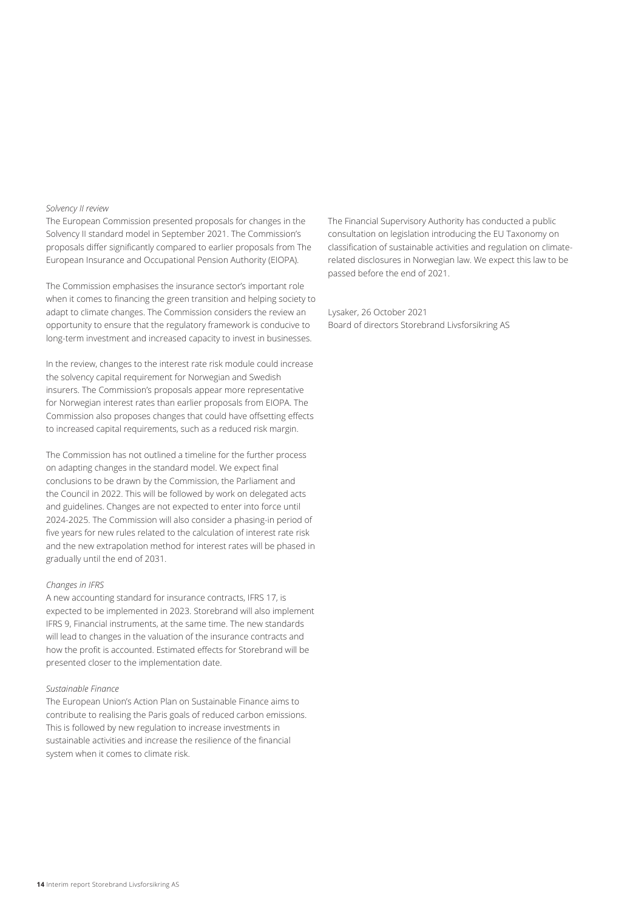*Solvency II review*

The European Commission presented proposals for changes in the Solvency II standard model in September 2021. The Commission's proposals differ significantly compared to earlier proposals from The European Insurance and Occupational Pension Authority (EIOPA).

The Commission emphasises the insurance sector's important role when it comes to financing the green transition and helping society to adapt to climate changes. The Commission considers the review an opportunity to ensure that the regulatory framework is conducive to long-term investment and increased capacity to invest in businesses.

In the review, changes to the interest rate risk module could increase the solvency capital requirement for Norwegian and Swedish insurers. The Commission's proposals appear more representative for Norwegian interest rates than earlier proposals from EIOPA. The Commission also proposes changes that could have offsetting effects to increased capital requirements, such as a reduced risk margin.

The Commission has not outlined a timeline for the further process on adapting changes in the standard model. We expect final conclusions to be drawn by the Commission, the Parliament and the Council in 2022. This will be followed by work on delegated acts and guidelines. Changes are not expected to enter into force until 2024-2025. The Commission will also consider a phasing-in period of five years for new rules related to the calculation of interest rate risk and the new extrapolation method for interest rates will be phased in gradually until the end of 2031.

*Changes in IFRS*

A new accounting standard for insurance contracts, IFRS 17, is expected to be implemented in 2023. Storebrand will also implement IFRS 9, Financial instruments, at the same time. The new standards will lead to changes in the valuation of the insurance contracts and how the profit is accounted. Estimated effects for Storebrand will be presented closer to the implementation date.

*Sustainable Finance*

The European Union's Action Plan on Sustainable Finance aims to contribute to realising the Paris goals of reduced carbon emissions. This is followed by new regulation to increase investments in sustainable activities and increase the resilience of the financial system when it comes to climate risk.

The Financial Supervisory Authority has conducted a public consultation on legislation introducing the EU Taxonomy on classification of sustainable activities and regulation on climate-related disclosures in Norwegian law. We expect this law to be passed before the end of 2021.

Lysaker, 26 October 2021  
Board of directors Storebrand Livsforsikring AS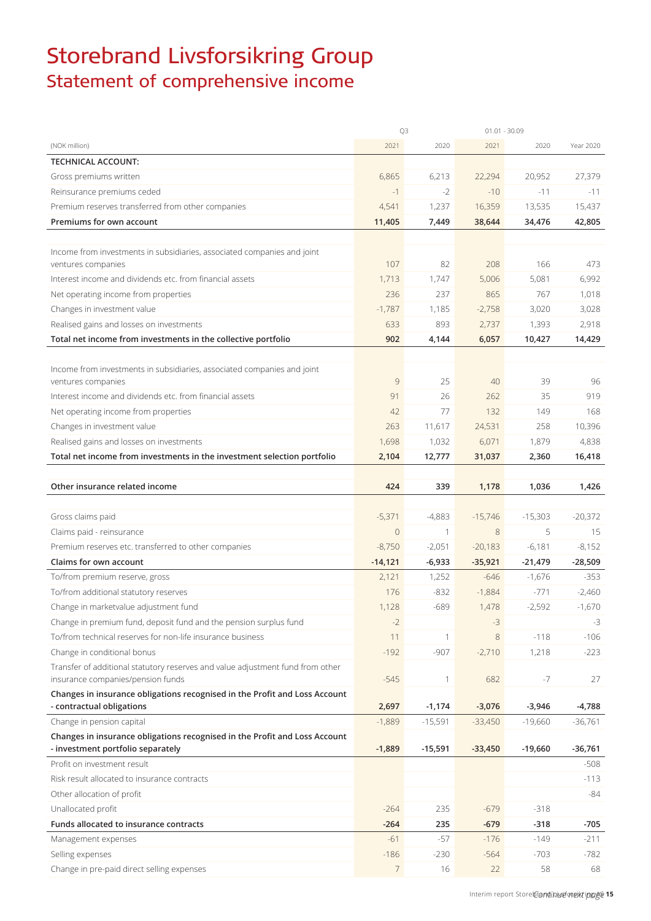# Storebrand Livsforsikring Group

## Statement of comprehensive income

| (NOK million) | Q3 2021 | Q3 2020 | 01.01 - 30.09 2021 | 01.01 - 30.09 2020 | Year 2020 |
|---|---|---|---|---|---|
| **TECHNICAL ACCOUNT:** | | | | | |
| Gross premiums written | 6,865 | 6,213 | 22,294 | 20,952 | 27,379 |
| Reinsurance premiums ceded | -1 | -2 | -10 | -11 | -11 |
| Premium reserves transferred from other companies | 4,541 | 1,237 | 16,359 | 13,535 | 15,437 |
| **Premiums for own account** | **11,405** | **7,449** | **38,644** | **34,476** | **42,805** |
| | | | | | |
| Income from investments in subsidiaries, associated companies and joint ventures companies | 107 | 82 | 208 | 166 | 473 |
| Interest income and dividends etc. from financial assets | 1,713 | 1,747 | 5,006 | 5,081 | 6,992 |
| Net operating income from properties | 236 | 237 | 865 | 767 | 1,018 |
| Changes in investment value | -1,787 | 1,185 | -2,758 | 3,020 | 3,028 |
| Realised gains and losses on investments | 633 | 893 | 2,737 | 1,393 | 2,918 |
| **Total net income from investments in the collective portfolio** | **902** | **4,144** | **6,057** | **10,427** | **14,429** |
| | | | | | |
| Income from investments in subsidiaries, associated companies and joint ventures companies | 9 | 25 | 40 | 39 | 96 |
| Interest income and dividends etc. from financial assets | 91 | 26 | 262 | 35 | 919 |
| Net operating income from properties | 42 | 77 | 132 | 149 | 168 |
| Changes in investment value | 263 | 11,617 | 24,531 | 258 | 10,396 |
| Realised gains and losses on investments | 1,698 | 1,032 | 6,071 | 1,879 | 4,838 |
| **Total net income from investments in the investment selection portfolio** | **2,104** | **12,777** | **31,037** | **2,360** | **16,418** |
| | | | | | |
| **Other insurance related income** | **424** | **339** | **1,178** | **1,036** | **1,426** |
| | | | | | |
| Gross claims paid | -5,371 | -4,883 | -15,746 | -15,303 | -20,372 |
| Claims paid - reinsurance | 0 | 1 | 8 | 5 | 15 |
| Premium reserves etc. transferred to other companies | -8,750 | -2,051 | -20,183 | -6,181 | -8,152 |
| **Claims for own account** | **-14,121** | **-6,933** | **-35,921** | **-21,479** | **-28,509** |
| To/from premium reserve, gross | 2,121 | 1,252 | -646 | -1,676 | -353 |
| To/from additional statutory reserves | 176 | -832 | -1,884 | -771 | -2,460 |
| Change in marketvalue adjustment fund | 1,128 | -689 | 1,478 | -2,592 | -1,670 |
| Change in premium fund, deposit fund and the pension surplus fund | -2 | | -3 | | -3 |
| To/from technical reserves for non-life insurance business | 11 | 1 | 8 | -118 | -106 |
| Change in conditional bonus | -192 | -907 | -2,710 | 1,218 | -223 |
| Transfer of additional statutory reserves and value adjustment fund from other insurance companies/pension funds | -545 | 1 | 682 | -7 | 27 |
| **Changes in insurance obligations recognised in the Profit and Loss Account - contractual obligations** | **2,697** | **-1,174** | **-3,076** | **-3,946** | **-4,788** |
| Change in pension capital | -1,889 | -15,591 | -33,450 | -19,660 | -36,761 |
| **Changes in insurance obligations recognised in the Profit and Loss Account - investment portfolio separately** | **-1,889** | **-15,591** | **-33,450** | **-19,660** | **-36,761** |
| Profit on investment result | | | | | -508 |
| Risk result allocated to insurance contracts | | | | | -113 |
| Other allocation of profit | | | | | -84 |
| Unallocated profit | -264 | 235 | -679 | -318 | |
| **Funds allocated to insurance contracts** | **-264** | **235** | **-679** | **-318** | **-705** |
| Management expenses | -61 | -57 | -176 | -149 | -211 |
| Selling expenses | -186 | -230 | -564 | -703 | -782 |
| Change in pre-paid direct selling expenses | 7 | 16 | 22 | 58 | 68 |

Continue next page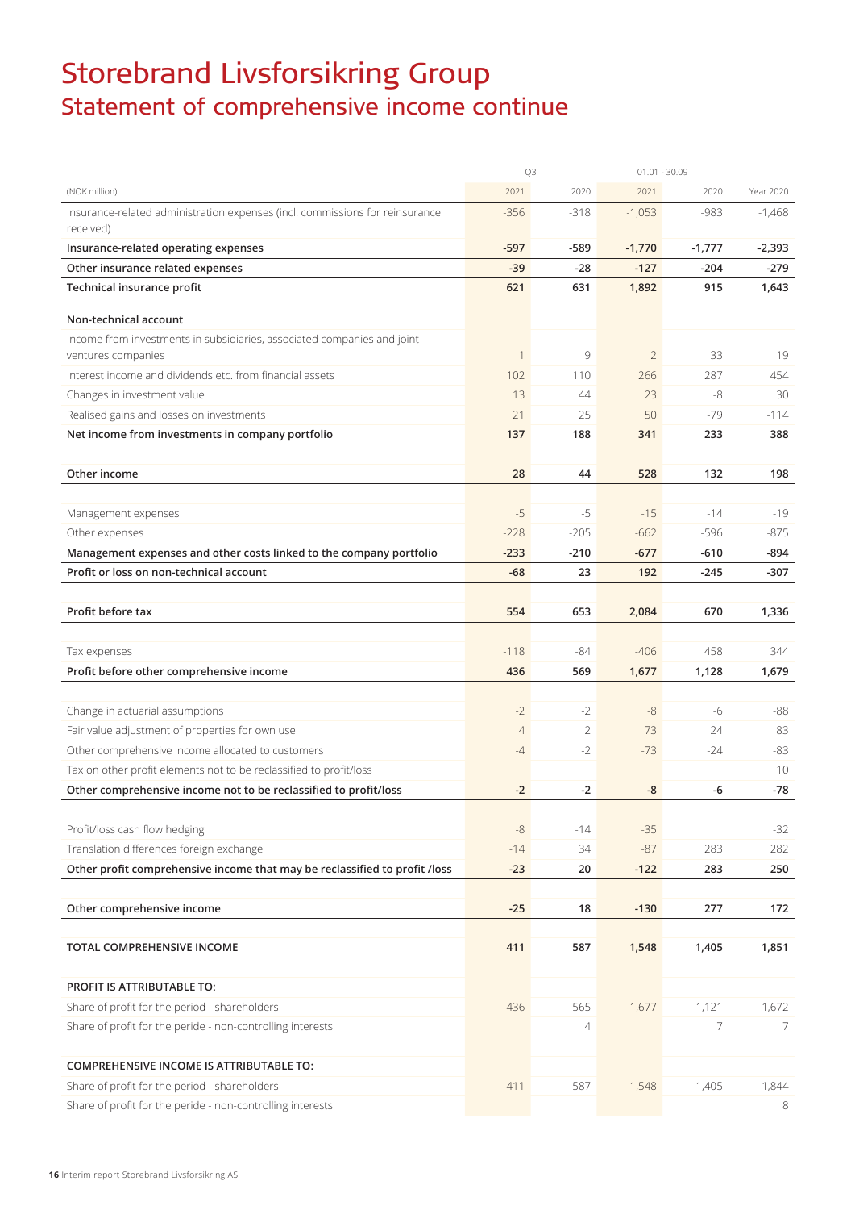# Storebrand Livsforsikring Group

## Statement of comprehensive income continue

| (NOK million) | Q3 2021 | Q3 2020 | 01.01 - 30.09 2021 | 01.01 - 30.09 2020 | Year 2020 |
|---|---|---|---|---|---|
| Insurance-related administration expenses (incl. commissions for reinsurance received) | -356 | -318 | -1,053 | -983 | -1,468 |
| **Insurance-related operating expenses** | **-597** | **-589** | **-1,770** | **-1,777** | **-2,393** |
| **Other insurance related expenses** | **-39** | **-28** | **-127** | **-204** | **-279** |
| **Technical insurance profit** | **621** | **631** | **1,892** | **915** | **1,643** |
| | | | | | |
| **Non-technical account** | | | | | |
| Income from investments in subsidiaries, associated companies and joint ventures companies | 1 | 9 | 2 | 33 | 19 |
| Interest income and dividends etc. from financial assets | 102 | 110 | 266 | 287 | 454 |
| Changes in investment value | 13 | 44 | 23 | -8 | 30 |
| Realised gains and losses on investments | 21 | 25 | 50 | -79 | -114 |
| **Net income from investments in company portfolio** | **137** | **188** | **341** | **233** | **388** |
| | | | | | |
| **Other income** | **28** | **44** | **528** | **132** | **198** |
| | | | | | |
| Management expenses | -5 | -5 | -15 | -14 | -19 |
| Other expenses | -228 | -205 | -662 | -596 | -875 |
| **Management expenses and other costs linked to the company portfolio** | **-233** | **-210** | **-677** | **-610** | **-894** |
| **Profit or loss on non-technical account** | **-68** | **23** | **192** | **-245** | **-307** |
| | | | | | |
| **Profit before tax** | **554** | **653** | **2,084** | **670** | **1,336** |
| | | | | | |
| Tax expenses | -118 | -84 | -406 | 458 | 344 |
| **Profit before other comprehensive income** | **436** | **569** | **1,677** | **1,128** | **1,679** |
| | | | | | |
| Change in actuarial assumptions | -2 | -2 | -8 | -6 | -88 |
| Fair value adjustment of properties for own use | 4 | 2 | 73 | 24 | 83 |
| Other comprehensive income allocated to customers | -4 | -2 | -73 | -24 | -83 |
| Tax on other profit elements not to be reclassified to profit/loss | | | | | 10 |
| **Other comprehensive income not to be reclassified to profit/loss** | **-2** | **-2** | **-8** | **-6** | **-78** |
| | | | | | |
| Profit/loss cash flow hedging | -8 | -14 | -35 | | -32 |
| Translation differences foreign exchange | -14 | 34 | -87 | 283 | 282 |
| **Other profit comprehensive income that may be reclassified to profit /loss** | **-23** | **20** | **-122** | **283** | **250** |
| | | | | | |
| **Other comprehensive income** | **-25** | **18** | **-130** | **277** | **172** |
| | | | | | |
| **TOTAL COMPREHENSIVE INCOME** | **411** | **587** | **1,548** | **1,405** | **1,851** |
| | | | | | |
| **PROFIT IS ATTRIBUTABLE TO:** | | | | | |
| Share of profit for the period - shareholders | 436 | 565 | 1,677 | 1,121 | 1,672 |
| Share of profit for the peride - non-controlling interests | | 4 | | 7 | 7 |
| | | | | | |
| **COMPREHENSIVE INCOME IS ATTRIBUTABLE TO:** | | | | | |
| Share of profit for the period - shareholders | 411 | 587 | 1,548 | 1,405 | 1,844 |
| Share of profit for the peride - non-controlling interests | | | | | 8 |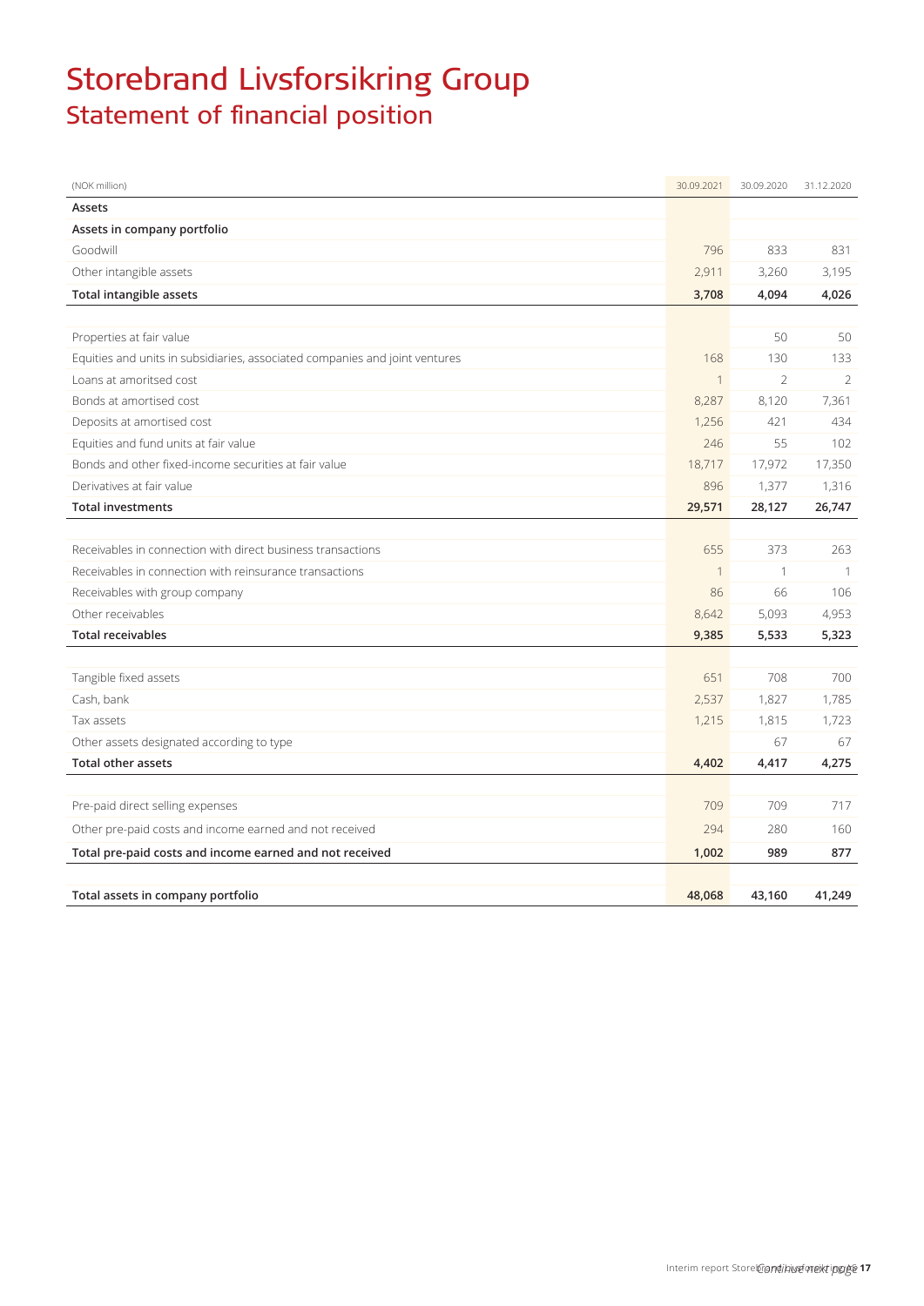# Storebrand Livsforsikring Group

## Statement of financial position

| (NOK million) | 30.09.2021 | 30.09.2020 | 31.12.2020 |
|---|---|---|---|
| **Assets** | | | |
| **Assets in company portfolio** | | | |
| Goodwill | 796 | 833 | 831 |
| Other intangible assets | 2,911 | 3,260 | 3,195 |
| **Total intangible assets** | **3,708** | **4,094** | **4,026** |
| | | | |
| Properties at fair value | | 50 | 50 |
| Equities and units in subsidiaries, associated companies and joint ventures | 168 | 130 | 133 |
| Loans at amoritsed cost | 1 | 2 | 2 |
| Bonds at amortised cost | 8,287 | 8,120 | 7,361 |
| Deposits at amortised cost | 1,256 | 421 | 434 |
| Equities and fund units at fair value | 246 | 55 | 102 |
| Bonds and other fixed-income securities at fair value | 18,717 | 17,972 | 17,350 |
| Derivatives at fair value | 896 | 1,377 | 1,316 |
| **Total investments** | **29,571** | **28,127** | **26,747** |
| | | | |
| Receivables in connection with direct business transactions | 655 | 373 | 263 |
| Receivables in connection with reinsurance transactions | 1 | 1 | 1 |
| Receivables with group company | 86 | 66 | 106 |
| Other receivables | 8,642 | 5,093 | 4,953 |
| **Total receivables** | **9,385** | **5,533** | **5,323** |
| | | | |
| Tangible fixed assets | 651 | 708 | 700 |
| Cash, bank | 2,537 | 1,827 | 1,785 |
| Tax assets | 1,215 | 1,815 | 1,723 |
| Other assets designated according to type | | 67 | 67 |
| **Total other assets** | **4,402** | **4,417** | **4,275** |
| | | | |
| Pre-paid direct selling expenses | 709 | 709 | 717 |
| Other pre-paid costs and income earned and not received | 294 | 280 | 160 |
| **Total pre-paid costs and income earned and not received** | **1,002** | **989** | **877** |
| | | | |
| **Total assets in company portfolio** | **48,068** | **43,160** | **41,249** |

*Continue next page*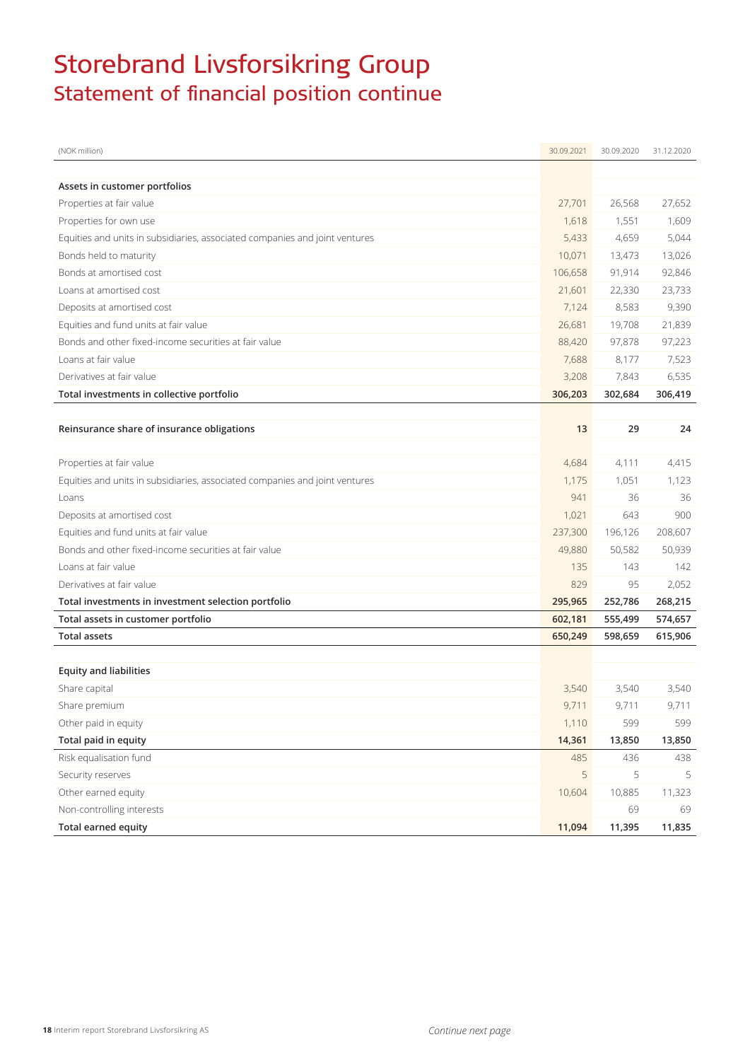# Storebrand Livsforsikring Group

## Statement of financial position continue

| (NOK million) | 30.09.2021 | 30.09.2020 | 31.12.2020 |
|---|---|---|---|
| **Assets in customer portfolios** | | | |
| Properties at fair value | 27,701 | 26,568 | 27,652 |
| Properties for own use | 1,618 | 1,551 | 1,609 |
| Equities and units in subsidiaries, associated companies and joint ventures | 5,433 | 4,659 | 5,044 |
| Bonds held to maturity | 10,071 | 13,473 | 13,026 |
| Bonds at amortised cost | 106,658 | 91,914 | 92,846 |
| Loans at amortised cost | 21,601 | 22,330 | 23,733 |
| Deposits at amortised cost | 7,124 | 8,583 | 9,390 |
| Equities and fund units at fair value | 26,681 | 19,708 | 21,839 |
| Bonds and other fixed-income securities at fair value | 88,420 | 97,878 | 97,223 |
| Loans at fair value | 7,688 | 8,177 | 7,523 |
| Derivatives at fair value | 3,208 | 7,843 | 6,535 |
| **Total investments in collective portfolio** | **306,203** | **302,684** | **306,419** |
| | | | |
| **Reinsurance share of insurance obligations** | **13** | **29** | **24** |
| | | | |
| Properties at fair value | 4,684 | 4,111 | 4,415 |
| Equities and units in subsidiaries, associated companies and joint ventures | 1,175 | 1,051 | 1,123 |
| Loans | 941 | 36 | 36 |
| Deposits at amortised cost | 1,021 | 643 | 900 |
| Equities and fund units at fair value | 237,300 | 196,126 | 208,607 |
| Bonds and other fixed-income securities at fair value | 49,880 | 50,582 | 50,939 |
| Loans at fair value | 135 | 143 | 142 |
| Derivatives at fair value | 829 | 95 | 2,052 |
| **Total investments in investment selection portfolio** | **295,965** | **252,786** | **268,215** |
| **Total assets in customer portfolio** | **602,181** | **555,499** | **574,657** |
| **Total assets** | **650,249** | **598,659** | **615,906** |
| | | | |
| **Equity and liabilities** | | | |
| Share capital | 3,540 | 3,540 | 3,540 |
| Share premium | 9,711 | 9,711 | 9,711 |
| Other paid in equity | 1,110 | 599 | 599 |
| **Total paid in equity** | **14,361** | **13,850** | **13,850** |
| Risk equalisation fund | 485 | 436 | 438 |
| Security reserves | 5 | 5 | 5 |
| Other earned equity | 10,604 | 10,885 | 11,323 |
| Non-controlling interests | | 69 | 69 |
| **Total earned equity** | **11,094** | **11,395** | **11,835** |

*Continue next page*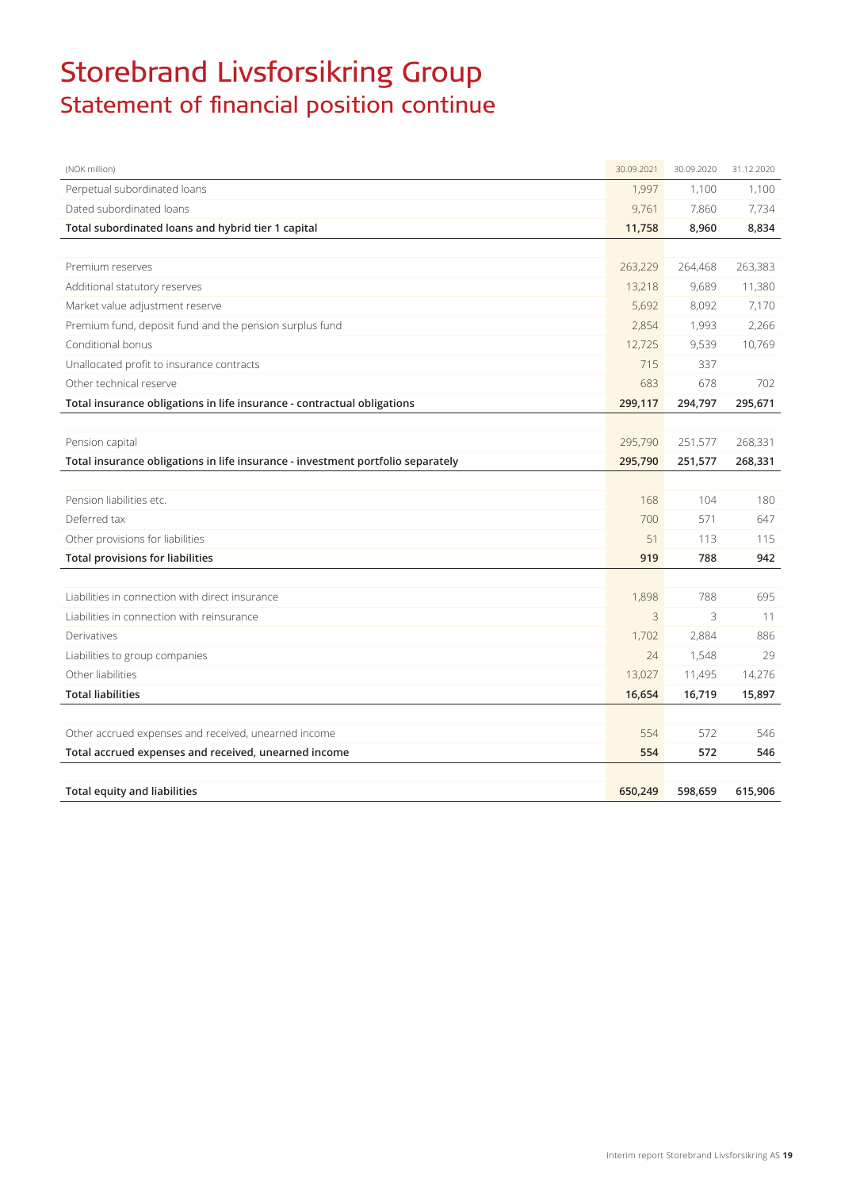# Storebrand Livsforsikring Group

## Statement of financial position continue

| (NOK million) | 30.09.2021 | 30.09.2020 | 31.12.2020 |
|---|---|---|---|
| Perpetual subordinated loans | 1,997 | 1,100 | 1,100 |
| Dated subordinated loans | 9,761 | 7,860 | 7,734 |
| **Total subordinated loans and hybrid tier 1 capital** | **11,758** | **8,960** | **8,834** |
| | | | |
| Premium reserves | 263,229 | 264,468 | 263,383 |
| Additional statutory reserves | 13,218 | 9,689 | 11,380 |
| Market value adjustment reserve | 5,692 | 8,092 | 7,170 |
| Premium fund, deposit fund and the pension surplus fund | 2,854 | 1,993 | 2,266 |
| Conditional bonus | 12,725 | 9,539 | 10,769 |
| Unallocated profit to insurance contracts | 715 | 337 | |
| Other technical reserve | 683 | 678 | 702 |
| **Total insurance obligations in life insurance - contractual obligations** | **299,117** | **294,797** | **295,671** |
| | | | |
| Pension capital | 295,790 | 251,577 | 268,331 |
| **Total insurance obligations in life insurance - investment portfolio separately** | **295,790** | **251,577** | **268,331** |
| | | | |
| Pension liabilities etc. | 168 | 104 | 180 |
| Deferred tax | 700 | 571 | 647 |
| Other provisions for liabilities | 51 | 113 | 115 |
| **Total provisions for liabilities** | **919** | **788** | **942** |
| | | | |
| Liabilities in connection with direct insurance | 1,898 | 788 | 695 |
| Liabilities in connection with reinsurance | 3 | 3 | 11 |
| Derivatives | 1,702 | 2,884 | 886 |
| Liabilities to group companies | 24 | 1,548 | 29 |
| Other liabilities | 13,027 | 11,495 | 14,276 |
| **Total liabilities** | **16,654** | **16,719** | **15,897** |
| | | | |
| Other accrued expenses and received, unearned income | 554 | 572 | 546 |
| **Total accrued expenses and received, unearned income** | **554** | **572** | **546** |
| | | | |
| **Total equity and liabilities** | **650,249** | **598,659** | **615,906** |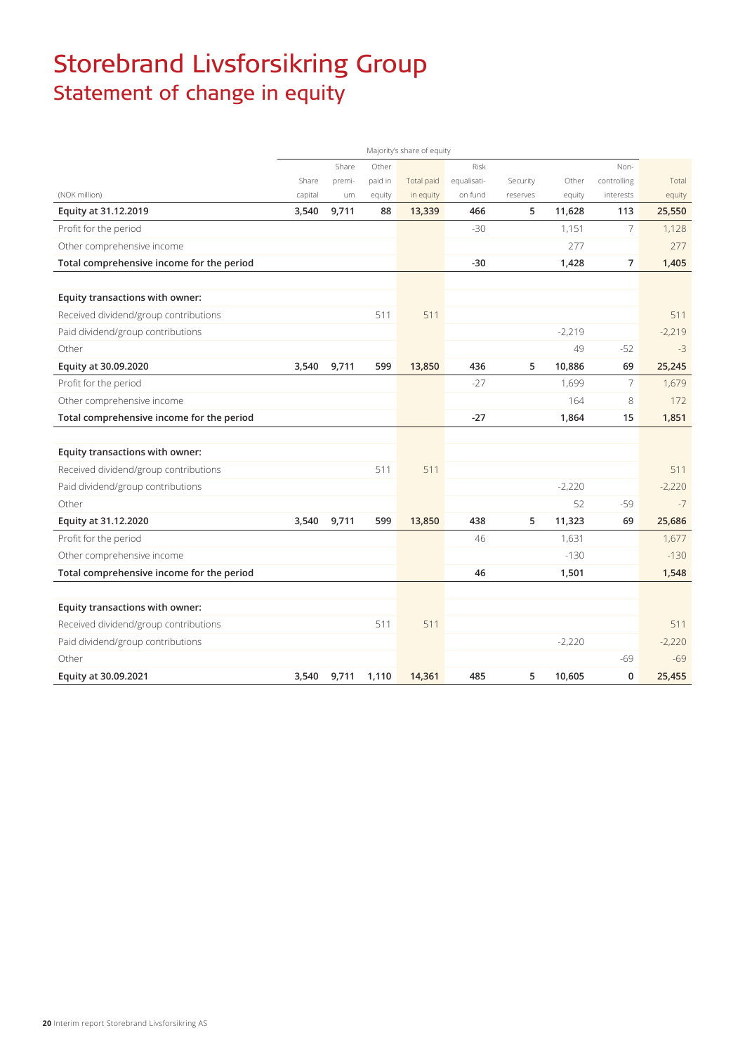# Storebrand Livsforsikring Group

## Statement of change in equity

| (NOK million) | Majority's share of equity | | | | | | | | |
|---|---|---|---|---|---|---|---|---|---|
| | Share capital | Share premium | Other paid in equity | Total paid in equity | Risk equalisation fund | Security reserves | Other equity | Non-controlling interests | Total equity |
| **Equity at 31.12.2019** | **3,540** | **9,711** | **88** | **13,339** | **466** | **5** | **11,628** | **113** | **25,550** |
| Profit for the period | | | | | -30 | | 1,151 | 7 | 1,128 |
| Other comprehensive income | | | | | | | 277 | | 277 |
| **Total comprehensive income for the period** | | | | | **-30** | | **1,428** | **7** | **1,405** |
| | | | | | | | | | |
| **Equity transactions with owner:** | | | | | | | | | |
| Received dividend/group contributions | | | 511 | 511 | | | | | 511 |
| Paid dividend/group contributions | | | | | | | -2,219 | | -2,219 |
| Other | | | | | | | 49 | -52 | -3 |
| **Equity at 30.09.2020** | **3,540** | **9,711** | **599** | **13,850** | **436** | **5** | **10,886** | **69** | **25,245** |
| Profit for the period | | | | | -27 | | 1,699 | 7 | 1,679 |
| Other comprehensive income | | | | | | | 164 | 8 | 172 |
| **Total comprehensive income for the period** | | | | | **-27** | | **1,864** | **15** | **1,851** |
| | | | | | | | | | |
| **Equity transactions with owner:** | | | | | | | | | |
| Received dividend/group contributions | | | 511 | 511 | | | | | 511 |
| Paid dividend/group contributions | | | | | | | -2,220 | | -2,220 |
| Other | | | | | | | 52 | -59 | -7 |
| **Equity at 31.12.2020** | **3,540** | **9,711** | **599** | **13,850** | **438** | **5** | **11,323** | **69** | **25,686** |
| Profit for the period | | | | | 46 | | 1,631 | | 1,677 |
| Other comprehensive income | | | | | | | -130 | | -130 |
| **Total comprehensive income for the period** | | | | | **46** | | **1,501** | | **1,548** |
| | | | | | | | | | |
| **Equity transactions with owner:** | | | | | | | | | |
| Received dividend/group contributions | | | 511 | 511 | | | | | 511 |
| Paid dividend/group contributions | | | | | | | -2,220 | | -2,220 |
| Other | | | | | | | | -69 | -69 |
| **Equity at 30.09.2021** | **3,540** | **9,711** | **1,110** | **14,361** | **485** | **5** | **10,605** | **0** | **25,455** |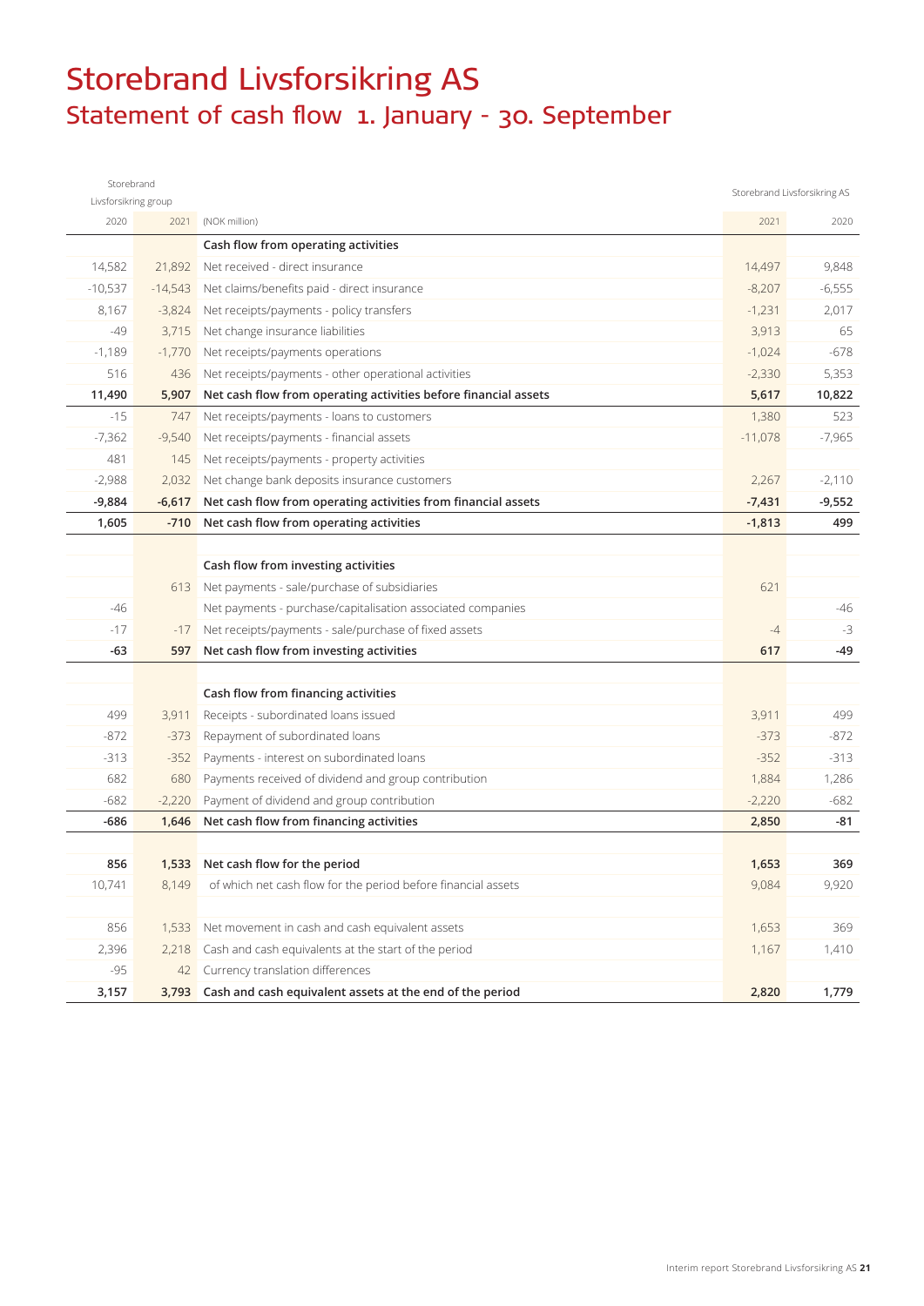# Storebrand Livsforsikring AS

## Statement of cash flow 1. January - 30. September

| Storebrand Livsforsikring group | | | Storebrand Livsforsikring AS | |
|---|---|---|---|---|
| 2020 | 2021 | (NOK million) | 2021 | 2020 |
| | | **Cash flow from operating activities** | | |
| 14,582 | 21,892 | Net received - direct insurance | 14,497 | 9,848 |
| -10,537 | -14,543 | Net claims/benefits paid - direct insurance | -8,207 | -6,555 |
| 8,167 | -3,824 | Net receipts/payments - policy transfers | -1,231 | 2,017 |
| -49 | 3,715 | Net change insurance liabilities | 3,913 | 65 |
| -1,189 | -1,770 | Net receipts/payments operations | -1,024 | -678 |
| 516 | 436 | Net receipts/payments - other operational activities | -2,330 | 5,353 |
| **11,490** | **5,907** | **Net cash flow from operating activities before financial assets** | **5,617** | **10,822** |
| -15 | 747 | Net receipts/payments - loans to customers | 1,380 | 523 |
| -7,362 | -9,540 | Net receipts/payments - financial assets | -11,078 | -7,965 |
| 481 | 145 | Net receipts/payments - property activities | | |
| -2,988 | 2,032 | Net change bank deposits insurance customers | 2,267 | -2,110 |
| **-9,884** | **-6,617** | **Net cash flow from operating activities from financial assets** | **-7,431** | **-9,552** |
| **1,605** | **-710** | **Net cash flow from operating activities** | **-1,813** | **499** |
| | | | | |
| | | **Cash flow from investing activities** | | |
| | 613 | Net payments - sale/purchase of subsidiaries | 621 | |
| -46 | | Net payments - purchase/capitalisation associated companies | | -46 |
| -17 | -17 | Net receipts/payments - sale/purchase of fixed assets | -4 | -3 |
| **-63** | **597** | **Net cash flow from investing activities** | **617** | **-49** |
| | | | | |
| | | **Cash flow from financing activities** | | |
| 499 | 3,911 | Receipts - subordinated loans issued | 3,911 | 499 |
| -872 | -373 | Repayment of subordinated loans | -373 | -872 |
| -313 | -352 | Payments - interest on subordinated loans | -352 | -313 |
| 682 | 680 | Payments received of dividend and group contribution | 1,884 | 1,286 |
| -682 | -2,220 | Payment of dividend and group contribution | -2,220 | -682 |
| **-686** | **1,646** | **Net cash flow from financing activities** | **2,850** | **-81** |
| | | | | |
| **856** | **1,533** | **Net cash flow for the period** | **1,653** | **369** |
| 10,741 | 8,149 | of which net cash flow for the period before financial assets | 9,084 | 9,920 |
| | | | | |
| 856 | 1,533 | Net movement in cash and cash equivalent assets | 1,653 | 369 |
| 2,396 | 2,218 | Cash and cash equivalents at the start of the period | 1,167 | 1,410 |
| -95 | 42 | Currency translation differences | | |
| **3,157** | **3,793** | **Cash and cash equivalent assets at the end of the period** | **2,820** | **1,779** |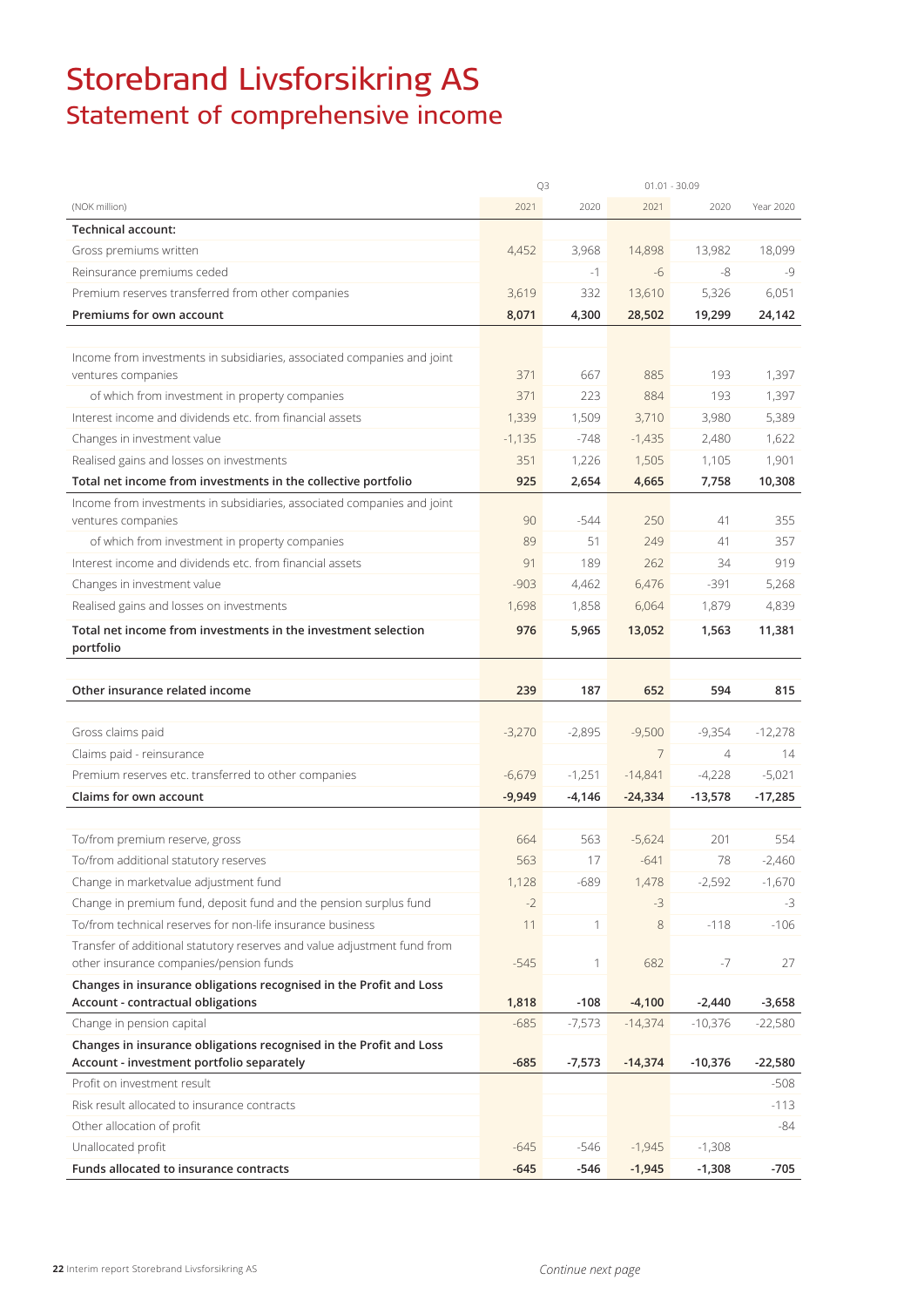# Storebrand Livsforsikring AS

## Statement of comprehensive income

| (NOK million) | Q3 2021 | Q3 2020 | 01.01 - 30.09 2021 | 01.01 - 30.09 2020 | Year 2020 |
|---|---|---|---|---|---|
| **Technical account:** | | | | | |
| Gross premiums written | 4,452 | 3,968 | 14,898 | 13,982 | 18,099 |
| Reinsurance premiums ceded | | -1 | -6 | -8 | -9 |
| Premium reserves transferred from other companies | 3,619 | 332 | 13,610 | 5,326 | 6,051 |
| **Premiums for own account** | **8,071** | **4,300** | **28,502** | **19,299** | **24,142** |
| | | | | | |
| Income from investments in subsidiaries, associated companies and joint ventures companies | 371 | 667 | 885 | 193 | 1,397 |
| of which from investment in property companies | 371 | 223 | 884 | 193 | 1,397 |
| Interest income and dividends etc. from financial assets | 1,339 | 1,509 | 3,710 | 3,980 | 5,389 |
| Changes in investment value | -1,135 | -748 | -1,435 | 2,480 | 1,622 |
| Realised gains and losses on investments | 351 | 1,226 | 1,505 | 1,105 | 1,901 |
| **Total net income from investments in the collective portfolio** | **925** | **2,654** | **4,665** | **7,758** | **10,308** |
| Income from investments in subsidiaries, associated companies and joint ventures companies | 90 | -544 | 250 | 41 | 355 |
| of which from investment in property companies | 89 | 51 | 249 | 41 | 357 |
| Interest income and dividends etc. from financial assets | 91 | 189 | 262 | 34 | 919 |
| Changes in investment value | -903 | 4,462 | 6,476 | -391 | 5,268 |
| Realised gains and losses on investments | 1,698 | 1,858 | 6,064 | 1,879 | 4,839 |
| **Total net income from investments in the investment selection portfolio** | **976** | **5,965** | **13,052** | **1,563** | **11,381** |
| | | | | | |
| **Other insurance related income** | **239** | **187** | **652** | **594** | **815** |
| | | | | | |
| Gross claims paid | -3,270 | -2,895 | -9,500 | -9,354 | -12,278 |
| Claims paid - reinsurance | | | 7 | 4 | 14 |
| Premium reserves etc. transferred to other companies | -6,679 | -1,251 | -14,841 | -4,228 | -5,021 |
| **Claims for own account** | **-9,949** | **-4,146** | **-24,334** | **-13,578** | **-17,285** |
| | | | | | |
| To/from premium reserve, gross | 664 | 563 | -5,624 | 201 | 554 |
| To/from additional statutory reserves | 563 | 17 | -641 | 78 | -2,460 |
| Change in marketvalue adjustment fund | 1,128 | -689 | 1,478 | -2,592 | -1,670 |
| Change in premium fund, deposit fund and the pension surplus fund | -2 | | -3 | | -3 |
| To/from technical reserves for non-life insurance business | 11 | 1 | 8 | -118 | -106 |
| Transfer of additional statutory reserves and value adjustment fund from other insurance companies/pension funds | -545 | 1 | 682 | -7 | 27 |
| **Changes in insurance obligations recognised in the Profit and Loss Account - contractual obligations** | **1,818** | **-108** | **-4,100** | **-2,440** | **-3,658** |
| Change in pension capital | -685 | -7,573 | -14,374 | -10,376 | -22,580 |
| **Changes in insurance obligations recognised in the Profit and Loss Account - investment portfolio separately** | **-685** | **-7,573** | **-14,374** | **-10,376** | **-22,580** |
| Profit on investment result | | | | | -508 |
| Risk result allocated to insurance contracts | | | | | -113 |
| Other allocation of profit | | | | | -84 |
| Unallocated profit | -645 | -546 | -1,945 | -1,308 | |
| **Funds allocated to insurance contracts** | **-645** | **-546** | **-1,945** | **-1,308** | **-705** |

*Continue next page*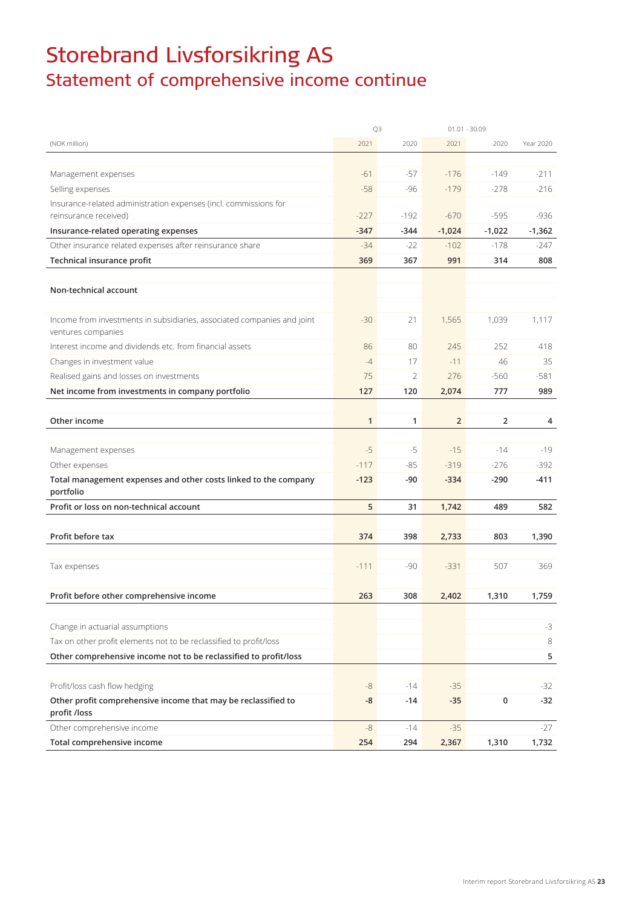# Storebrand Livsforsikring AS

## Statement of comprehensive income continue

| (NOK million) | Q3 2021 | Q3 2020 | 01.01 - 30.09 2021 | 01.01 - 30.09 2020 | Year 2020 |
|---|---|---|---|---|---|
| Management expenses | -61 | -57 | -176 | -149 | -211 |
| Selling expenses | -58 | -96 | -179 | -278 | -216 |
| Insurance-related administration expenses (incl. commissions for reinsurance received) | -227 | -192 | -670 | -595 | -936 |
| **Insurance-related operating expenses** | **-347** | **-344** | **-1,024** | **-1,022** | **-1,362** |
| Other insurance related expenses after reinsurance share | -34 | -22 | -102 | -178 | -247 |
| **Technical insurance profit** | **369** | **367** | **991** | **314** | **808** |
| **Non-technical account** | | | | | |
| Income from investments in subsidiaries, associated companies and joint ventures companies | -30 | 21 | 1,565 | 1,039 | 1,117 |
| Interest income and dividends etc. from financial assets | 86 | 80 | 245 | 252 | 418 |
| Changes in investment value | -4 | 17 | -11 | 46 | 35 |
| Realised gains and losses on investments | 75 | 2 | 276 | -560 | -581 |
| **Net income from investments in company portfolio** | **127** | **120** | **2,074** | **777** | **989** |
| **Other income** | **1** | **1** | **2** | **2** | **4** |
| Management expenses | -5 | -5 | -15 | -14 | -19 |
| Other expenses | -117 | -85 | -319 | -276 | -392 |
| **Total management expenses and other costs linked to the company portfolio** | **-123** | **-90** | **-334** | **-290** | **-411** |
| **Profit or loss on non-technical account** | **5** | **31** | **1,742** | **489** | **582** |
| **Profit before tax** | **374** | **398** | **2,733** | **803** | **1,390** |
| Tax expenses | -111 | -90 | -331 | 507 | 369 |
| **Profit before other comprehensive income** | **263** | **308** | **2,402** | **1,310** | **1,759** |
| Change in actuarial assumptions | | | | | -3 |
| Tax on other profit elements not to be reclassified to profit/loss | | | | | 8 |
| **Other comprehensive income not to be reclassified to profit/loss** | | | | | **5** |
| Profit/loss cash flow hedging | -8 | -14 | -35 | | -32 |
| **Other profit comprehensive income that may be reclassified to profit /loss** | **-8** | **-14** | **-35** | **0** | **-32** |
| Other comprehensive income | -8 | -14 | -35 | | -27 |
| **Total comprehensive income** | **254** | **294** | **2,367** | **1,310** | **1,732** |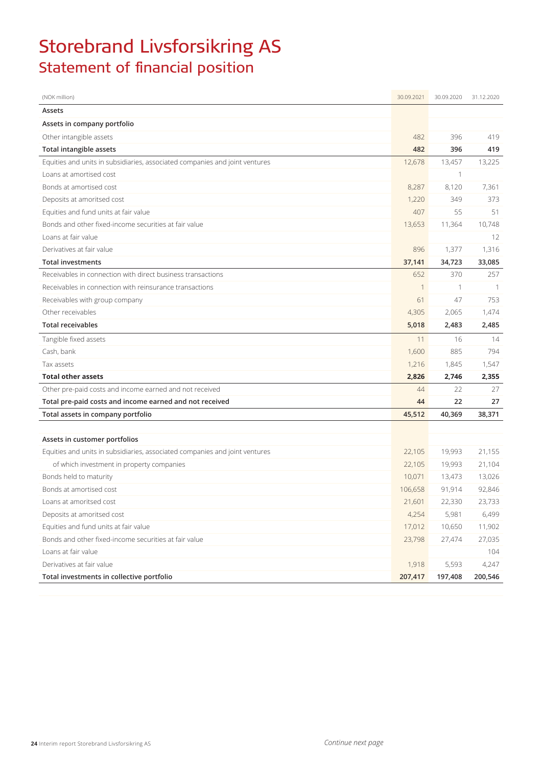# Storebrand Livsforsikring AS

## Statement of financial position

| (NOK million) | 30.09.2021 | 30.09.2020 | 31.12.2020 |
|---|---|---|---|
| **Assets** | | | |
| **Assets in company portfolio** | | | |
| Other intangible assets | 482 | 396 | 419 |
| **Total intangible assets** | **482** | **396** | **419** |
| Equities and units in subsidiaries, associated companies and joint ventures | 12,678 | 13,457 | 13,225 |
| Loans at amortised cost | | 1 | |
| Bonds at amortised cost | 8,287 | 8,120 | 7,361 |
| Deposits at amoritsed cost | 1,220 | 349 | 373 |
| Equities and fund units at fair value | 407 | 55 | 51 |
| Bonds and other fixed-income securities at fair value | 13,653 | 11,364 | 10,748 |
| Loans at fair value | | | 12 |
| Derivatives at fair value | 896 | 1,377 | 1,316 |
| **Total investments** | **37,141** | **34,723** | **33,085** |
| Receivables in connection with direct business transactions | 652 | 370 | 257 |
| Receivables in connection with reinsurance transactions | 1 | 1 | 1 |
| Receivables with group company | 61 | 47 | 753 |
| Other receivables | 4,305 | 2,065 | 1,474 |
| **Total receivables** | **5,018** | **2,483** | **2,485** |
| Tangible fixed assets | 11 | 16 | 14 |
| Cash, bank | 1,600 | 885 | 794 |
| Tax assets | 1,216 | 1,845 | 1,547 |
| **Total other assets** | **2,826** | **2,746** | **2,355** |
| Other pre-paid costs and income earned and not received | 44 | 22 | 27 |
| **Total pre-paid costs and income earned and not received** | **44** | **22** | **27** |
| **Total assets in company portfolio** | **45,512** | **40,369** | **38,371** |
| | | | |
| **Assets in customer portfolios** | | | |
| Equities and units in subsidiaries, associated companies and joint ventures | 22,105 | 19,993 | 21,155 |
| of which investment in property companies | 22,105 | 19,993 | 21,104 |
| Bonds held to maturity | 10,071 | 13,473 | 13,026 |
| Bonds at amortised cost | 106,658 | 91,914 | 92,846 |
| Loans at amoritsed cost | 21,601 | 22,330 | 23,733 |
| Deposits at amoritsed cost | 4,254 | 5,981 | 6,499 |
| Equities and fund units at fair value | 17,012 | 10,650 | 11,902 |
| Bonds and other fixed-income securities at fair value | 23,798 | 27,474 | 27,035 |
| Loans at fair value | | | 104 |
| Derivatives at fair value | 1,918 | 5,593 | 4,247 |
| **Total investments in collective portfolio** | **207,417** | **197,408** | **200,546** |

*Continue next page*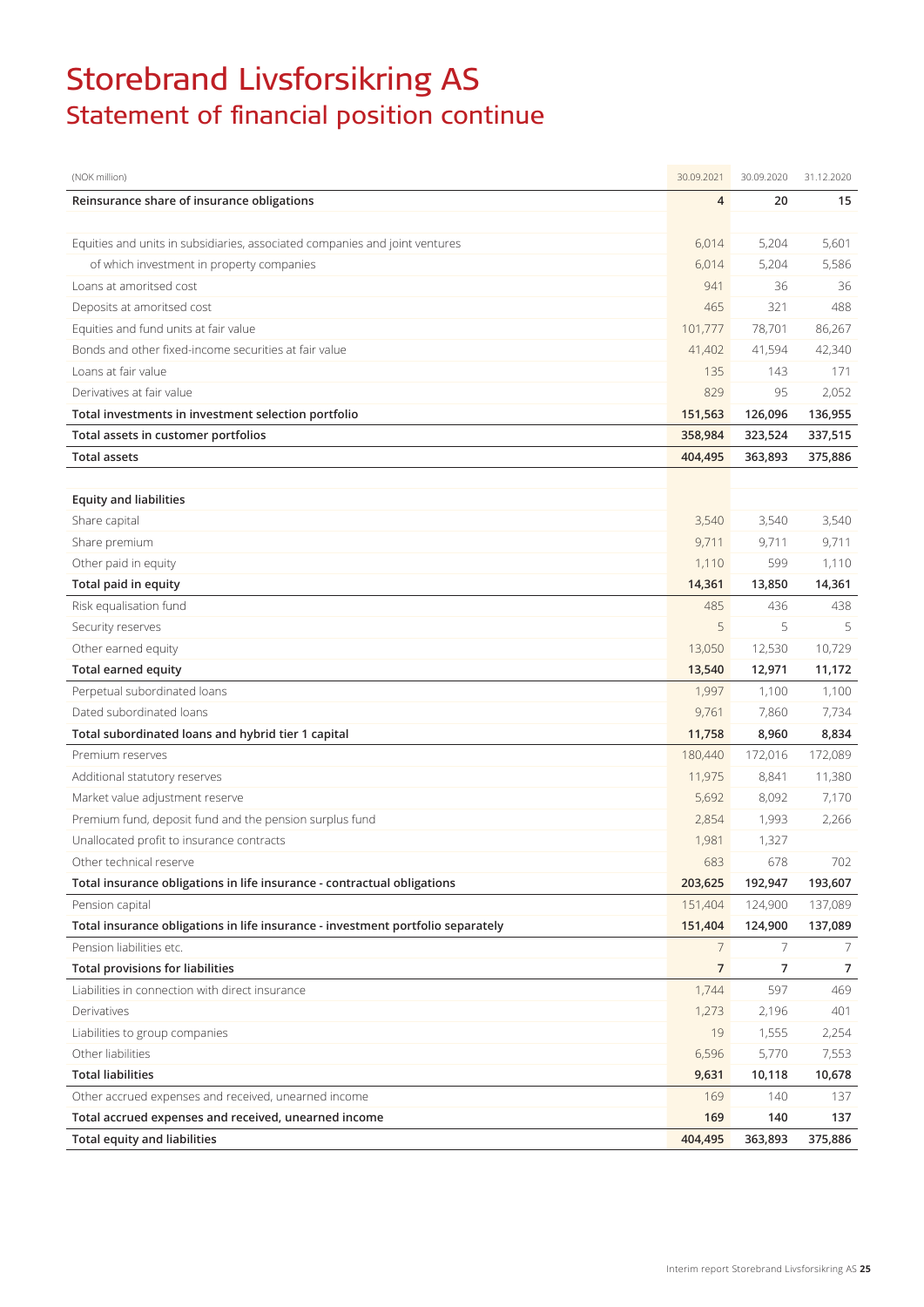# Storebrand Livsforsikring AS
## Statement of financial position continue

| (NOK million) | 30.09.2021 | 30.09.2020 | 31.12.2020 |
|---|---|---|---|
| **Reinsurance share of insurance obligations** | **4** | **20** | **15** |
| | | | |
| Equities and units in subsidiaries, associated companies and joint ventures | 6,014 | 5,204 | 5,601 |
| of which investment in property companies | 6,014 | 5,204 | 5,586 |
| Loans at amoritsed cost | 941 | 36 | 36 |
| Deposits at amoritsed cost | 465 | 321 | 488 |
| Equities and fund units at fair value | 101,777 | 78,701 | 86,267 |
| Bonds and other fixed-income securities at fair value | 41,402 | 41,594 | 42,340 |
| Loans at fair value | 135 | 143 | 171 |
| Derivatives at fair value | 829 | 95 | 2,052 |
| **Total investments in investment selection portfolio** | **151,563** | **126,096** | **136,955** |
| **Total assets in customer portfolios** | **358,984** | **323,524** | **337,515** |
| **Total assets** | **404,495** | **363,893** | **375,886** |
| | | | |
| **Equity and liabilities** | | | |
| Share capital | 3,540 | 3,540 | 3,540 |
| Share premium | 9,711 | 9,711 | 9,711 |
| Other paid in equity | 1,110 | 599 | 1,110 |
| **Total paid in equity** | **14,361** | **13,850** | **14,361** |
| Risk equalisation fund | 485 | 436 | 438 |
| Security reserves | 5 | 5 | 5 |
| Other earned equity | 13,050 | 12,530 | 10,729 |
| **Total earned equity** | **13,540** | **12,971** | **11,172** |
| Perpetual subordinated loans | 1,997 | 1,100 | 1,100 |
| Dated subordinated loans | 9,761 | 7,860 | 7,734 |
| **Total subordinated loans and hybrid tier 1 capital** | **11,758** | **8,960** | **8,834** |
| Premium reserves | 180,440 | 172,016 | 172,089 |
| Additional statutory reserves | 11,975 | 8,841 | 11,380 |
| Market value adjustment reserve | 5,692 | 8,092 | 7,170 |
| Premium fund, deposit fund and the pension surplus fund | 2,854 | 1,993 | 2,266 |
| Unallocated profit to insurance contracts | 1,981 | 1,327 | |
| Other technical reserve | 683 | 678 | 702 |
| **Total insurance obligations in life insurance - contractual obligations** | **203,625** | **192,947** | **193,607** |
| Pension capital | 151,404 | 124,900 | 137,089 |
| **Total insurance obligations in life insurance - investment portfolio separately** | **151,404** | **124,900** | **137,089** |
| Pension liabilities etc. | 7 | 7 | 7 |
| **Total provisions for liabilities** | **7** | **7** | **7** |
| Liabilities in connection with direct insurance | 1,744 | 597 | 469 |
| Derivatives | 1,273 | 2,196 | 401 |
| Liabilities to group companies | 19 | 1,555 | 2,254 |
| Other liabilities | 6,596 | 5,770 | 7,553 |
| **Total liabilities** | **9,631** | **10,118** | **10,678** |
| Other accrued expenses and received, unearned income | 169 | 140 | 137 |
| **Total accrued expenses and received, unearned income** | **169** | **140** | **137** |
| **Total equity and liabilities** | **404,495** | **363,893** | **375,886** |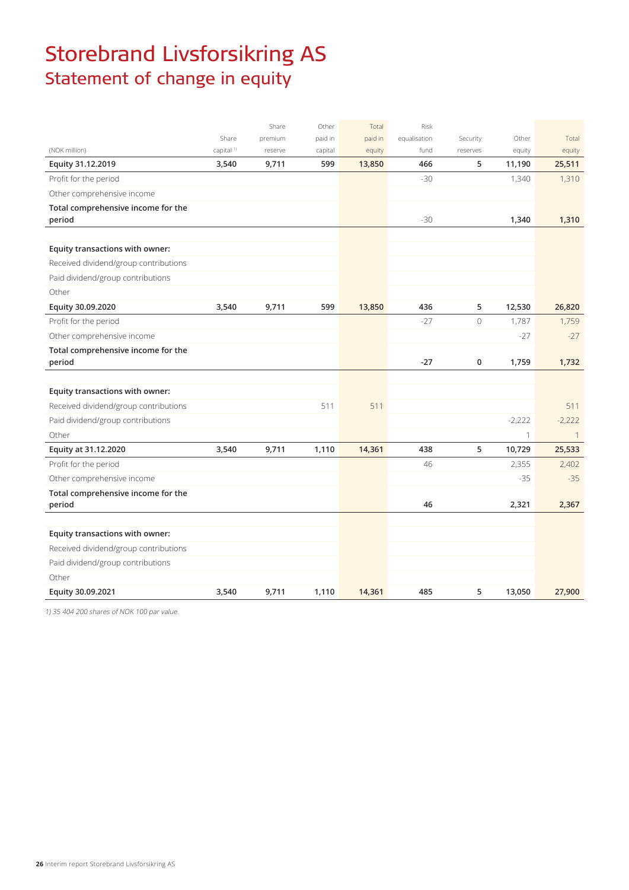# Storebrand Livsforsikring AS

## Statement of change in equity

| (NOK million) | Share capital [1] | Share premium reserve | Other paid in capital | Total paid in equity | Risk equalisation fund | Security reserves | Other equity | Total equity |
|---|---|---|---|---|---|---|---|---|
| **Equity 31.12.2019** | **3,540** | **9,711** | **599** | **13,850** | **466** | **5** | **11,190** | **25,511** |
| Profit for the period | | | | | -30 | | 1,340 | 1,310 |
| Other comprehensive income | | | | | | | | |
| **Total comprehensive income for the period** | | | | | -30 | | **1,340** | **1,310** |
| | | | | | | | | |
| **Equity transactions with owner:** | | | | | | | | |
| Received dividend/group contributions | | | | | | | | |
| Paid dividend/group contributions | | | | | | | | |
| Other | | | | | | | | |
| **Equity 30.09.2020** | **3,540** | **9,711** | **599** | **13,850** | **436** | **5** | **12,530** | **26,820** |
| Profit for the period | | | | | -27 | 0 | 1,787 | 1,759 |
| Other comprehensive income | | | | | | | -27 | -27 |
| **Total comprehensive income for the period** | | | | | **-27** | **0** | **1,759** | **1,732** |
| | | | | | | | | |
| **Equity transactions with owner:** | | | | | | | | |
| Received dividend/group contributions | | | 511 | 511 | | | | 511 |
| Paid dividend/group contributions | | | | | | | -2,222 | -2,222 |
| Other | | | | | | | 1 | 1 |
| **Equity at 31.12.2020** | **3,540** | **9,711** | **1,110** | **14,361** | **438** | **5** | **10,729** | **25,533** |
| Profit for the period | | | | | 46 | | 2,355 | 2,402 |
| Other comprehensive income | | | | | | | -35 | -35 |
| **Total comprehensive income for the period** | | | | | **46** | | **2,321** | **2,367** |
| | | | | | | | | |
| **Equity transactions with owner:** | | | | | | | | |
| Received dividend/group contributions | | | | | | | | |
| Paid dividend/group contributions | | | | | | | | |
| Other | | | | | | | | |
| **Equity 30.09.2021** | **3,540** | **9,711** | **1,110** | **14,361** | **485** | **5** | **13,050** | **27,900** |

*1) 35 404 200 shares of NOK 100 par value.*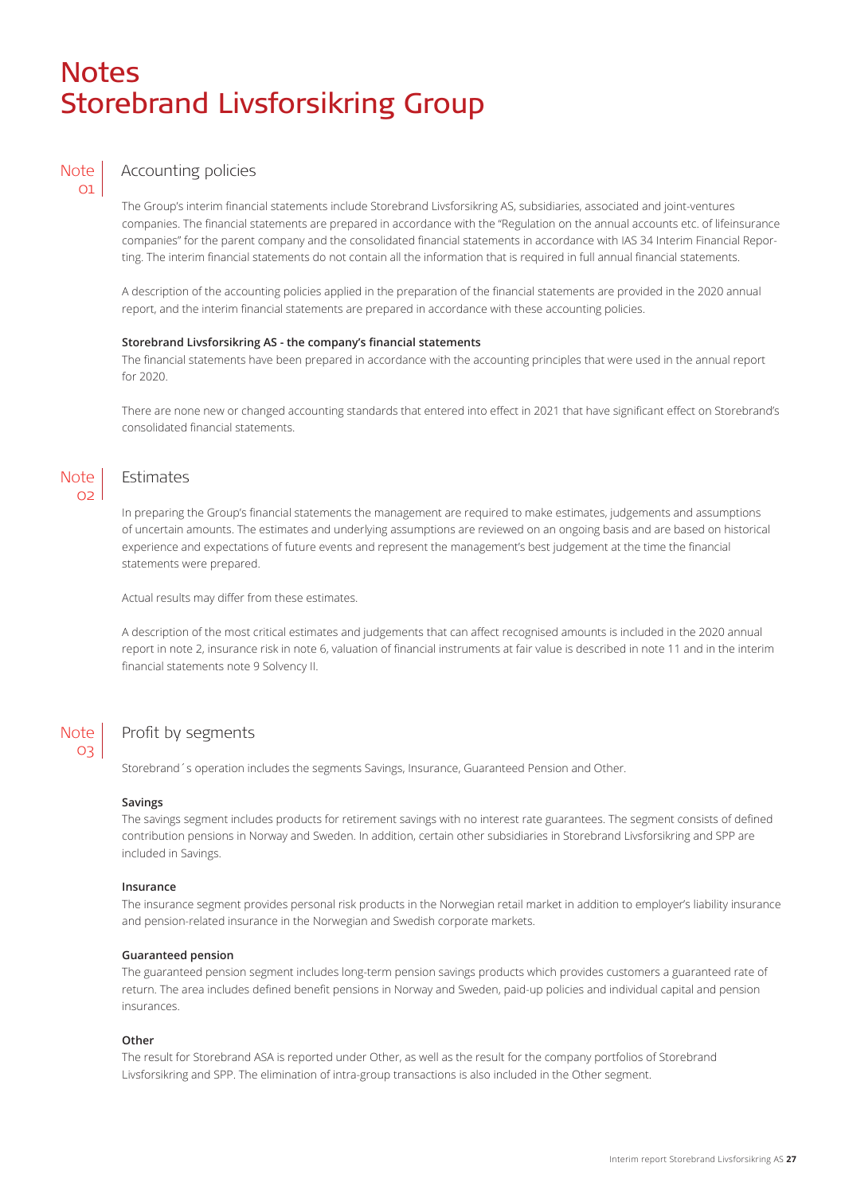# Notes
# Storebrand Livsforsikring Group

## Note 01 Accounting policies

The Group's interim financial statements include Storebrand Livsforsikring AS, subsidiaries, associated and joint-ventures companies. The financial statements are prepared in accordance with the "Regulation on the annual accounts etc. of lifeinsurance companies" for the parent company and the consolidated financial statements in accordance with IAS 34 Interim Financial Reporting. The interim financial statements do not contain all the information that is required in full annual financial statements.

A description of the accounting policies applied in the preparation of the financial statements are provided in the 2020 annual report, and the interim financial statements are prepared in accordance with these accounting policies.

**Storebrand Livsforsikring AS - the company's financial statements**
The financial statements have been prepared in accordance with the accounting principles that were used in the annual report for 2020.

There are none new or changed accounting standards that entered into effect in 2021 that have significant effect on Storebrand's consolidated financial statements.

## Note 02 Estimates

In preparing the Group's financial statements the management are required to make estimates, judgements and assumptions of uncertain amounts. The estimates and underlying assumptions are reviewed on an ongoing basis and are based on historical experience and expectations of future events and represent the management's best judgement at the time the financial statements were prepared.

Actual results may differ from these estimates.

A description of the most critical estimates and judgements that can affect recognised amounts is included in the 2020 annual report in note 2, insurance risk in note 6, valuation of financial instruments at fair value is described in note 11 and in the interim financial statements note 9 Solvency II.

## Note 03 Profit by segments

Storebrand´s operation includes the segments Savings, Insurance, Guaranteed Pension and Other.

**Savings**
The savings segment includes products for retirement savings with no interest rate guarantees. The segment consists of defined contribution pensions in Norway and Sweden. In addition, certain other subsidiaries in Storebrand Livsforsikring and SPP are included in Savings.

**Insurance**
The insurance segment provides personal risk products in the Norwegian retail market in addition to employer's liability insurance and pension-related insurance in the Norwegian and Swedish corporate markets.

**Guaranteed pension**
The guaranteed pension segment includes long-term pension savings products which provides customers a guaranteed rate of return. The area includes defined benefit pensions in Norway and Sweden, paid-up policies and individual capital and pension insurances.

**Other**
The result for Storebrand ASA is reported under Other, as well as the result for the company portfolios of Storebrand Livsforsikring and SPP. The elimination of intra-group transactions is also included in the Other segment.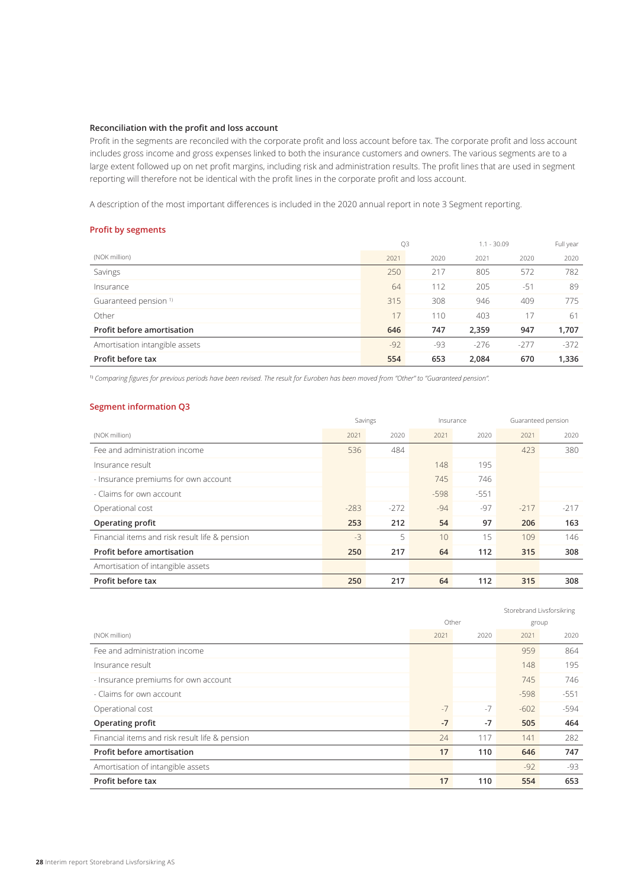### Reconciliation with the profit and loss account

Profit in the segments are reconciled with the corporate profit and loss account before tax. The corporate profit and loss account includes gross income and gross expenses linked to both the insurance customers and owners. The various segments are to a large extent followed up on net profit margins, including risk and administration results. The profit lines that are used in segment reporting will therefore not be identical with the profit lines in the corporate profit and loss account.

A description of the most important differences is included in the 2020 annual report in note 3 Segment reporting.

## Profit by segments

| | Q3 | | 1.1 - 30.09 | | Full year |
|---|---|---|---|---|---|
| (NOK million) | 2021 | 2020 | 2021 | 2020 | 2020 |
| Savings | 250 | 217 | 805 | 572 | 782 |
| Insurance | 64 | 112 | 205 | -51 | 89 |
| Guaranteed pension [1] | 315 | 308 | 946 | 409 | 775 |
| Other | 17 | 110 | 403 | 17 | 61 |
| **Profit before amortisation** | **646** | **747** | **2,359** | **947** | **1,707** |
| Amortisation intangible assets | -92 | -93 | -276 | -277 | -372 |
| **Profit before tax** | **554** | **653** | **2,084** | **670** | **1,336** |

[1] *Comparing figures for previous periods have been revised. The result for Euroben has been moved from "Other" to "Guaranteed pension".*

## Segment information Q3

| | Savings | | Insurance | | Guaranteed pension | |
|---|---|---|---|---|---|---|
| (NOK million) | 2021 | 2020 | 2021 | 2020 | 2021 | 2020 |
| Fee and administration income | 536 | 484 | | | 423 | 380 |
| Insurance result | | | 148 | 195 | | |
| - Insurance premiums for own account | | | 745 | 746 | | |
| - Claims for own account | | | -598 | -551 | | |
| Operational cost | -283 | -272 | -94 | -97 | -217 | -217 |
| **Operating profit** | **253** | **212** | **54** | **97** | **206** | **163** |
| Financial items and risk result life & pension | -3 | 5 | 10 | 15 | 109 | 146 |
| **Profit before amortisation** | **250** | **217** | **64** | **112** | **315** | **308** |
| Amortisation of intangible assets | | | | | | |
| **Profit before tax** | **250** | **217** | **64** | **112** | **315** | **308** |

| | Other | | Storebrand Livsforsikring group | |
|---|---|---|---|---|
| (NOK million) | 2021 | 2020 | 2021 | 2020 |
| Fee and administration income | | | 959 | 864 |
| Insurance result | | | 148 | 195 |
| - Insurance premiums for own account | | | 745 | 746 |
| - Claims for own account | | | -598 | -551 |
| Operational cost | -7 | -7 | -602 | -594 |
| **Operating profit** | **-7** | **-7** | **505** | **464** |
| Financial items and risk result life & pension | 24 | 117 | 141 | 282 |
| **Profit before amortisation** | **17** | **110** | **646** | **747** |
| Amortisation of intangible assets | | | -92 | -93 |
| **Profit before tax** | **17** | **110** | **554** | **653** |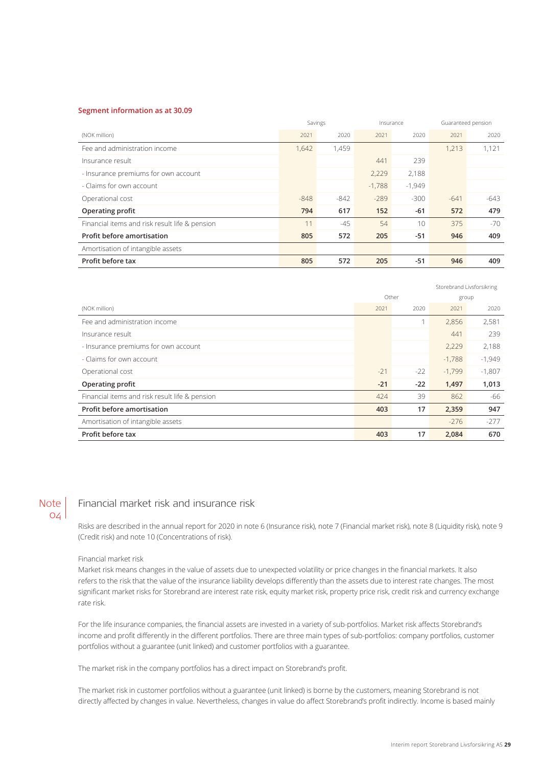**Segment information as at 30.09**

| (NOK million) | Savings 2021 | Savings 2020 | Insurance 2021 | Insurance 2020 | Guaranteed pension 2021 | Guaranteed pension 2020 |
|---|---|---|---|---|---|---|
| Fee and administration income | 1,642 | 1,459 | | | 1,213 | 1,121 |
| Insurance result | | | 441 | 239 | | |
| - Insurance premiums for own account | | | 2,229 | 2,188 | | |
| - Claims for own account | | | -1,788 | -1,949 | | |
| Operational cost | -848 | -842 | -289 | -300 | -641 | -643 |
| **Operating profit** | **794** | **617** | **152** | **-61** | **572** | **479** |
| Financial items and risk result life & pension | 11 | -45 | 54 | 10 | 375 | -70 |
| **Profit before amortisation** | **805** | **572** | **205** | **-51** | **946** | **409** |
| Amortisation of intangible assets | | | | | | |
| **Profit before tax** | **805** | **572** | **205** | **-51** | **946** | **409** |

| (NOK million) | Other 2021 | Other 2020 | Storebrand Livsforsikring group 2021 | Storebrand Livsforsikring group 2020 |
|---|---|---|---|---|
| Fee and administration income | | 1 | 2,856 | 2,581 |
| Insurance result | | | 441 | 239 |
| - Insurance premiums for own account | | | 2,229 | 2,188 |
| - Claims for own account | | | -1,788 | -1,949 |
| Operational cost | -21 | -22 | -1,799 | -1,807 |
| **Operating profit** | **-21** | **-22** | **1,497** | **1,013** |
| Financial items and risk result life & pension | 424 | 39 | 862 | -66 |
| **Profit before amortisation** | **403** | **17** | **2,359** | **947** |
| Amortisation of intangible assets | | | -276 | -277 |
| **Profit before tax** | **403** | **17** | **2,084** | **670** |

## Note 04 Financial market risk and insurance risk

Risks are described in the annual report for 2020 in note 6 (Insurance risk), note 7 (Financial market risk), note 8 (Liquidity risk), note 9 (Credit risk) and note 10 (Concentrations of risk).

### Financial market risk

Market risk means changes in the value of assets due to unexpected volatility or price changes in the financial markets. It also refers to the risk that the value of the insurance liability develops differently than the assets due to interest rate changes. The most significant market risks for Storebrand are interest rate risk, equity market risk, property price risk, credit risk and currency exchange rate risk.

For the life insurance companies, the financial assets are invested in a variety of sub-portfolios. Market risk affects Storebrand's income and profit differently in the different portfolios. There are three main types of sub-portfolios: company portfolios, customer portfolios without a guarantee (unit linked) and customer portfolios with a guarantee.

The market risk in the company portfolios has a direct impact on Storebrand's profit.

The market risk in customer portfolios without a guarantee (unit linked) is borne by the customers, meaning Storebrand is not directly affected by changes in value. Nevertheless, changes in value do affect Storebrand's profit indirectly. Income is based mainly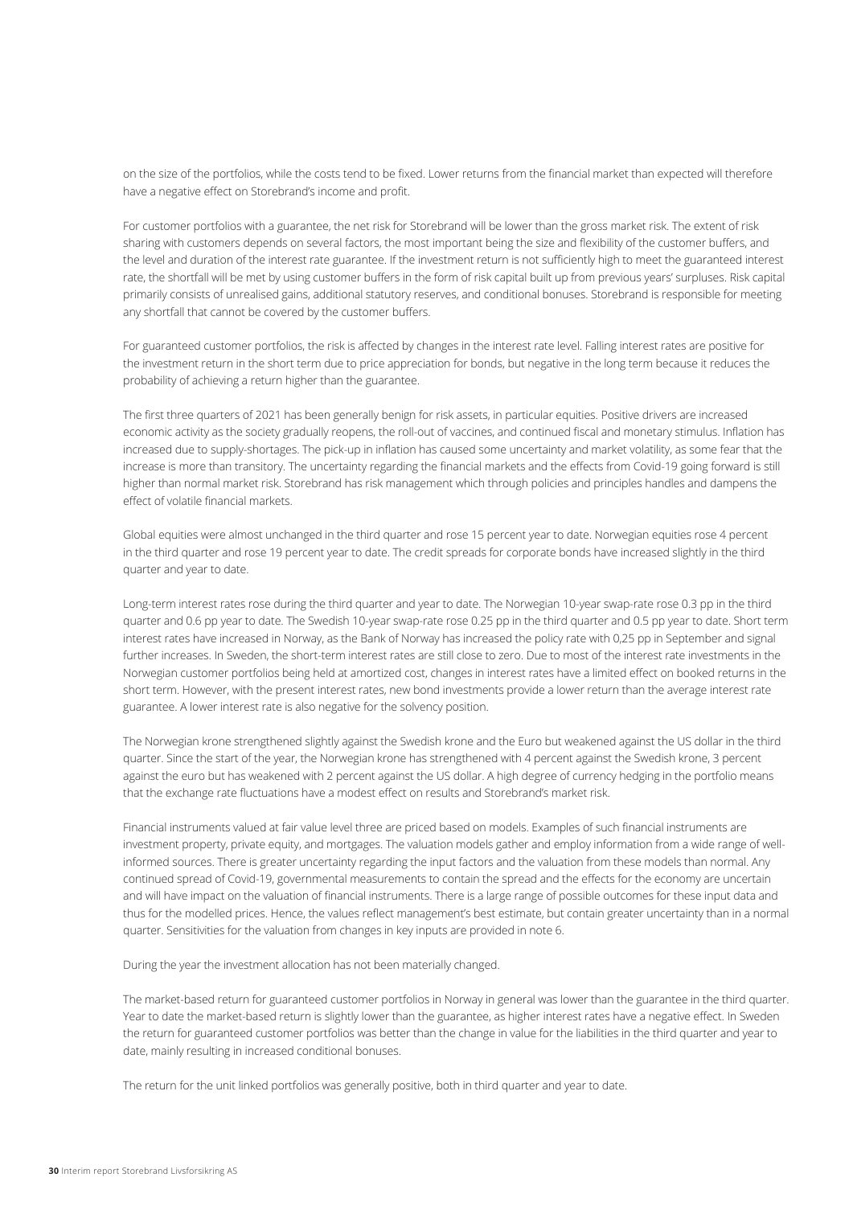on the size of the portfolios, while the costs tend to be fixed. Lower returns from the financial market than expected will therefore have a negative effect on Storebrand's income and profit.

For customer portfolios with a guarantee, the net risk for Storebrand will be lower than the gross market risk. The extent of risk sharing with customers depends on several factors, the most important being the size and flexibility of the customer buffers, and the level and duration of the interest rate guarantee. If the investment return is not sufficiently high to meet the guaranteed interest rate, the shortfall will be met by using customer buffers in the form of risk capital built up from previous years' surpluses. Risk capital primarily consists of unrealised gains, additional statutory reserves, and conditional bonuses. Storebrand is responsible for meeting any shortfall that cannot be covered by the customer buffers.

For guaranteed customer portfolios, the risk is affected by changes in the interest rate level. Falling interest rates are positive for the investment return in the short term due to price appreciation for bonds, but negative in the long term because it reduces the probability of achieving a return higher than the guarantee.

The first three quarters of 2021 has been generally benign for risk assets, in particular equities. Positive drivers are increased economic activity as the society gradually reopens, the roll-out of vaccines, and continued fiscal and monetary stimulus. Inflation has increased due to supply-shortages. The pick-up in inflation has caused some uncertainty and market volatility, as some fear that the increase is more than transitory. The uncertainty regarding the financial markets and the effects from Covid-19 going forward is still higher than normal market risk. Storebrand has risk management which through policies and principles handles and dampens the effect of volatile financial markets.

Global equities were almost unchanged in the third quarter and rose 15 percent year to date. Norwegian equities rose 4 percent in the third quarter and rose 19 percent year to date. The credit spreads for corporate bonds have increased slightly in the third quarter and year to date.

Long-term interest rates rose during the third quarter and year to date. The Norwegian 10-year swap-rate rose 0.3 pp in the third quarter and 0.6 pp year to date. The Swedish 10-year swap-rate rose 0.25 pp in the third quarter and 0.5 pp year to date. Short term interest rates have increased in Norway, as the Bank of Norway has increased the policy rate with 0,25 pp in September and signal further increases. In Sweden, the short-term interest rates are still close to zero. Due to most of the interest rate investments in the Norwegian customer portfolios being held at amortized cost, changes in interest rates have a limited effect on booked returns in the short term. However, with the present interest rates, new bond investments provide a lower return than the average interest rate guarantee. A lower interest rate is also negative for the solvency position.

The Norwegian krone strengthened slightly against the Swedish krone and the Euro but weakened against the US dollar in the third quarter. Since the start of the year, the Norwegian krone has strengthened with 4 percent against the Swedish krone, 3 percent against the euro but has weakened with 2 percent against the US dollar. A high degree of currency hedging in the portfolio means that the exchange rate fluctuations have a modest effect on results and Storebrand's market risk.

Financial instruments valued at fair value level three are priced based on models. Examples of such financial instruments are investment property, private equity, and mortgages. The valuation models gather and employ information from a wide range of well-informed sources. There is greater uncertainty regarding the input factors and the valuation from these models than normal. Any continued spread of Covid-19, governmental measurements to contain the spread and the effects for the economy are uncertain and will have impact on the valuation of financial instruments. There is a large range of possible outcomes for these input data and thus for the modelled prices. Hence, the values reflect management's best estimate, but contain greater uncertainty than in a normal quarter. Sensitivities for the valuation from changes in key inputs are provided in note 6.

During the year the investment allocation has not been materially changed.

The market-based return for guaranteed customer portfolios in Norway in general was lower than the guarantee in the third quarter. Year to date the market-based return is slightly lower than the guarantee, as higher interest rates have a negative effect. In Sweden the return for guaranteed customer portfolios was better than the change in value for the liabilities in the third quarter and year to date, mainly resulting in increased conditional bonuses.

The return for the unit linked portfolios was generally positive, both in third quarter and year to date.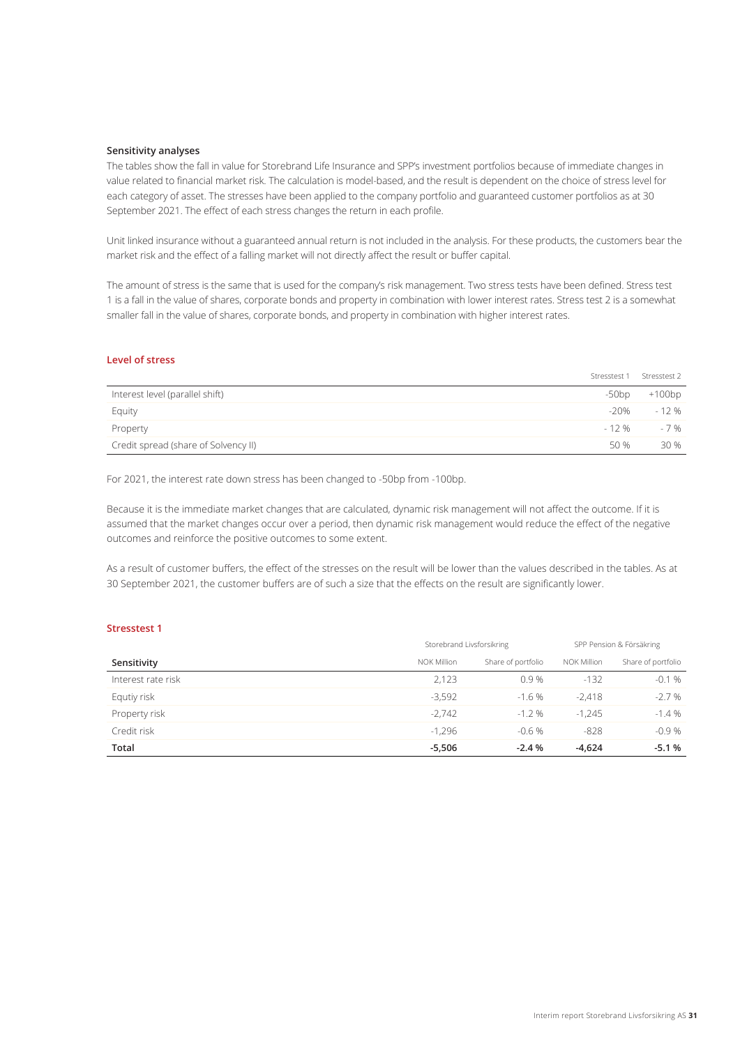### Sensitivity analyses

The tables show the fall in value for Storebrand Life Insurance and SPP's investment portfolios because of immediate changes in value related to financial market risk. The calculation is model-based, and the result is dependent on the choice of stress level for each category of asset. The stresses have been applied to the company portfolio and guaranteed customer portfolios as at 30 September 2021. The effect of each stress changes the return in each profile.

Unit linked insurance without a guaranteed annual return is not included in the analysis. For these products, the customers bear the market risk and the effect of a falling market will not directly affect the result or buffer capital.

The amount of stress is the same that is used for the company's risk management. Two stress tests have been defined. Stress test 1 is a fall in the value of shares, corporate bonds and property in combination with lower interest rates. Stress test 2 is a somewhat smaller fall in the value of shares, corporate bonds, and property in combination with higher interest rates.

### Level of stress

| | Stresstest 1 | Stresstest 2 |
|---|---|---|
| Interest level (parallel shift) | -50bp | +100bp |
| Equity | -20% | - 12 % |
| Property | - 12 % | - 7 % |
| Credit spread (share of Solvency II) | 50 % | 30 % |

For 2021, the interest rate down stress has been changed to -50bp from -100bp.

Because it is the immediate market changes that are calculated, dynamic risk management will not affect the outcome. If it is assumed that the market changes occur over a period, then dynamic risk management would reduce the effect of the negative outcomes and reinforce the positive outcomes to some extent.

As a result of customer buffers, the effect of the stresses on the result will be lower than the values described in the tables. As at 30 September 2021, the customer buffers are of such a size that the effects on the result are significantly lower.

### Stresstest 1

| | Storebrand Livsforsikring | | SPP Pension & Försäkring | |
|---|---|---|---|---|
| **Sensitivity** | NOK Million | Share of portfolio | NOK Million | Share of portfolio |
| Interest rate risk | 2,123 | 0.9 % | -132 | -0.1 % |
| Equtiy risk | -3,592 | -1.6 % | -2,418 | -2.7 % |
| Property risk | -2,742 | -1.2 % | -1,245 | -1.4 % |
| Credit risk | -1,296 | -0.6 % | -828 | -0.9 % |
| **Total** | **-5,506** | **-2.4 %** | **-4,624** | **-5.1 %** |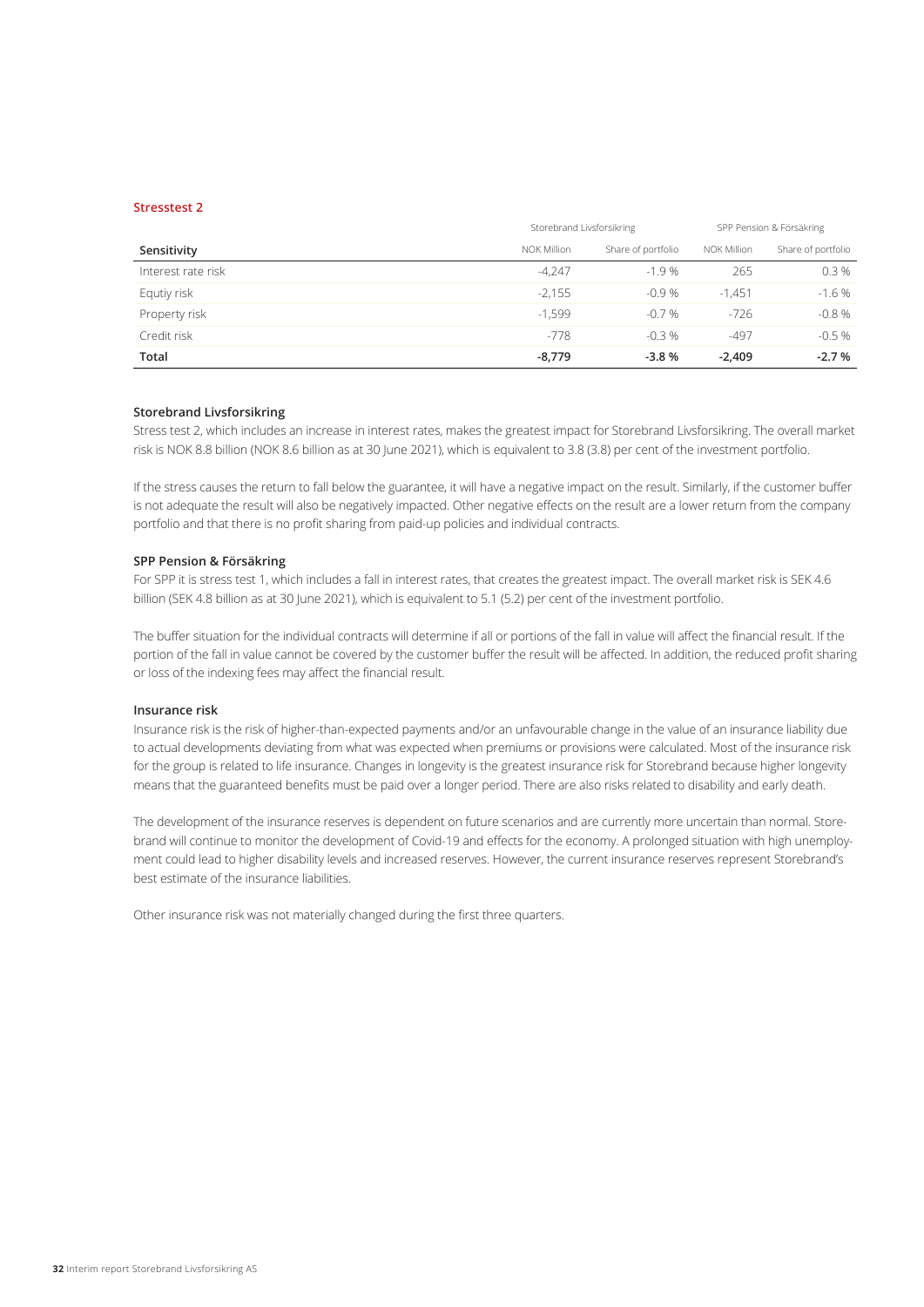### Stresstest 2

| Sensitivity | Storebrand Livsforsikring | | SPP Pension & Försäkring | |
|---|---|---|---|---|
| | NOK Million | Share of portfolio | NOK Million | Share of portfolio |
| Interest rate risk | -4,247 | -1.9 % | 265 | 0.3 % |
| Equtiy risk | -2,155 | -0.9 % | -1,451 | -1.6 % |
| Property risk | -1,599 | -0.7 % | -726 | -0.8 % |
| Credit risk | -778 | -0.3 % | -497 | -0.5 % |
| **Total** | **-8,779** | **-3.8 %** | **-2,409** | **-2.7 %** |

#### Storebrand Livsforsikring

Stress test 2, which includes an increase in interest rates, makes the greatest impact for Storebrand Livsforsikring. The overall market risk is NOK 8.8 billion (NOK 8.6 billion as at 30 June 2021), which is equivalent to 3.8 (3.8) per cent of the investment portfolio.

If the stress causes the return to fall below the guarantee, it will have a negative impact on the result. Similarly, if the customer buffer is not adequate the result will also be negatively impacted. Other negative effects on the result are a lower return from the company portfolio and that there is no profit sharing from paid-up policies and individual contracts.

#### SPP Pension & Försäkring

For SPP it is stress test 1, which includes a fall in interest rates, that creates the greatest impact. The overall market risk is SEK 4.6 billion (SEK 4.8 billion as at 30 June 2021), which is equivalent to 5.1 (5.2) per cent of the investment portfolio.

The buffer situation for the individual contracts will determine if all or portions of the fall in value will affect the financial result. If the portion of the fall in value cannot be covered by the customer buffer the result will be affected. In addition, the reduced profit sharing or loss of the indexing fees may affect the financial result.

#### Insurance risk

Insurance risk is the risk of higher-than-expected payments and/or an unfavourable change in the value of an insurance liability due to actual developments deviating from what was expected when premiums or provisions were calculated. Most of the insurance risk for the group is related to life insurance. Changes in longevity is the greatest insurance risk for Storebrand because higher longevity means that the guaranteed benefits must be paid over a longer period. There are also risks related to disability and early death.

The development of the insurance reserves is dependent on future scenarios and are currently more uncertain than normal. Storebrand will continue to monitor the development of Covid-19 and effects for the economy. A prolonged situation with high unemployment could lead to higher disability levels and increased reserves. However, the current insurance reserves represent Storebrand's best estimate of the insurance liabilities.

Other insurance risk was not materially changed during the first three quarters.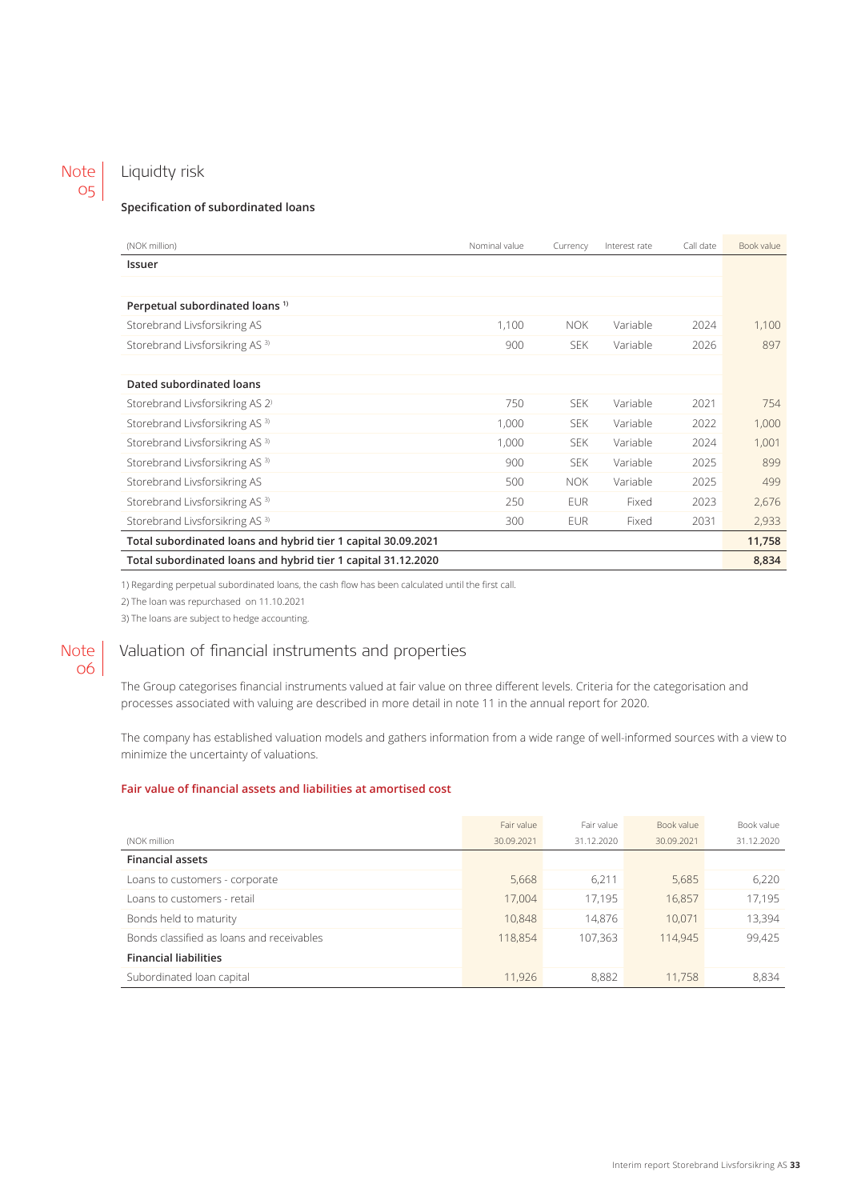## Note 05 Liquidty risk

### Specification of subordinated loans

| (NOK million) | Nominal value | Currency | Interest rate | Call date | Book value |
|---|---|---|---|---|---|
| **Issuer** | | | | | |
| | | | | | |
| **Perpetual subordinated loans [1]** | | | | | |
| Storebrand Livsforsikring AS | 1,100 | NOK | Variable | 2024 | 1,100 |
| Storebrand Livsforsikring AS [3] | 900 | SEK | Variable | 2026 | 897 |
| | | | | | |
| **Dated subordinated loans** | | | | | |
| Storebrand Livsforsikring AS [2] | 750 | SEK | Variable | 2021 | 754 |
| Storebrand Livsforsikring AS [3] | 1,000 | SEK | Variable | 2022 | 1,000 |
| Storebrand Livsforsikring AS [3] | 1,000 | SEK | Variable | 2024 | 1,001 |
| Storebrand Livsforsikring AS [3] | 900 | SEK | Variable | 2025 | 899 |
| Storebrand Livsforsikring AS | 500 | NOK | Variable | 2025 | 499 |
| Storebrand Livsforsikring AS [3] | 250 | EUR | Fixed | 2023 | 2,676 |
| Storebrand Livsforsikring AS [3] | 300 | EUR | Fixed | 2031 | 2,933 |
| **Total subordinated loans and hybrid tier 1 capital 30.09.2021** | | | | | **11,758** |
| **Total subordinated loans and hybrid tier 1 capital 31.12.2020** | | | | | **8,834** |

1) Regarding perpetual subordinated loans, the cash flow has been calculated until the first call.

2) The loan was repurchased on 11.10.2021

3) The loans are subject to hedge accounting.

## Note 06 Valuation of financial instruments and properties

The Group categorises financial instruments valued at fair value on three different levels. Criteria for the categorisation and processes associated with valuing are described in more detail in note 11 in the annual report for 2020.

The company has established valuation models and gathers information from a wide range of well-informed sources with a view to minimize the uncertainty of valuations.

### Fair value of financial assets and liabilities at amortised cost

| (NOK million | Fair value 30.09.2021 | Fair value 31.12.2020 | Book value 30.09.2021 | Book value 31.12.2020 |
|---|---|---|---|---|
| **Financial assets** | | | | |
| Loans to customers - corporate | 5,668 | 6,211 | 5,685 | 6,220 |
| Loans to customers - retail | 17,004 | 17,195 | 16,857 | 17,195 |
| Bonds held to maturity | 10,848 | 14,876 | 10,071 | 13,394 |
| Bonds classified as loans and receivables | 118,854 | 107,363 | 114,945 | 99,425 |
| **Financial liabilities** | | | | |
| Subordinated loan capital | 11,926 | 8,882 | 11,758 | 8,834 |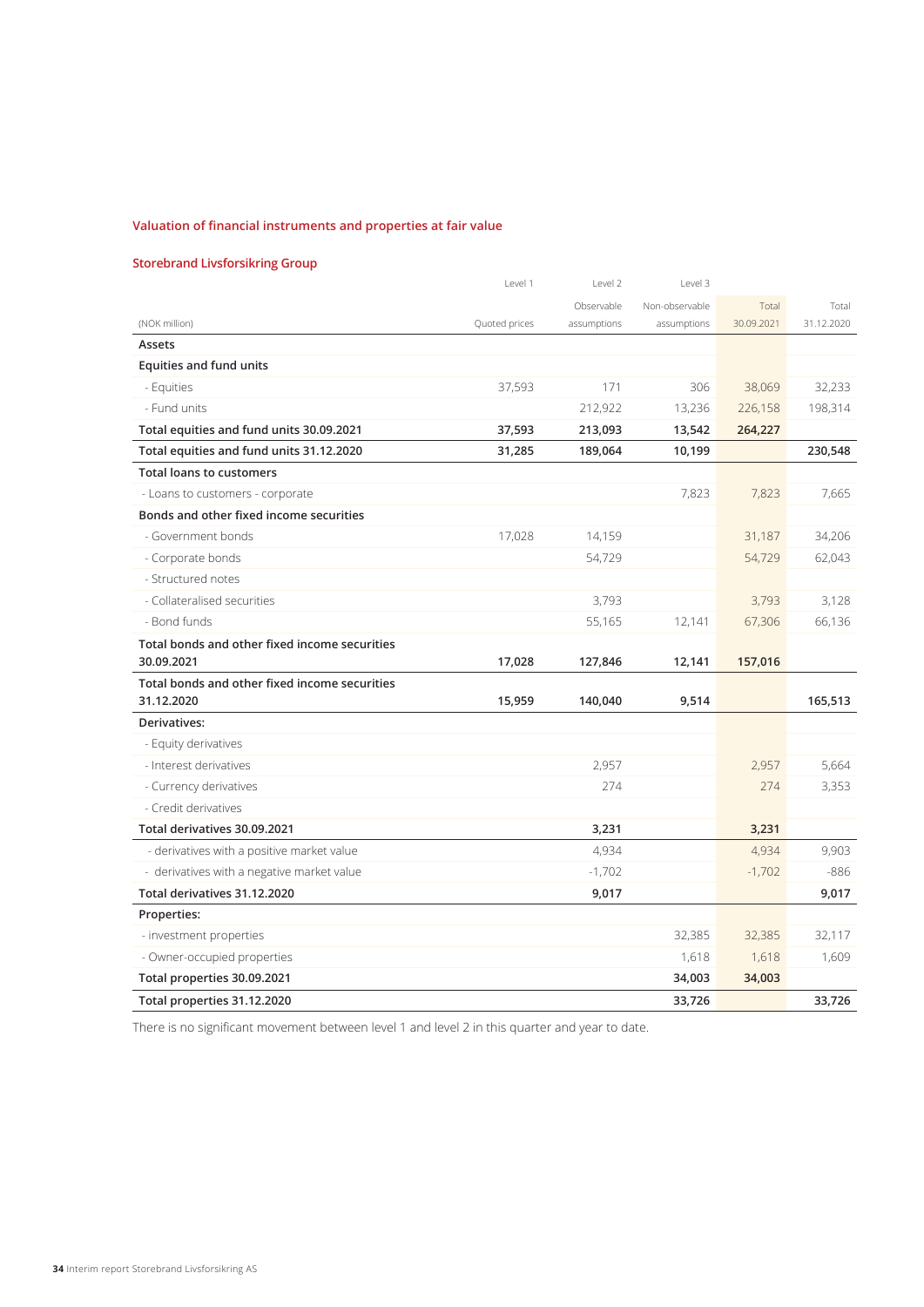## Valuation of financial instruments and properties at fair value

### Storebrand Livsforsikring Group

| (NOK million) | Level 1<br>Quoted prices | Level 2<br>Observable assumptions | Level 3<br>Non-observable assumptions | Total<br>30.09.2021 | Total<br>31.12.2020 |
|---|---|---|---|---|---|
| **Assets** | | | | | |
| **Equities and fund units** | | | | | |
| - Equities | 37,593 | 171 | 306 | 38,069 | 32,233 |
| - Fund units | | 212,922 | 13,236 | 226,158 | 198,314 |
| **Total equities and fund units 30.09.2021** | **37,593** | **213,093** | **13,542** | **264,227** | |
| **Total equities and fund units 31.12.2020** | **31,285** | **189,064** | **10,199** | | **230,548** |
| **Total loans to customers** | | | | | |
| - Loans to customers - corporate | | | 7,823 | 7,823 | 7,665 |
| **Bonds and other fixed income securities** | | | | | |
| - Government bonds | 17,028 | 14,159 | | 31,187 | 34,206 |
| - Corporate bonds | | 54,729 | | 54,729 | 62,043 |
| - Structured notes | | | | | |
| - Collateralised securities | | 3,793 | | 3,793 | 3,128 |
| - Bond funds | | 55,165 | 12,141 | 67,306 | 66,136 |
| **Total bonds and other fixed income securities 30.09.2021** | **17,028** | **127,846** | **12,141** | **157,016** | |
| **Total bonds and other fixed income securities 31.12.2020** | **15,959** | **140,040** | **9,514** | | **165,513** |
| **Derivatives:** | | | | | |
| - Equity derivatives | | | | | |
| - Interest derivatives | | 2,957 | | 2,957 | 5,664 |
| - Currency derivatives | | 274 | | 274 | 3,353 |
| - Credit derivatives | | | | | |
| **Total derivatives 30.09.2021** | | **3,231** | | **3,231** | |
| - derivatives with a positive market value | | 4,934 | | 4,934 | 9,903 |
| - derivatives with a negative market value | | -1,702 | | -1,702 | -886 |
| **Total derivatives 31.12.2020** | | **9,017** | | | **9,017** |
| **Properties:** | | | | | |
| - investment properties | | | 32,385 | 32,385 | 32,117 |
| - Owner-occupied properties | | | 1,618 | 1,618 | 1,609 |
| **Total properties 30.09.2021** | | | **34,003** | **34,003** | |
| **Total properties 31.12.2020** | | | **33,726** | | **33,726** |

There is no significant movement between level 1 and level 2 in this quarter and year to date.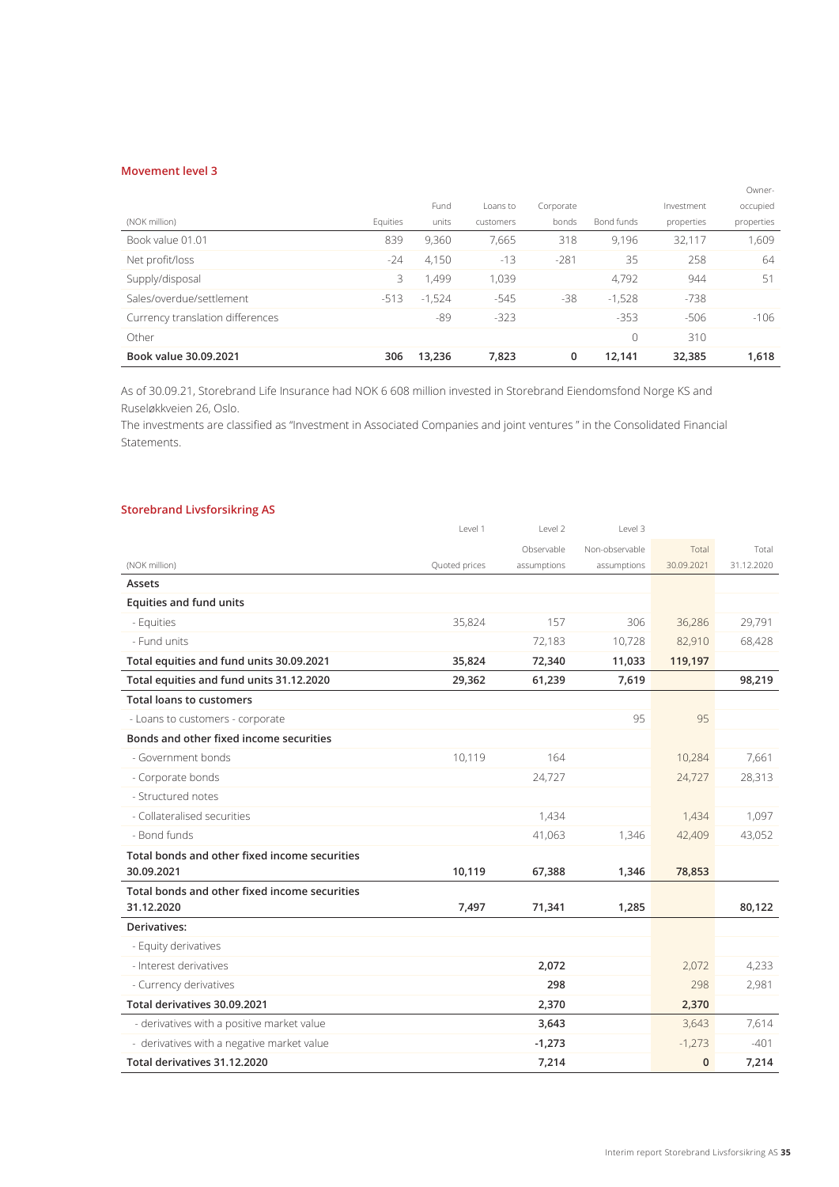### Movement level 3

| (NOK million) | Equities | Fund units | Loans to customers | Corporate bonds | Bond funds | Investment properties | Owner-occupied properties |
|---|---|---|---|---|---|---|---|
| Book value 01.01 | 839 | 9,360 | 7,665 | 318 | 9,196 | 32,117 | 1,609 |
| Net profit/loss | -24 | 4,150 | -13 | -281 | 35 | 258 | 64 |
| Supply/disposal | 3 | 1,499 | 1,039 | | 4,792 | 944 | 51 |
| Sales/overdue/settlement | -513 | -1,524 | -545 | -38 | -1,528 | -738 | |
| Currency translation differences | | -89 | -323 | | -353 | -506 | -106 |
| Other | | | | | 0 | 310 | |
| **Book value 30.09.2021** | **306** | **13,236** | **7,823** | **0** | **12,141** | **32,385** | **1,618** |

As of 30.09.21, Storebrand Life Insurance had NOK 6 608 million invested in Storebrand Eiendomsfond Norge KS and Ruseløkkveien 26, Oslo.
The investments are classified as "Investment in Associated Companies and joint ventures " in the Consolidated Financial Statements.

### Storebrand Livsforsikring AS

| | Level 1 | Level 2 | Level 3 | | |
|---|---|---|---|---|---|
| (NOK million) | Quoted prices | Observable assumptions | Non-observable assumptions | Total 30.09.2021 | Total 31.12.2020 |
| **Assets** | | | | | |
| **Equities and fund units** | | | | | |
| - Equities | 35,824 | 157 | 306 | 36,286 | 29,791 |
| - Fund units | | 72,183 | 10,728 | 82,910 | 68,428 |
| **Total equities and fund units 30.09.2021** | **35,824** | **72,340** | **11,033** | **119,197** | |
| **Total equities and fund units 31.12.2020** | **29,362** | **61,239** | **7,619** | | **98,219** |
| **Total loans to customers** | | | | | |
| - Loans to customers - corporate | | | 95 | 95 | |
| **Bonds and other fixed income securities** | | | | | |
| - Government bonds | 10,119 | 164 | | 10,284 | 7,661 |
| - Corporate bonds | | 24,727 | | 24,727 | 28,313 |
| - Structured notes | | | | | |
| - Collateralised securities | | 1,434 | | 1,434 | 1,097 |
| - Bond funds | | 41,063 | 1,346 | 42,409 | 43,052 |
| **Total bonds and other fixed income securities 30.09.2021** | **10,119** | **67,388** | **1,346** | **78,853** | |
| **Total bonds and other fixed income securities 31.12.2020** | **7,497** | **71,341** | **1,285** | | **80,122** |
| **Derivatives:** | | | | | |
| - Equity derivatives | | | | | |
| - Interest derivatives | | **2,072** | | 2,072 | 4,233 |
| - Currency derivatives | | **298** | | 298 | 2,981 |
| **Total derivatives 30.09.2021** | | **2,370** | | **2,370** | |
| - derivatives with a positive market value | | **3,643** | | 3,643 | 7,614 |
| - derivatives with a negative market value | | **-1,273** | | -1,273 | -401 |
| **Total derivatives 31.12.2020** | | **7,214** | | **0** | **7,214** |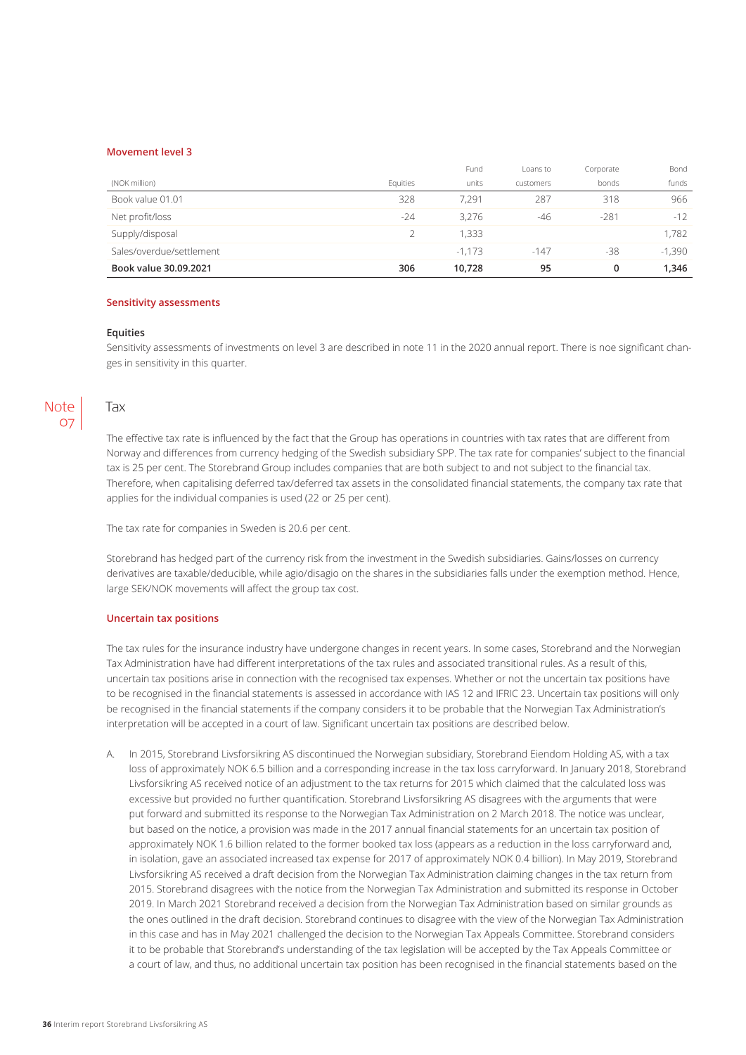**Movement level 3**

| (NOK million) | Equities | Fund units | Loans to customers | Corporate bonds | Bond funds |
|---|---|---|---|---|---|
| Book value 01.01 | 328 | 7,291 | 287 | 318 | 966 |
| Net profit/loss | -24 | 3,276 | -46 | -281 | -12 |
| Supply/disposal | 2 | 1,333 | | | 1,782 |
| Sales/overdue/settlement | | -1,173 | -147 | -38 | -1,390 |
| **Book value 30.09.2021** | **306** | **10,728** | **95** | **0** | **1,346** |

**Sensitivity assessments**

**Equities**

Sensitivity assessments of investments on level 3 are described in note 11 in the 2020 annual report. There is noe significant changes in sensitivity in this quarter.

## Note 07 Tax

The effective tax rate is influenced by the fact that the Group has operations in countries with tax rates that are different from Norway and differences from currency hedging of the Swedish subsidiary SPP. The tax rate for companies' subject to the financial tax is 25 per cent. The Storebrand Group includes companies that are both subject to and not subject to the financial tax. Therefore, when capitalising deferred tax/deferred tax assets in the consolidated financial statements, the company tax rate that applies for the individual companies is used (22 or 25 per cent).

The tax rate for companies in Sweden is 20.6 per cent.

Storebrand has hedged part of the currency risk from the investment in the Swedish subsidiaries. Gains/losses on currency derivatives are taxable/deductible, while agio/disagio on the shares in the subsidiaries falls under the exemption method. Hence, large SEK/NOK movements will affect the group tax cost.

**Uncertain tax positions**

The tax rules for the insurance industry have undergone changes in recent years. In some cases, Storebrand and the Norwegian Tax Administration have had different interpretations of the tax rules and associated transitional rules. As a result of this, uncertain tax positions arise in connection with the recognised tax expenses. Whether or not the uncertain tax positions have to be recognised in the financial statements is assessed in accordance with IAS 12 and IFRIC 23. Uncertain tax positions will only be recognised in the financial statements if the company considers it to be probable that the Norwegian Tax Administration's interpretation will be accepted in a court of law. Significant uncertain tax positions are described below.

A. In 2015, Storebrand Livsforsikring AS discontinued the Norwegian subsidiary, Storebrand Eiendom Holding AS, with a tax loss of approximately NOK 6.5 billion and a corresponding increase in the tax loss carryforward. In January 2018, Storebrand Livsforsikring AS received notice of an adjustment to the tax returns for 2015 which claimed that the calculated loss was excessive but provided no further quantification. Storebrand Livsforsikring AS disagrees with the arguments that were put forward and submitted its response to the Norwegian Tax Administration on 2 March 2018. The notice was unclear, but based on the notice, a provision was made in the 2017 annual financial statements for an uncertain tax position of approximately NOK 1.6 billion related to the former booked tax loss (appears as a reduction in the loss carryforward and, in isolation, gave an associated increased tax expense for 2017 of approximately NOK 0.4 billion). In May 2019, Storebrand Livsforsikring AS received a draft decision from the Norwegian Tax Administration claiming changes in the tax return from 2015. Storebrand disagrees with the notice from the Norwegian Tax Administration and submitted its response in October 2019. In March 2021 Storebrand received a decision from the Norwegian Tax Administration based on similar grounds as the ones outlined in the draft decision. Storebrand continues to disagree with the view of the Norwegian Tax Administration in this case and has in May 2021 challenged the decision to the Norwegian Tax Appeals Committee. Storebrand considers it to be probable that Storebrand's understanding of the tax legislation will be accepted by the Tax Appeals Committee or a court of law, and thus, no additional uncertain tax position has been recognised in the financial statements based on the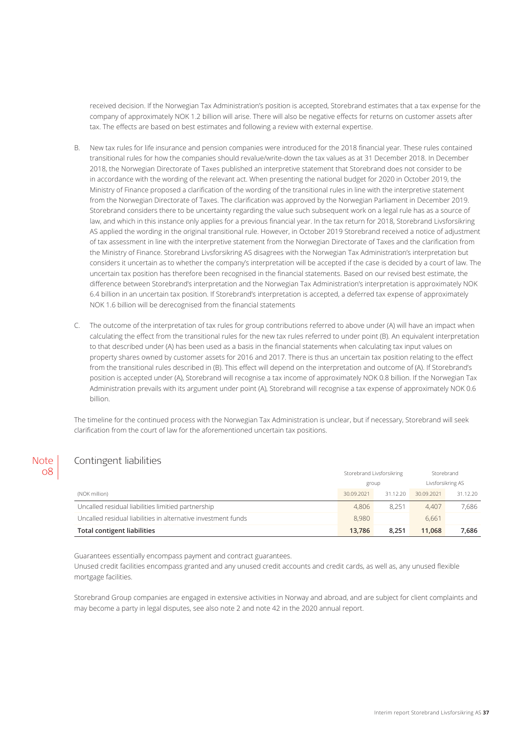received decision. If the Norwegian Tax Administration's position is accepted, Storebrand estimates that a tax expense for the company of approximately NOK 1.2 billion will arise. There will also be negative effects for returns on customer assets after tax. The effects are based on best estimates and following a review with external expertise.

B. New tax rules for life insurance and pension companies were introduced for the 2018 financial year. These rules contained transitional rules for how the companies should revalue/write-down the tax values as at 31 December 2018. In December 2018, the Norwegian Directorate of Taxes published an interpretive statement that Storebrand does not consider to be in accordance with the wording of the relevant act. When presenting the national budget for 2020 in October 2019, the Ministry of Finance proposed a clarification of the wording of the transitional rules in line with the interpretive statement from the Norwegian Directorate of Taxes. The clarification was approved by the Norwegian Parliament in December 2019. Storebrand considers there to be uncertainty regarding the value such subsequent work on a legal rule has as a source of law, and which in this instance only applies for a previous financial year. In the tax return for 2018, Storebrand Livsforsikring AS applied the wording in the original transitional rule. However, in October 2019 Storebrand received a notice of adjustment of tax assessment in line with the interpretive statement from the Norwegian Directorate of Taxes and the clarification from the Ministry of Finance. Storebrand Livsforsikring AS disagrees with the Norwegian Tax Administration's interpretation but considers it uncertain as to whether the company's interpretation will be accepted if the case is decided by a court of law. The uncertain tax position has therefore been recognised in the financial statements. Based on our revised best estimate, the difference between Storebrand's interpretation and the Norwegian Tax Administration's interpretation is approximately NOK 6.4 billion in an uncertain tax position. If Storebrand's interpretation is accepted, a deferred tax expense of approximately NOK 1.6 billion will be derecognised from the financial statements

C. The outcome of the interpretation of tax rules for group contributions referred to above under (A) will have an impact when calculating the effect from the transitional rules for the new tax rules referred to under point (B). An equivalent interpretation to that described under (A) has been used as a basis in the financial statements when calculating tax input values on property shares owned by customer assets for 2016 and 2017. There is thus an uncertain tax position relating to the effect from the transitional rules described in (B). This effect will depend on the interpretation and outcome of (A). If Storebrand's position is accepted under (A), Storebrand will recognise a tax income of approximately NOK 0.8 billion. If the Norwegian Tax Administration prevails with its argument under point (A), Storebrand will recognise a tax expense of approximately NOK 0.6 billion.

The timeline for the continued process with the Norwegian Tax Administration is unclear, but if necessary, Storebrand will seek clarification from the court of law for the aforementioned uncertain tax positions.

## Note 08 Contingent liabilities

| | Storebrand Livsforsikring group | | Storebrand Livsforsikring AS | |
|---|---|---|---|---|
| (NOK million) | 30.09.2021 | 31.12.20 | 30.09.2021 | 31.12.20 |
| Uncalled residual liabilities limited partnership | 4,806 | 8,251 | 4,407 | 7,686 |
| Uncalled residual liabilities in alternative investment funds | 8,980 | | 6,661 | |
| **Total contigent liabilities** | **13,786** | **8,251** | **11,068** | **7,686** |

Guarantees essentially encompass payment and contract guarantees.
Unused credit facilities encompass granted and any unused credit accounts and credit cards, as well as, any unused flexible mortgage facilities.

Storebrand Group companies are engaged in extensive activities in Norway and abroad, and are subject for client complaints and may become a party in legal disputes, see also note 2 and note 42 in the 2020 annual report.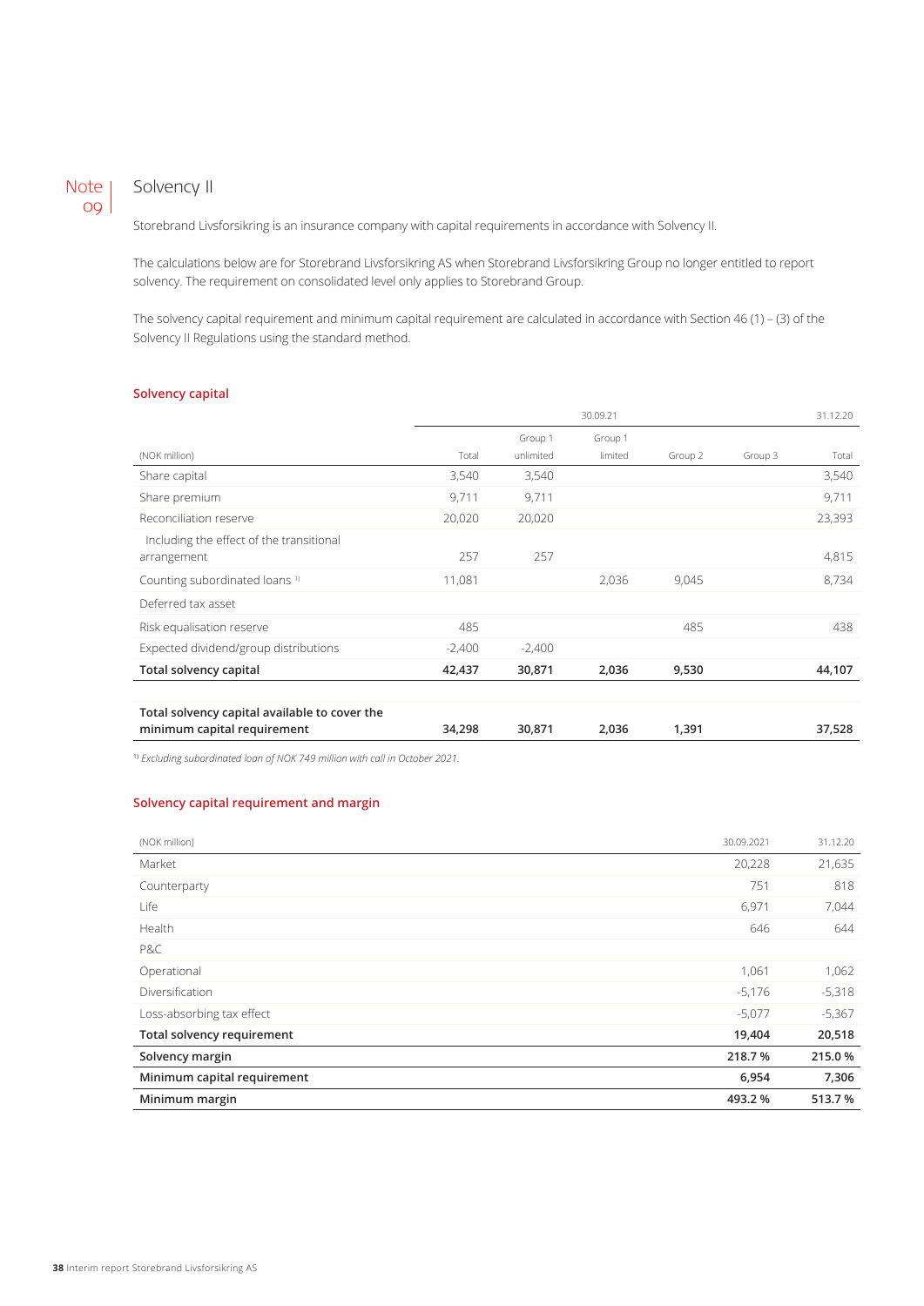# Note 09 Solvency II

Storebrand Livsforsikring is an insurance company with capital requirements in accordance with Solvency II.

The calculations below are for Storebrand Livsforsikring AS when Storebrand Livsforsikring Group no longer entitled to report solvency. The requirement on consolidated level only applies to Storebrand Group.

The solvency capital requirement and minimum capital requirement are calculated in accordance with Section 46 (1) – (3) of the Solvency II Regulations using the standard method.

## Solvency capital

| | 30.09.21 | | | | | 31.12.20 |
|---|---|---|---|---|---|---|
| (NOK million) | Total | Group 1 unlimited | Group 1 limited | Group 2 | Group 3 | Total |
| Share capital | 3,540 | 3,540 | | | | 3,540 |
| Share premium | 9,711 | 9,711 | | | | 9,711 |
| Reconciliation reserve | 20,020 | 20,020 | | | | 23,393 |
| Including the effect of the transitional arrangement | 257 | 257 | | | | 4,815 |
| Counting subordinated loans [1] | 11,081 | | 2,036 | 9,045 | | 8,734 |
| Deferred tax asset | | | | | | |
| Risk equalisation reserve | 485 | | | 485 | | 438 |
| Expected dividend/group distributions | -2,400 | -2,400 | | | | |
| **Total solvency capital** | **42,437** | **30,871** | **2,036** | **9,530** | | **44,107** |
| | | | | | | |
| **Total solvency capital available to cover the minimum capital requirement** | **34,298** | **30,871** | **2,036** | **1,391** | | **37,528** |

[1] *Excluding subordinated loan of NOK 749 million with call in October 2021.*

## Solvency capital requirement and margin

| (NOK million) | 30.09.2021 | 31.12.20 |
|---|---|---|
| Market | 20,228 | 21,635 |
| Counterparty | 751 | 818 |
| Life | 6,971 | 7,044 |
| Health | 646 | 644 |
| P&C | | |
| Operational | 1,061 | 1,062 |
| Diversification | -5,176 | -5,318 |
| Loss-absorbing tax effect | -5,077 | -5,367 |
| **Total solvency requirement** | **19,404** | **20,518** |
| **Solvency margin** | **218.7 %** | **215.0 %** |
| **Minimum capital requirement** | **6,954** | **7,306** |
| **Minimum margin** | **493.2 %** | **513.7 %** |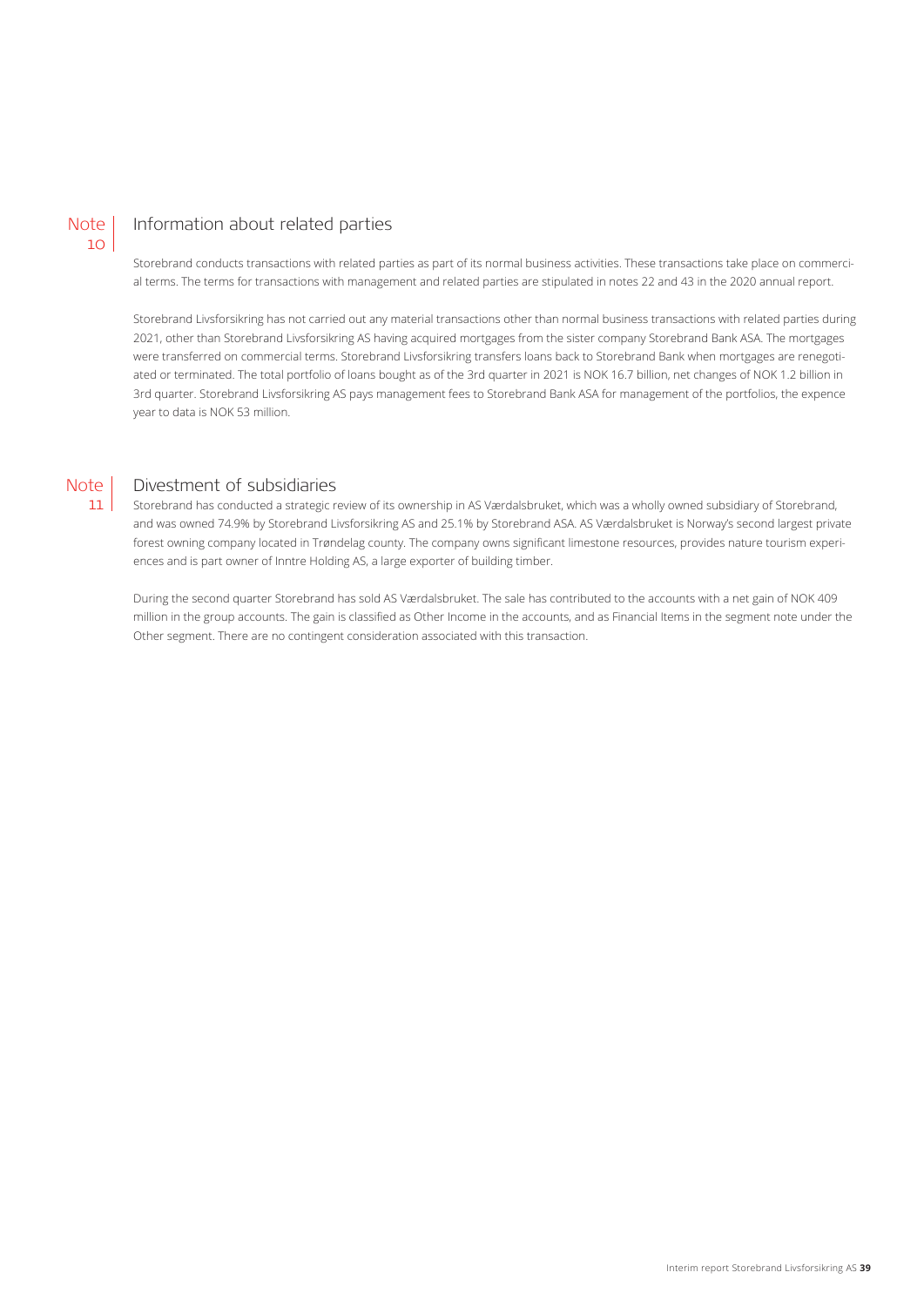## Note 10 Information about related parties

Storebrand conducts transactions with related parties as part of its normal business activities. These transactions take place on commercial terms. The terms for transactions with management and related parties are stipulated in notes 22 and 43 in the 2020 annual report.

Storebrand Livsforsikring has not carried out any material transactions other than normal business transactions with related parties during 2021, other than Storebrand Livsforsikring AS having acquired mortgages from the sister company Storebrand Bank ASA. The mortgages were transferred on commercial terms. Storebrand Livsforsikring transfers loans back to Storebrand Bank when mortgages are renegotiated or terminated. The total portfolio of loans bought as of the 3rd quarter in 2021 is NOK 16.7 billion, net changes of NOK 1.2 billion in 3rd quarter. Storebrand Livsforsikring AS pays management fees to Storebrand Bank ASA for management of the portfolios, the expence year to data is NOK 53 million.

## Note 11 Divestment of subsidiaries

Storebrand has conducted a strategic review of its ownership in AS Værdalsbruket, which was a wholly owned subsidiary of Storebrand, and was owned 74.9% by Storebrand Livsforsikring AS and 25.1% by Storebrand ASA. AS Værdalsbruket is Norway's second largest private forest owning company located in Trøndelag county. The company owns significant limestone resources, provides nature tourism experiences and is part owner of Inntre Holding AS, a large exporter of building timber.

During the second quarter Storebrand has sold AS Værdalsbruket. The sale has contributed to the accounts with a net gain of NOK 409 million in the group accounts. The gain is classified as Other Income in the accounts, and as Financial Items in the segment note under the Other segment. There are no contingent consideration associated with this transaction.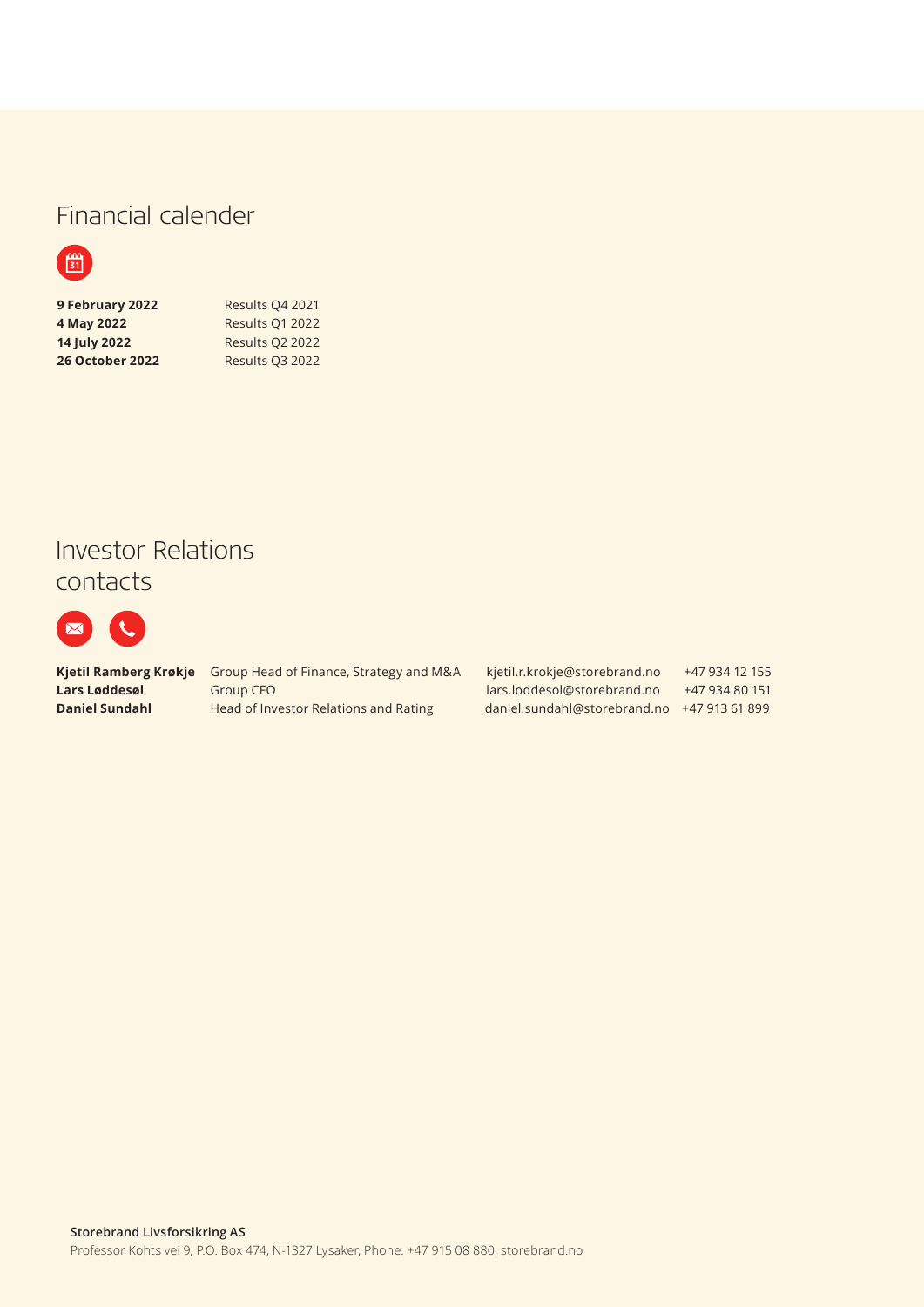## Financial calender

| | |
|---|---|
| **9 February 2022** | Results Q4 2021 |
| **4 May 2022** | Results Q1 2022 |
| **14 July 2022** | Results Q2 2022 |
| **26 October 2022** | Results Q3 2022 |

## Investor Relations contacts

| | | | |
|---|---|---|---|
| **Kjetil Ramberg Krøkje** | Group Head of Finance, Strategy and M&A | kjetil.r.krokje@storebrand.no | +47 934 12 155 |
| **Lars Løddesøl** | Group CFO | lars.loddesol@storebrand.no | +47 934 80 151 |
| **Daniel Sundahl** | Head of Investor Relations and Rating | daniel.sundahl@storebrand.no | +47 913 61 899 |

**Storebrand Livsforsikring AS**
Professor Kohts vei 9, P.O. Box 474, N-1327 Lysaker, Phone: +47 915 08 880, storebrand.no